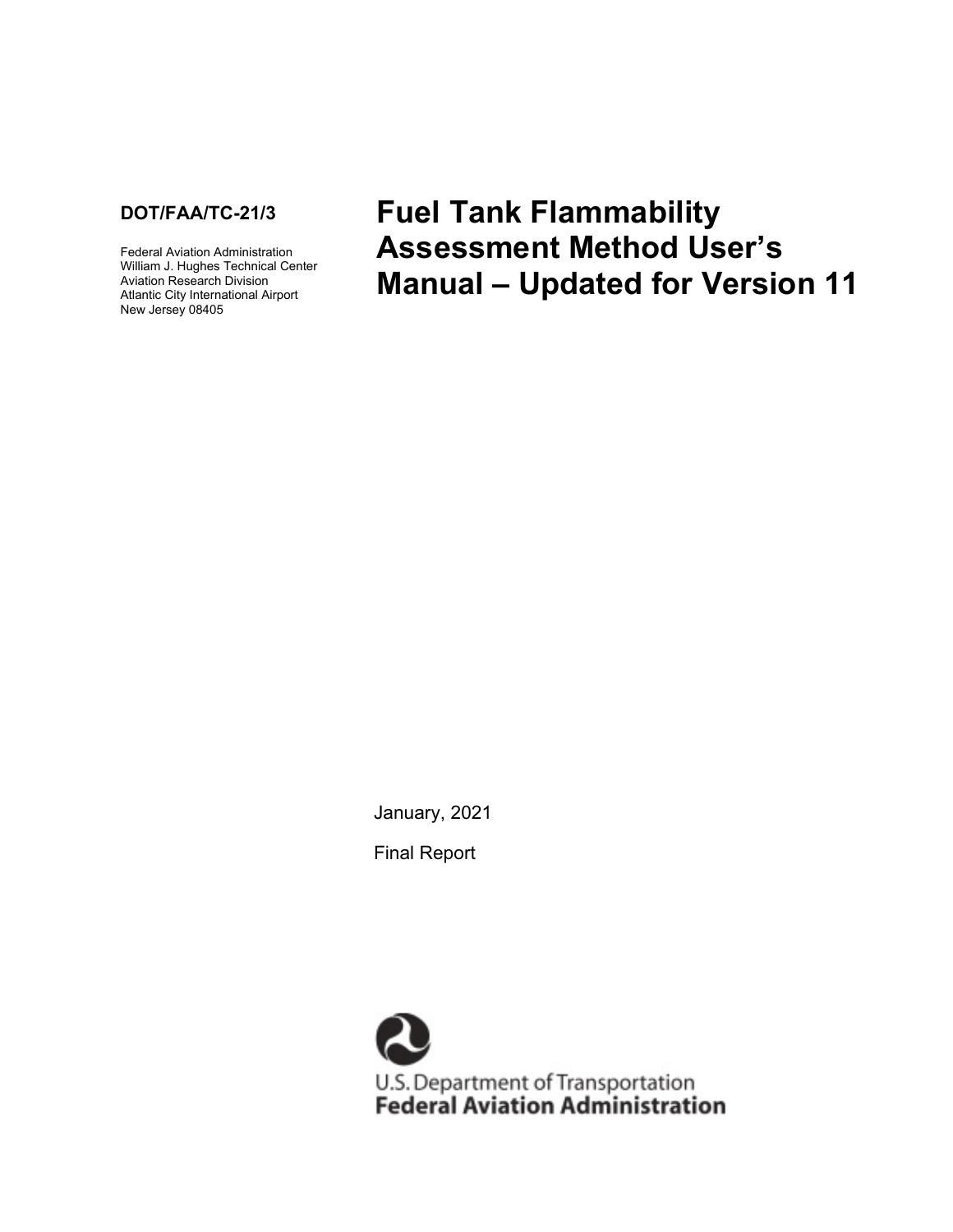**DOT/FAA/TC-21/3**

Federal Aviation Administration
William J. Hughes Technical Center
Aviation Research Division
Atlantic City International Airport
New Jersey 08405

# Fuel Tank Flammability Assessment Method User's Manual – Updated for Version 11

January, 2021

Final Report

U.S. Department of Transportation
**Federal Aviation Administration**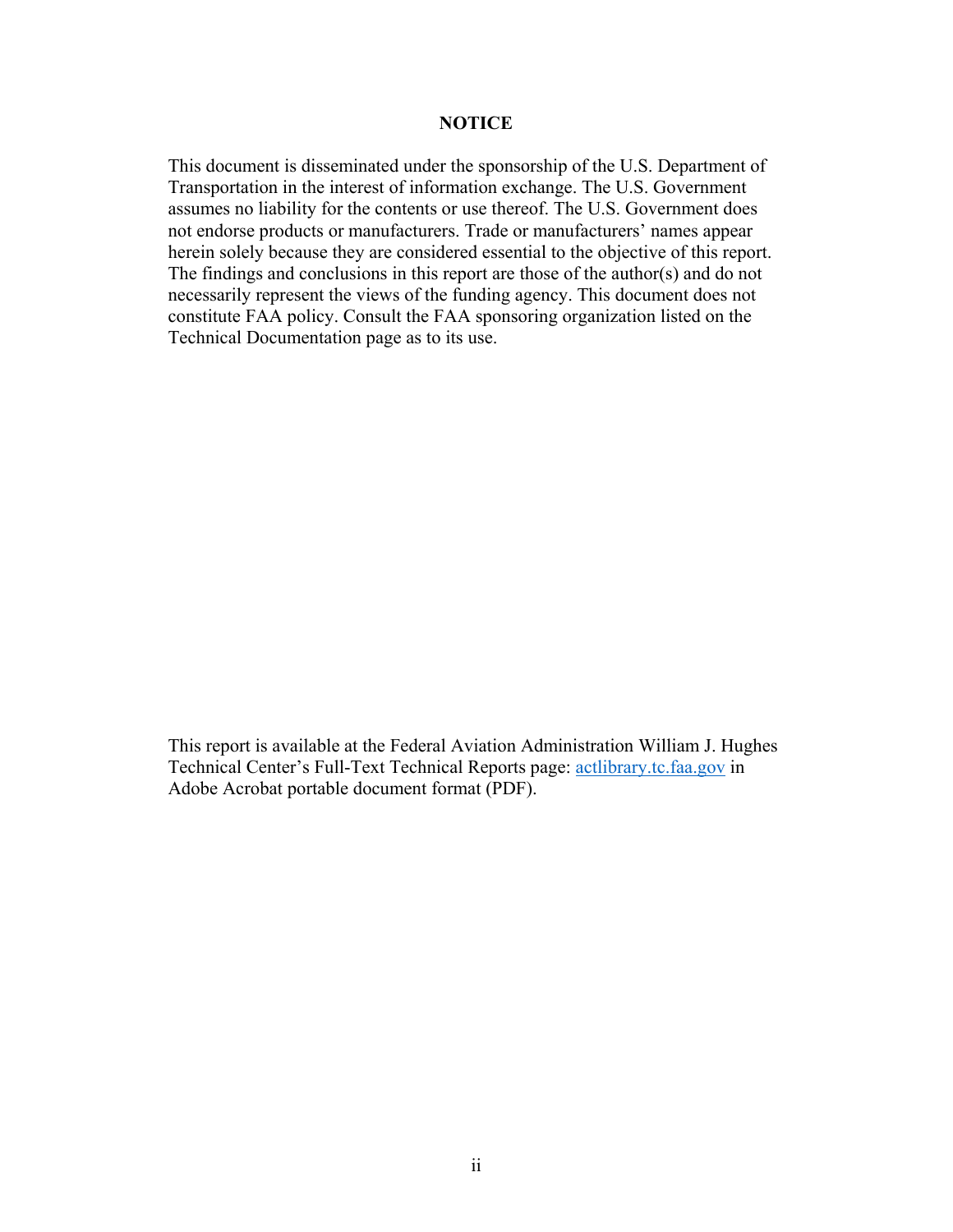# NOTICE

This document is disseminated under the sponsorship of the U.S. Department of Transportation in the interest of information exchange. The U.S. Government assumes no liability for the contents or use thereof. The U.S. Government does not endorse products or manufacturers. Trade or manufacturers' names appear herein solely because they are considered essential to the objective of this report. The findings and conclusions in this report are those of the author(s) and do not necessarily represent the views of the funding agency. This document does not constitute FAA policy. Consult the FAA sponsoring organization listed on the Technical Documentation page as to its use.

This report is available at the Federal Aviation Administration William J. Hughes Technical Center's Full-Text Technical Reports page: actlibrary.tc.faa.gov in Adobe Acrobat portable document format (PDF).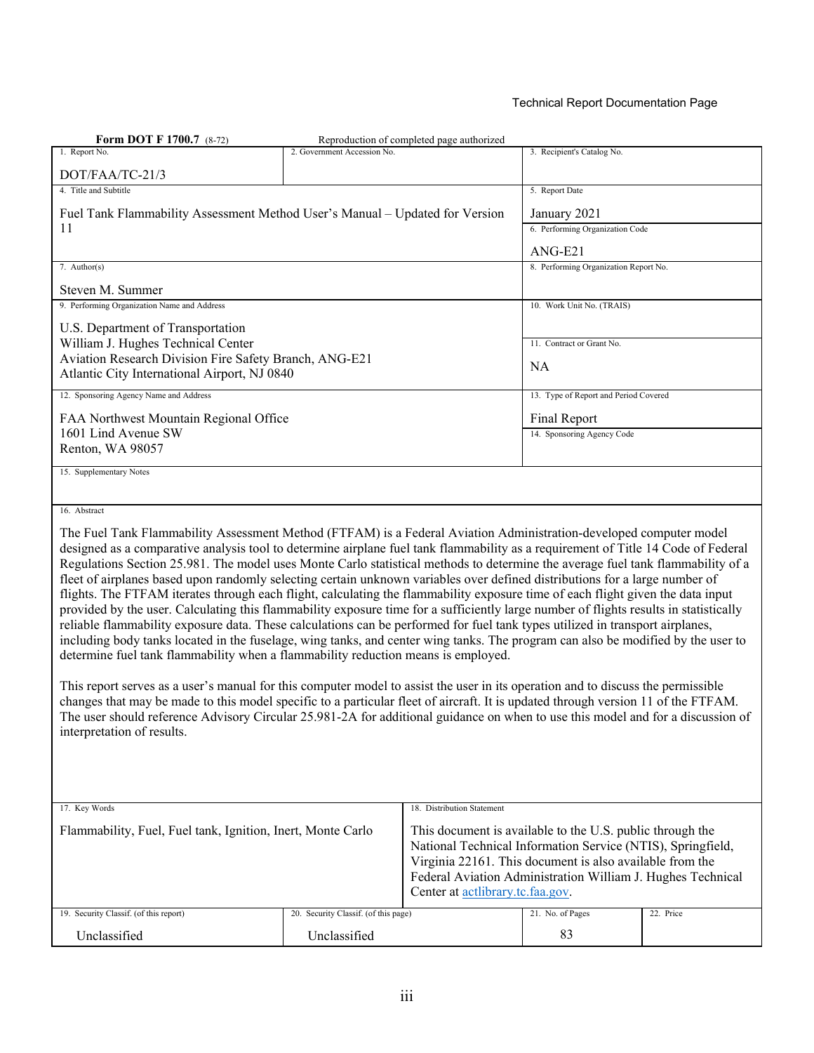Technical Report Documentation Page

**Form DOT F 1700.7** (8-72) Reproduction of completed page authorized

| 1. Report No. | 2. Government Accession No. | 3. Recipient's Catalog No. |
|---|---|---|
| DOT/FAA/TC-21/3 | | |
| 4. Title and Subtitle<br>Fuel Tank Flammability Assessment Method User's Manual – Updated for Version 11 | | 5. Report Date<br>January 2021 |
| | | 6. Performing Organization Code<br>ANG-E21 |
| 7. Author(s)<br>Steven M. Summer | | 8. Performing Organization Report No. |
| 9. Performing Organization Name and Address<br>U.S. Department of Transportation<br>William J. Hughes Technical Center<br>Aviation Research Division Fire Safety Branch, ANG-E21<br>Atlantic City International Airport, NJ 0840 | | 10. Work Unit No. (TRAIS) |
| | | 11. Contract or Grant No.<br>NA |
| 12. Sponsoring Agency Name and Address<br>FAA Northwest Mountain Regional Office<br>1601 Lind Avenue SW<br>Renton, WA 98057 | | 13. Type of Report and Period Covered<br>Final Report |
| | | 14. Sponsoring Agency Code |

15. Supplementary Notes

16. Abstract

The Fuel Tank Flammability Assessment Method (FTFAM) is a Federal Aviation Administration-developed computer model designed as a comparative analysis tool to determine airplane fuel tank flammability as a requirement of Title 14 Code of Federal Regulations Section 25.981. The model uses Monte Carlo statistical methods to determine the average fuel tank flammability of a fleet of airplanes based upon randomly selecting certain unknown variables over defined distributions for a large number of flights. The FTFAM iterates through each flight, calculating the flammability exposure time of each flight given the data input provided by the user. Calculating this flammability exposure time for a sufficiently large number of flights results in statistically reliable flammability exposure data. These calculations can be performed for fuel tank types utilized in transport airplanes, including body tanks located in the fuselage, wing tanks, and center wing tanks. The program can also be modified by the user to determine fuel tank flammability when a flammability reduction means is employed.

This report serves as a user's manual for this computer model to assist the user in its operation and to discuss the permissible changes that may be made to this model specific to a particular fleet of aircraft. It is updated through version 11 of the FTFAM. The user should reference Advisory Circular 25.981-2A for additional guidance on when to use this model and for a discussion of interpretation of results.

| 17. Key Words | 18. Distribution Statement | | |
|---|---|---|---|
| Flammability, Fuel, Fuel tank, Ignition, Inert, Monte Carlo | This document is available to the U.S. public through the National Technical Information Service (NTIS), Springfield, Virginia 22161. This document is also available from the Federal Aviation Administration William J. Hughes Technical Center at actlibrary.tc.faa.gov. | | |
| 19. Security Classif. (of this report) | 20. Security Classif. (of this page) | 21. No. of Pages | 22. Price |
| Unclassified | Unclassified | 83 | |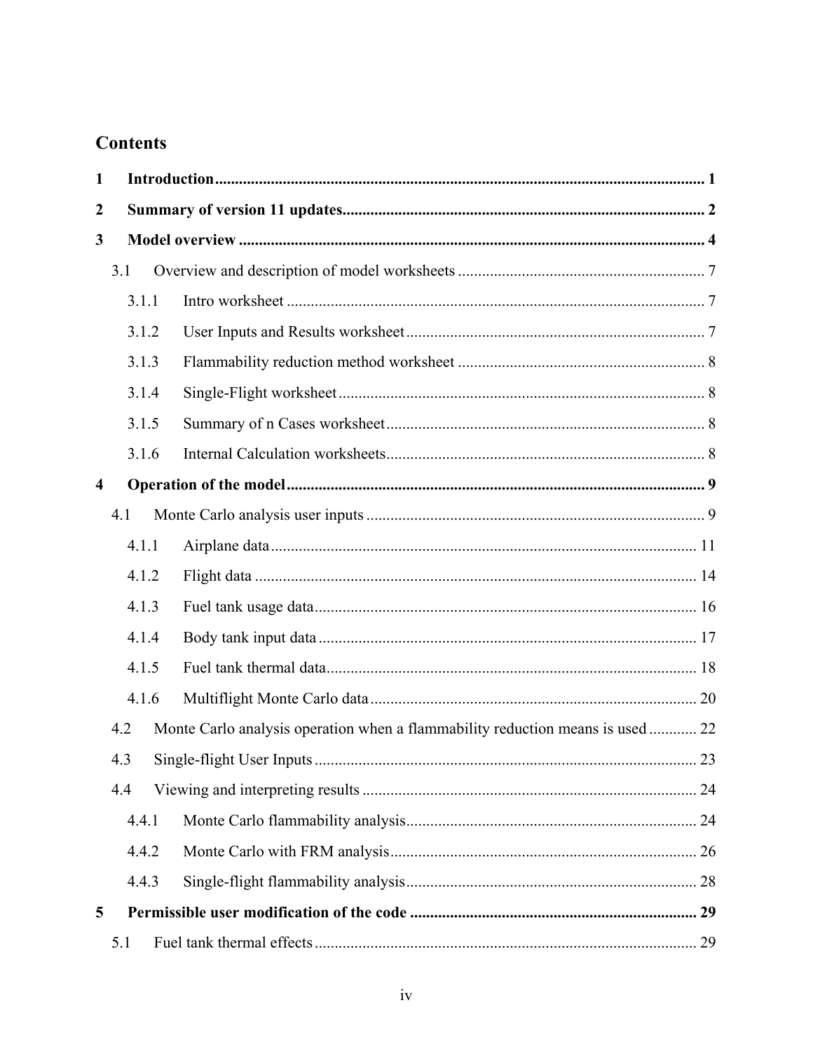# Contents

**1 Introduction** .......... **1**

**2 Summary of version 11 updates** .......... **2**

**3 Model overview** .......... **4**

- 3.1 Overview and description of model worksheets .......... 7
  - 3.1.1 Intro worksheet .......... 7
  - 3.1.2 User Inputs and Results worksheet .......... 7
  - 3.1.3 Flammability reduction method worksheet .......... 8
  - 3.1.4 Single-Flight worksheet .......... 8
  - 3.1.5 Summary of n Cases worksheet .......... 8
  - 3.1.6 Internal Calculation worksheets .......... 8

**4 Operation of the model** .......... **9**

- 4.1 Monte Carlo analysis user inputs .......... 9
  - 4.1.1 Airplane data .......... 11
  - 4.1.2 Flight data .......... 14
  - 4.1.3 Fuel tank usage data .......... 16
  - 4.1.4 Body tank input data .......... 17
  - 4.1.5 Fuel tank thermal data .......... 18
  - 4.1.6 Multiflight Monte Carlo data .......... 20
- 4.2 Monte Carlo analysis operation when a flammability reduction means is used .......... 22
- 4.3 Single-flight User Inputs .......... 23
- 4.4 Viewing and interpreting results .......... 24
  - 4.4.1 Monte Carlo flammability analysis .......... 24
  - 4.4.2 Monte Carlo with FRM analysis .......... 26
  - 4.4.3 Single-flight flammability analysis .......... 28

**5 Permissible user modification of the code** .......... **29**

- 5.1 Fuel tank thermal effects .......... 29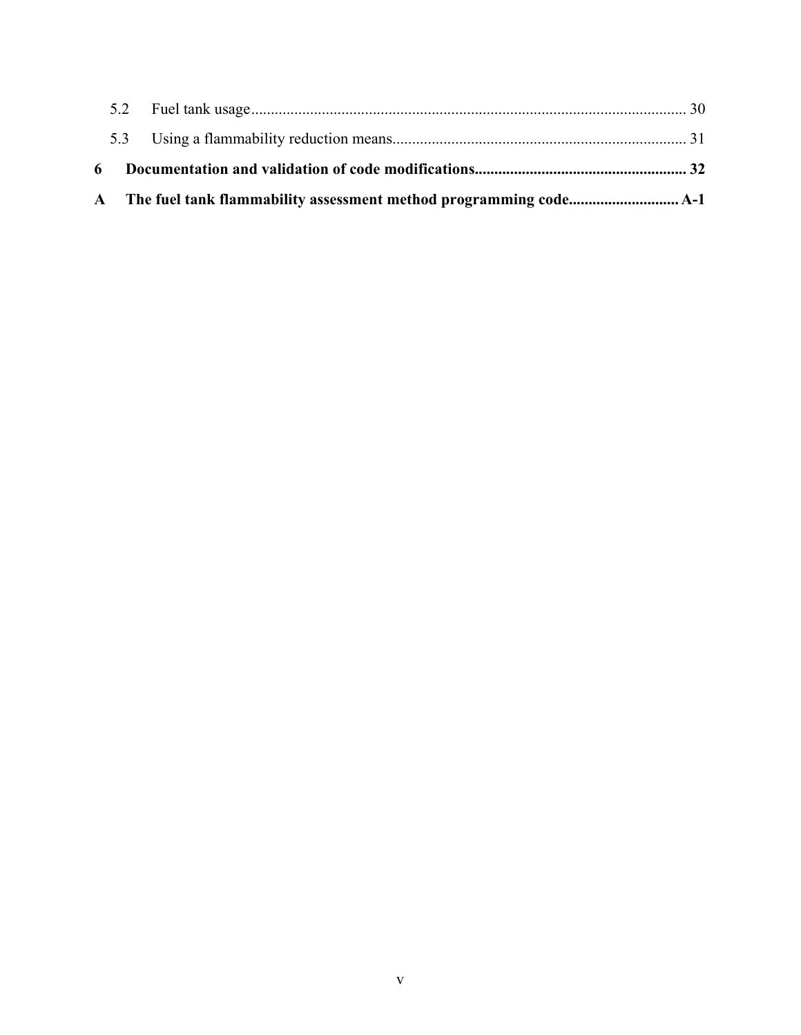5.2 Fuel tank usage ........................................................................................................... 30

5.3 Using a flammability reduction means........................................................................ 31

**6 Documentation and validation of code modifications.................................................... 32**

**A The fuel tank flammability assessment method programming code............................ A-1**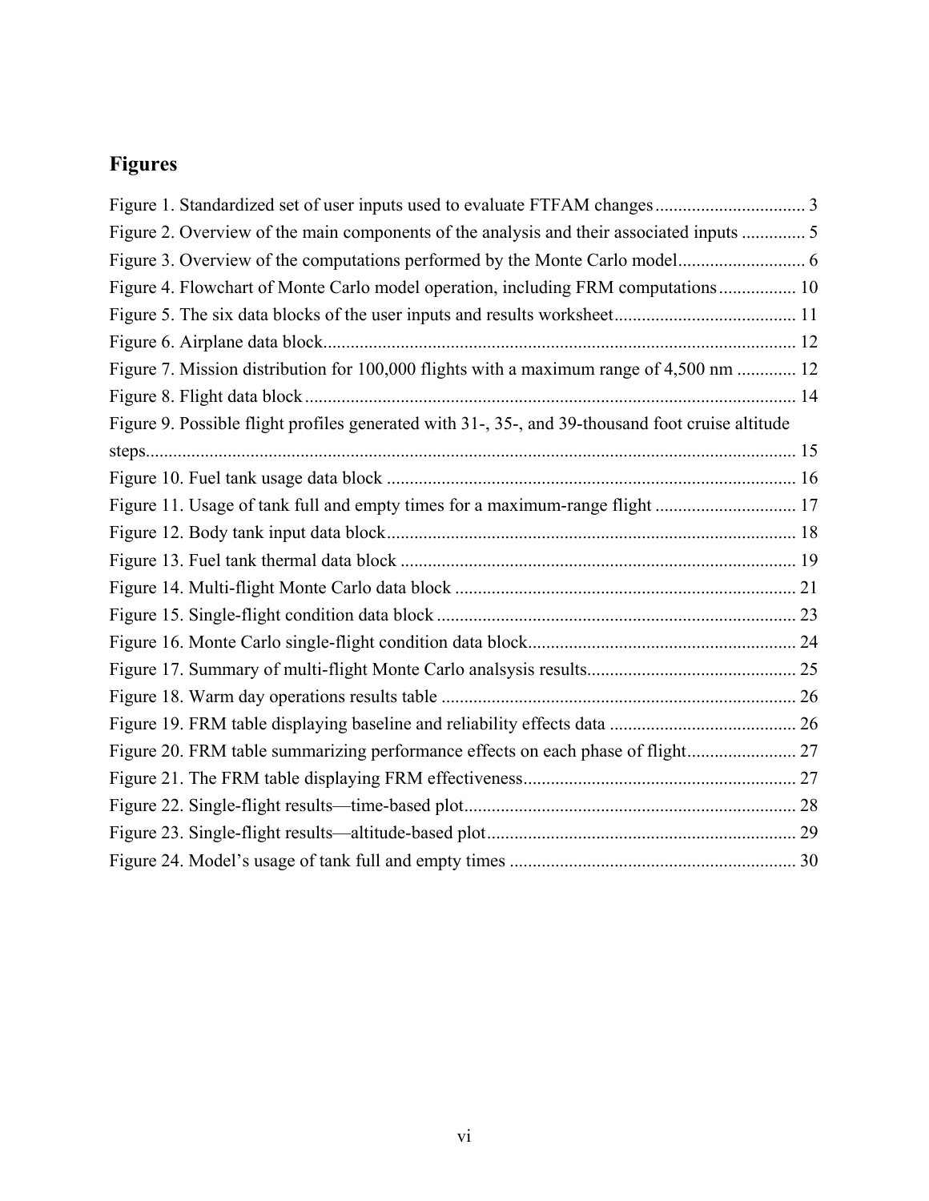## Figures

Figure 1. Standardized set of user inputs used to evaluate FTFAM changes ................................. 3
Figure 2. Overview of the main components of the analysis and their associated inputs .............. 5
Figure 3. Overview of the computations performed by the Monte Carlo model............................ 6
Figure 4. Flowchart of Monte Carlo model operation, including FRM computations................. 10
Figure 5. The six data blocks of the user inputs and results worksheet........................................ 11
Figure 6. Airplane data block....................................................................................................... 12
Figure 7. Mission distribution for 100,000 flights with a maximum range of 4,500 nm ............. 12
Figure 8. Flight data block ........................................................................................................... 14
Figure 9. Possible flight profiles generated with 31-, 35-, and 39-thousand foot cruise altitude steps............................................................................................................................................. 15
Figure 10. Fuel tank usage data block ......................................................................................... 16
Figure 11. Usage of tank full and empty times for a maximum-range flight ............................... 17
Figure 12. Body tank input data block......................................................................................... 18
Figure 13. Fuel tank thermal data block ...................................................................................... 19
Figure 14. Multi-flight Monte Carlo data block .......................................................................... 21
Figure 15. Single-flight condition data block .............................................................................. 23
Figure 16. Monte Carlo single-flight condition data block........................................................... 24
Figure 17. Summary of multi-flight Monte Carlo analsysis results............................................. 25
Figure 18. Warm day operations results table ............................................................................. 26
Figure 19. FRM table displaying baseline and reliability effects data ......................................... 26
Figure 20. FRM table summarizing performance effects on each phase of flight........................ 27
Figure 21. The FRM table displaying FRM effectiveness............................................................ 27
Figure 22. Single-flight results—time-based plot......................................................................... 28
Figure 23. Single-flight results—altitude-based plot.................................................................... 29
Figure 24. Model's usage of tank full and empty times .............................................................. 30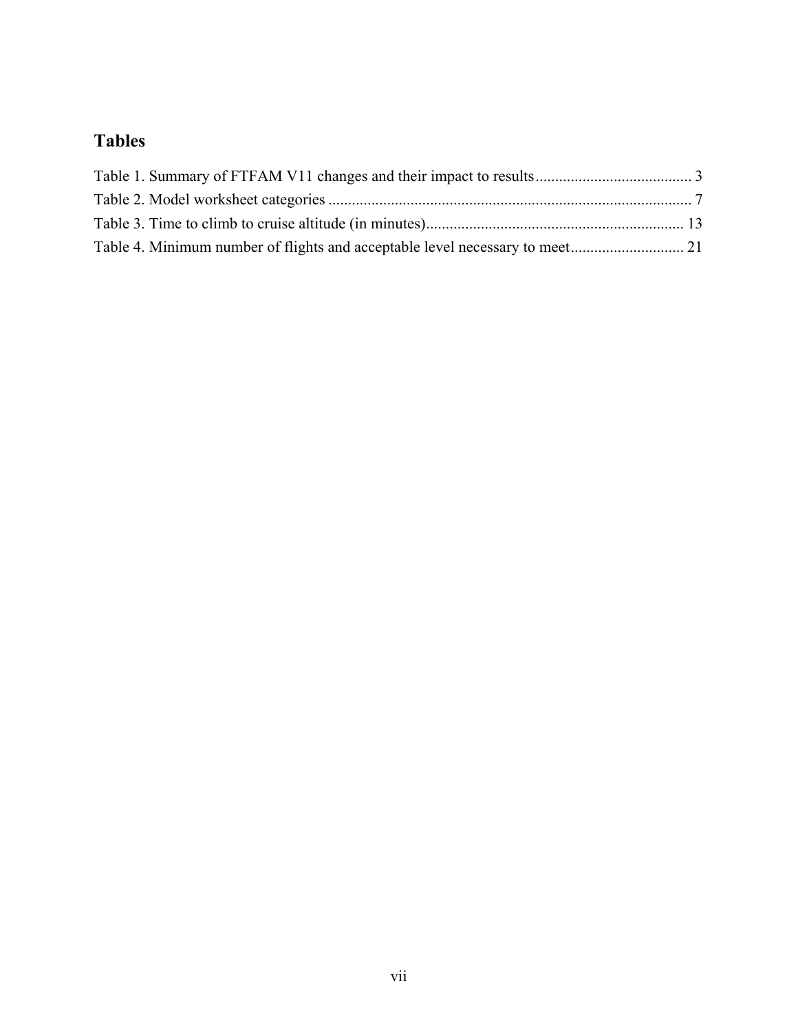## Tables

Table 1. Summary of FTFAM V11 changes and their impact to results ........................................ 3
Table 2. Model worksheet categories ............................................................................................ 7
Table 3. Time to climb to cruise altitude (in minutes).................................................................. 13
Table 4. Minimum number of flights and acceptable level necessary to meet............................. 21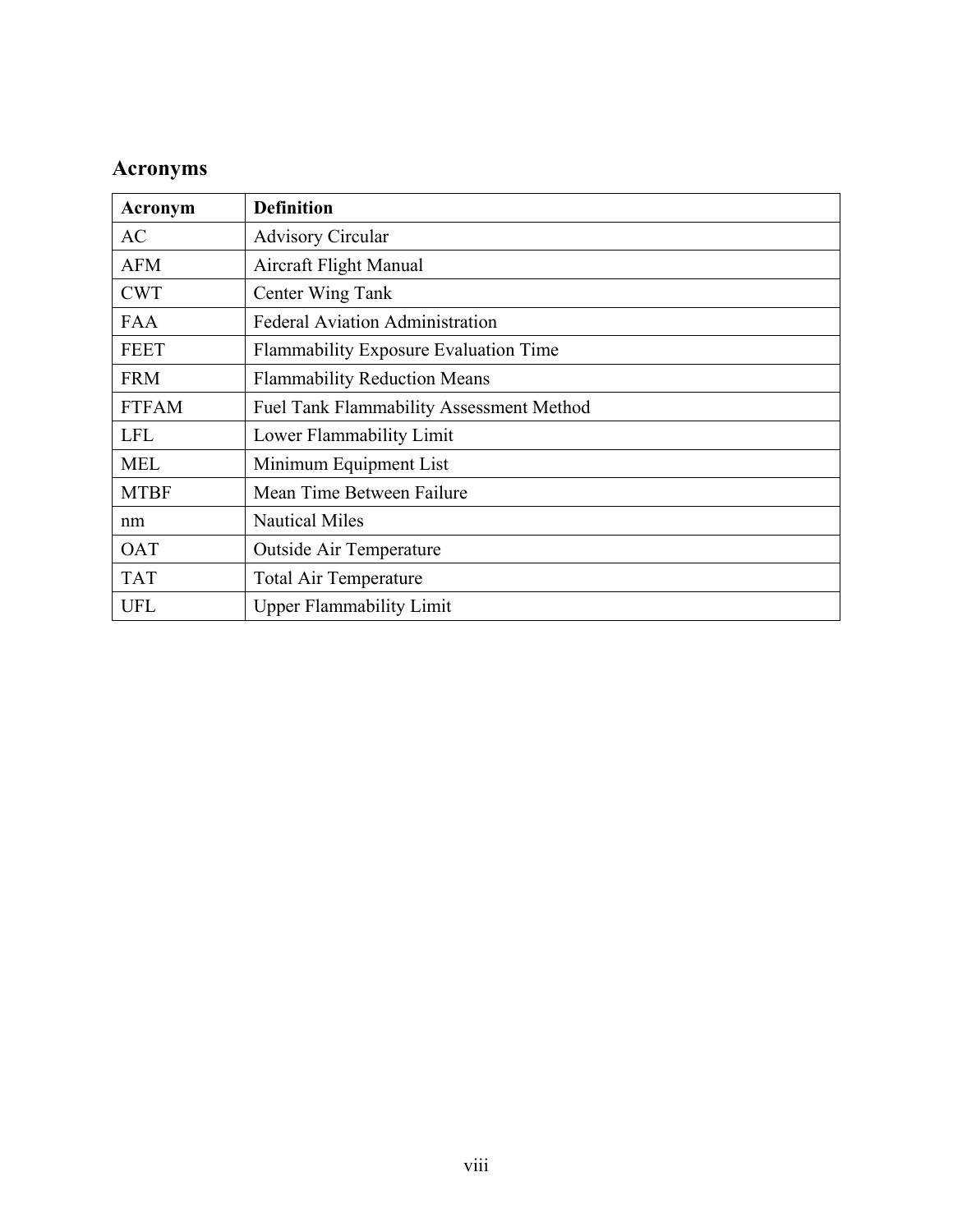## Acronyms

| Acronym | Definition |
|---|---|
| AC | Advisory Circular |
| AFM | Aircraft Flight Manual |
| CWT | Center Wing Tank |
| FAA | Federal Aviation Administration |
| FEET | Flammability Exposure Evaluation Time |
| FRM | Flammability Reduction Means |
| FTFAM | Fuel Tank Flammability Assessment Method |
| LFL | Lower Flammability Limit |
| MEL | Minimum Equipment List |
| MTBF | Mean Time Between Failure |
| nm | Nautical Miles |
| OAT | Outside Air Temperature |
| TAT | Total Air Temperature |
| UFL | Upper Flammability Limit |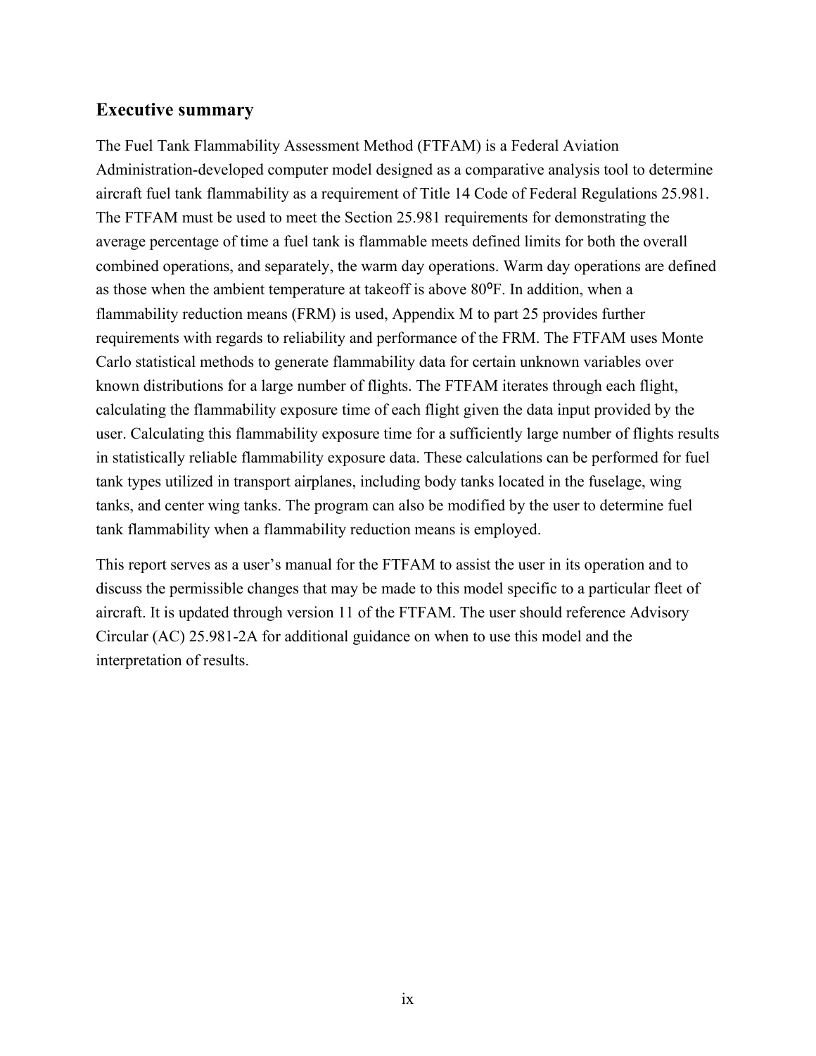## Executive summary

The Fuel Tank Flammability Assessment Method (FTFAM) is a Federal Aviation Administration-developed computer model designed as a comparative analysis tool to determine aircraft fuel tank flammability as a requirement of Title 14 Code of Federal Regulations 25.981. The FTFAM must be used to meet the Section 25.981 requirements for demonstrating the average percentage of time a fuel tank is flammable meets defined limits for both the overall combined operations, and separately, the warm day operations. Warm day operations are defined as those when the ambient temperature at takeoff is above 80°F. In addition, when a flammability reduction means (FRM) is used, Appendix M to part 25 provides further requirements with regards to reliability and performance of the FRM. The FTFAM uses Monte Carlo statistical methods to generate flammability data for certain unknown variables over known distributions for a large number of flights. The FTFAM iterates through each flight, calculating the flammability exposure time of each flight given the data input provided by the user. Calculating this flammability exposure time for a sufficiently large number of flights results in statistically reliable flammability exposure data. These calculations can be performed for fuel tank types utilized in transport airplanes, including body tanks located in the fuselage, wing tanks, and center wing tanks. The program can also be modified by the user to determine fuel tank flammability when a flammability reduction means is employed.

This report serves as a user's manual for the FTFAM to assist the user in its operation and to discuss the permissible changes that may be made to this model specific to a particular fleet of aircraft. It is updated through version 11 of the FTFAM. The user should reference Advisory Circular (AC) 25.981-2A for additional guidance on when to use this model and the interpretation of results.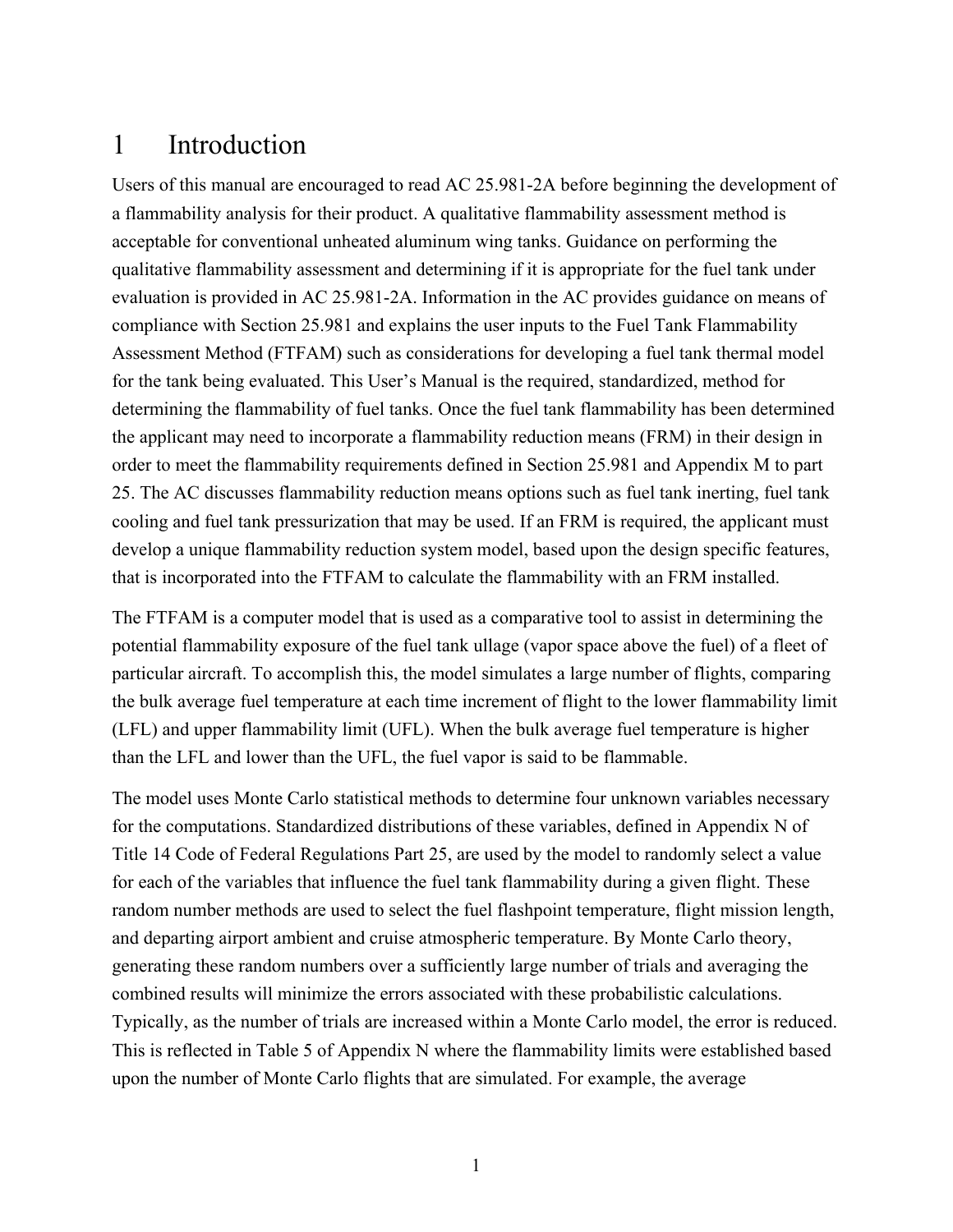# 1 Introduction

Users of this manual are encouraged to read AC 25.981-2A before beginning the development of a flammability analysis for their product. A qualitative flammability assessment method is acceptable for conventional unheated aluminum wing tanks. Guidance on performing the qualitative flammability assessment and determining if it is appropriate for the fuel tank under evaluation is provided in AC 25.981-2A. Information in the AC provides guidance on means of compliance with Section 25.981 and explains the user inputs to the Fuel Tank Flammability Assessment Method (FTFAM) such as considerations for developing a fuel tank thermal model for the tank being evaluated. This User's Manual is the required, standardized, method for determining the flammability of fuel tanks. Once the fuel tank flammability has been determined the applicant may need to incorporate a flammability reduction means (FRM) in their design in order to meet the flammability requirements defined in Section 25.981 and Appendix M to part 25. The AC discusses flammability reduction means options such as fuel tank inerting, fuel tank cooling and fuel tank pressurization that may be used. If an FRM is required, the applicant must develop a unique flammability reduction system model, based upon the design specific features, that is incorporated into the FTFAM to calculate the flammability with an FRM installed.

The FTFAM is a computer model that is used as a comparative tool to assist in determining the potential flammability exposure of the fuel tank ullage (vapor space above the fuel) of a fleet of particular aircraft. To accomplish this, the model simulates a large number of flights, comparing the bulk average fuel temperature at each time increment of flight to the lower flammability limit (LFL) and upper flammability limit (UFL). When the bulk average fuel temperature is higher than the LFL and lower than the UFL, the fuel vapor is said to be flammable.

The model uses Monte Carlo statistical methods to determine four unknown variables necessary for the computations. Standardized distributions of these variables, defined in Appendix N of Title 14 Code of Federal Regulations Part 25, are used by the model to randomly select a value for each of the variables that influence the fuel tank flammability during a given flight. These random number methods are used to select the fuel flashpoint temperature, flight mission length, and departing airport ambient and cruise atmospheric temperature. By Monte Carlo theory, generating these random numbers over a sufficiently large number of trials and averaging the combined results will minimize the errors associated with these probabilistic calculations. Typically, as the number of trials are increased within a Monte Carlo model, the error is reduced. This is reflected in Table 5 of Appendix N where the flammability limits were established based upon the number of Monte Carlo flights that are simulated. For example, the average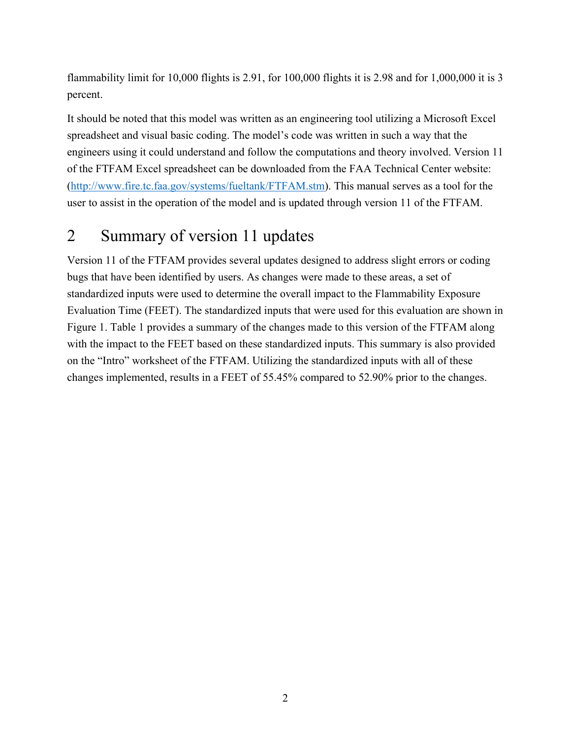flammability limit for 10,000 flights is 2.91, for 100,000 flights it is 2.98 and for 1,000,000 it is 3 percent.

It should be noted that this model was written as an engineering tool utilizing a Microsoft Excel spreadsheet and visual basic coding. The model's code was written in such a way that the engineers using it could understand and follow the computations and theory involved. Version 11 of the FTFAM Excel spreadsheet can be downloaded from the FAA Technical Center website: (http://www.fire.tc.faa.gov/systems/fueltank/FTFAM.stm). This manual serves as a tool for the user to assist in the operation of the model and is updated through version 11 of the FTFAM.

# 2 Summary of version 11 updates

Version 11 of the FTFAM provides several updates designed to address slight errors or coding bugs that have been identified by users. As changes were made to these areas, a set of standardized inputs were used to determine the overall impact to the Flammability Exposure Evaluation Time (FEET). The standardized inputs that were used for this evaluation are shown in Figure 1. Table 1 provides a summary of the changes made to this version of the FTFAM along with the impact to the FEET based on these standardized inputs. This summary is also provided on the "Intro" worksheet of the FTFAM. Utilizing the standardized inputs with all of these changes implemented, results in a FEET of 55.45% compared to 52.90% prior to the changes.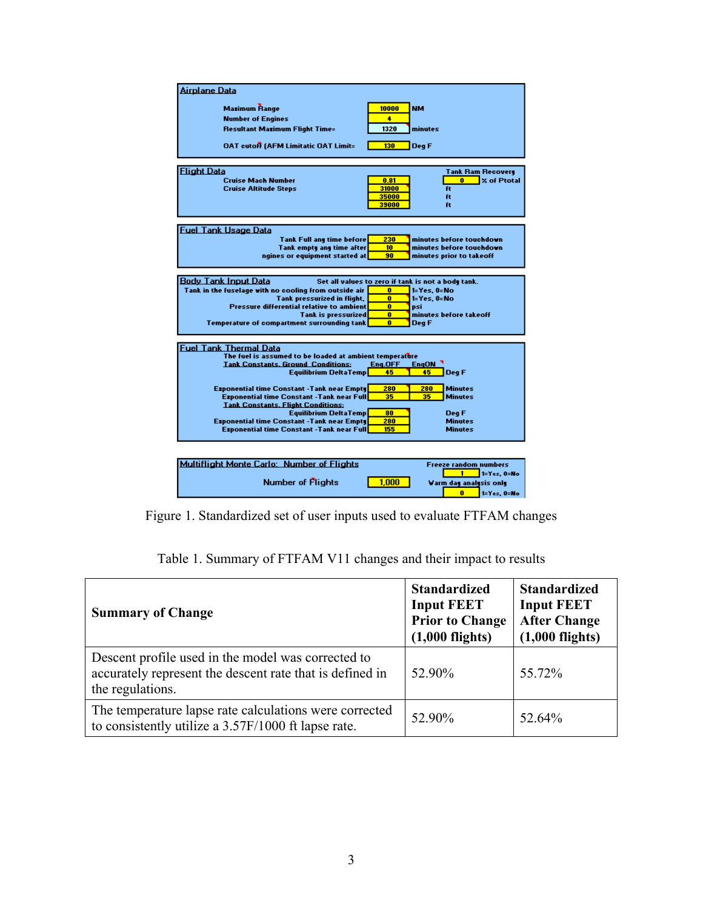| **Airplane Data** | | |
|---|---|---|
| Maximum Range | 10000 | NM |
| Number of Engines | 4 | |
| Resultant Maximum Flight Time= | 1320 | minutes |
| OAT cutoff (AFM Limitatic OAT Limit= | 130 | Deg F |

| **Flight Data** | | | |
|---|---|---|---|
| Cruise Mach Number | 0.81 | Tank Ram Recovery | 0 % of Ptotal |
| Cruise Altitude Steps | 31000 | ft | |
| | 35000 | ft | |
| | 39000 | ft | |

| **Fuel Tank Usage Data** | | |
|---|---|---|
| Tank Full any time before | 230 | minutes before touchdown |
| Tank empty any time after | 10 | minutes before touchdown |
| ngines or equipment started at | 90 | minutes prior to takeoff |

| **Body Tank Input Data** — Set all values to zero if tank is not a body tank. | | |
|---|---|---|
| Tank in the fuselage with no cooling from outside air | 0 | 1=Yes, 0=No |
| Tank pressurized in flight. | 0 | 1=Yes, 0=No |
| Pressure differential relative to ambient | 0 | psi |
| Tank is pressurized | 0 | minutes before takeoff |
| Temperature of compartment surrounding tank | 0 | Deg F |

| **Fuel Tank Thermal Data** — The fuel is assumed to be loaded at ambient temperature | | | |
|---|---|---|---|
| Tank Constants, Ground Conditions: | Eng OFF | EngON | |
| Equilibrium DeltaTemp | 45 | 45 | Deg F |
| Exponential time Constant -Tank near Empty | 280 | 280 | Minutes |
| Exponential time Constant -Tank near Full | 35 | 35 | Minutes |
| Tank Constants, Flight Conditions: | | | |
| Equilibrium DeltaTemp | 80 | | Deg F |
| Exponential time Constant -Tank near Empty | 280 | | Minutes |
| Exponential time Constant -Tank near Full | 155 | | Minutes |

| **Multiflight Monte Carlo: Number of Flights** | | | |
|---|---|---|---|
| Number of Flights | 1,000 | Freeze random numbers | 1 1=Yes, 0=No |
| | | Warm day analysis only | 0 1=Yes, 0=No |

Figure 1. Standardized set of user inputs used to evaluate FTFAM changes

Table 1. Summary of FTFAM V11 changes and their impact to results

| **Summary of Change** | **Standardized Input FEET Prior to Change (1,000 flights)** | **Standardized Input FEET After Change (1,000 flights)** |
|---|---|---|
| Descent profile used in the model was corrected to accurately represent the descent rate that is defined in the regulations. | 52.90% | 55.72% |
| The temperature lapse rate calculations were corrected to consistently utilize a 3.57F/1000 ft lapse rate. | 52.90% | 52.64% |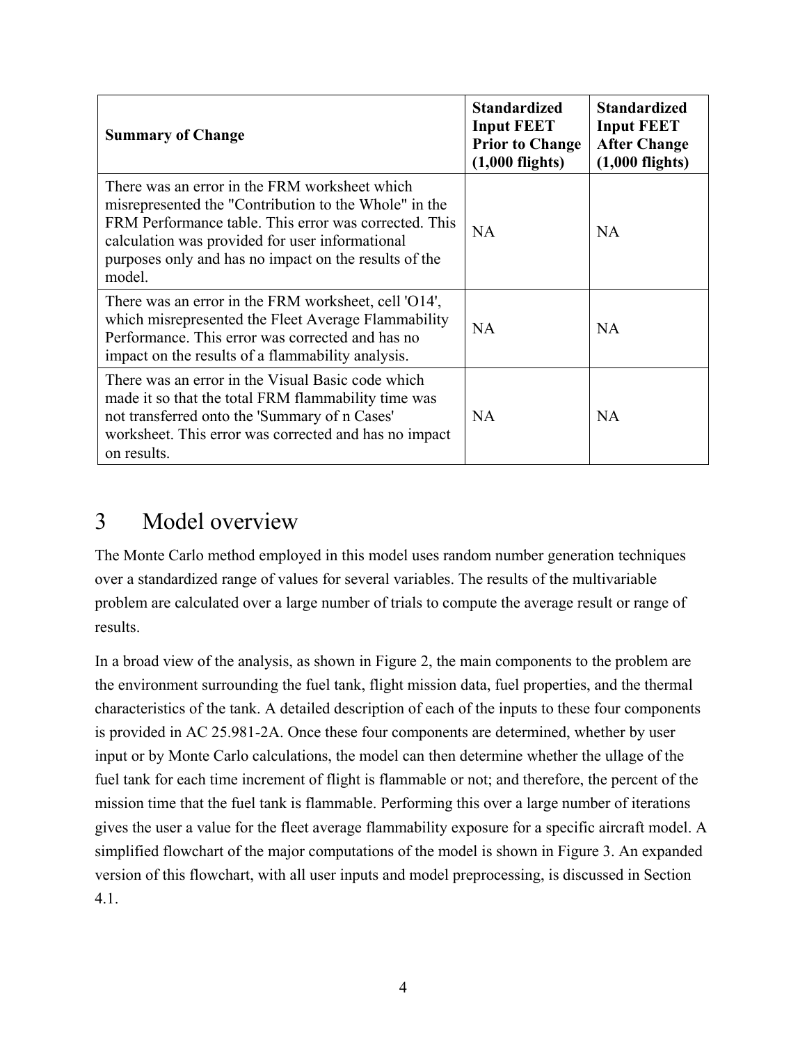| Summary of Change | Standardized Input FEET Prior to Change (1,000 flights) | Standardized Input FEET After Change (1,000 flights) |
|---|---|---|
| There was an error in the FRM worksheet which misrepresented the "Contribution to the Whole" in the FRM Performance table. This error was corrected. This calculation was provided for user informational purposes only and has no impact on the results of the model. | NA | NA |
| There was an error in the FRM worksheet, cell 'O14', which misrepresented the Fleet Average Flammability Performance. This error was corrected and has no impact on the results of a flammability analysis. | NA | NA |
| There was an error in the Visual Basic code which made it so that the total FRM flammability time was not transferred onto the 'Summary of n Cases' worksheet. This error was corrected and has no impact on results. | NA | NA |

# 3 Model overview

The Monte Carlo method employed in this model uses random number generation techniques over a standardized range of values for several variables. The results of the multivariable problem are calculated over a large number of trials to compute the average result or range of results.

In a broad view of the analysis, as shown in Figure 2, the main components to the problem are the environment surrounding the fuel tank, flight mission data, fuel properties, and the thermal characteristics of the tank. A detailed description of each of the inputs to these four components is provided in AC 25.981-2A. Once these four components are determined, whether by user input or by Monte Carlo calculations, the model can then determine whether the ullage of the fuel tank for each time increment of flight is flammable or not; and therefore, the percent of the mission time that the fuel tank is flammable. Performing this over a large number of iterations gives the user a value for the fleet average flammability exposure for a specific aircraft model. A simplified flowchart of the major computations of the model is shown in Figure 3. An expanded version of this flowchart, with all user inputs and model preprocessing, is discussed in Section 4.1.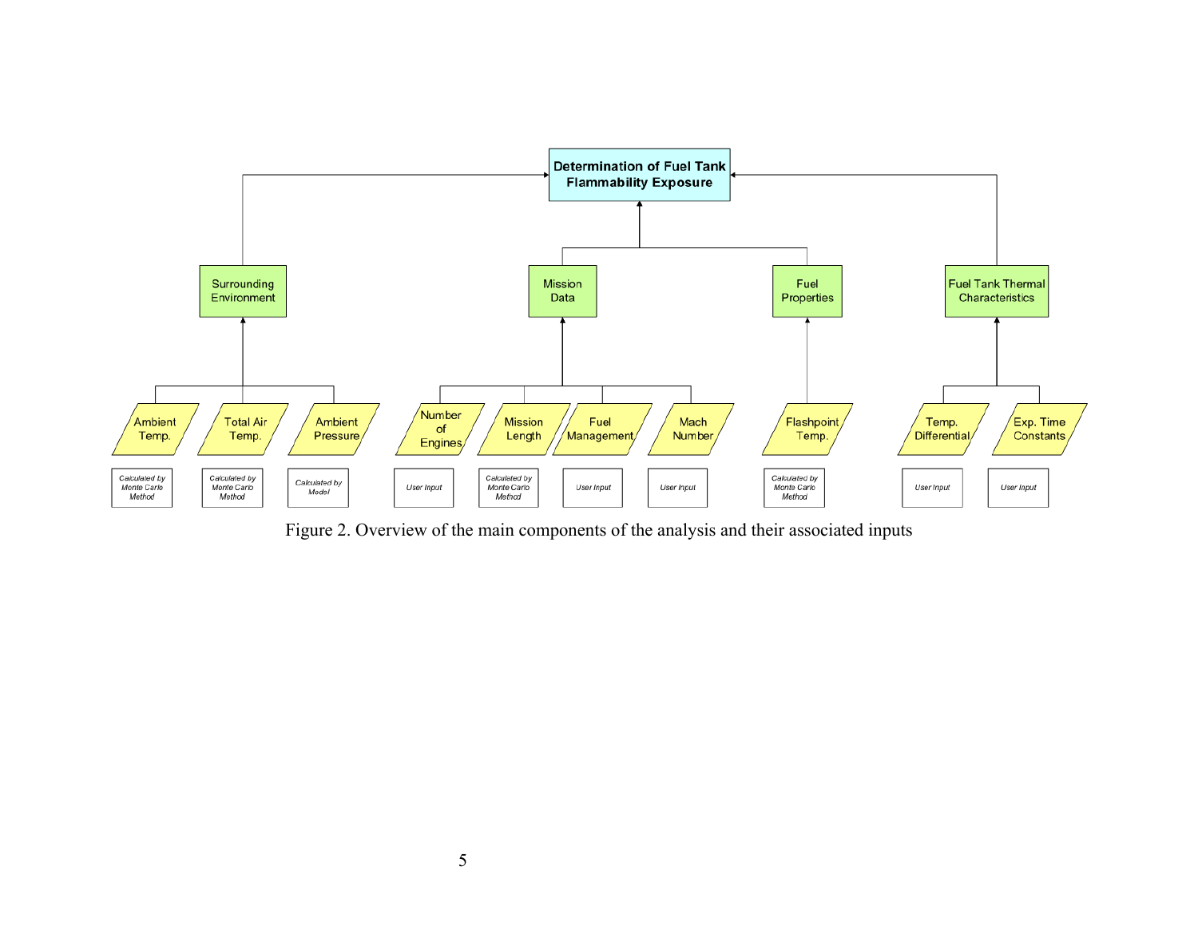Figure 2. Overview of the main components of the analysis and their associated inputs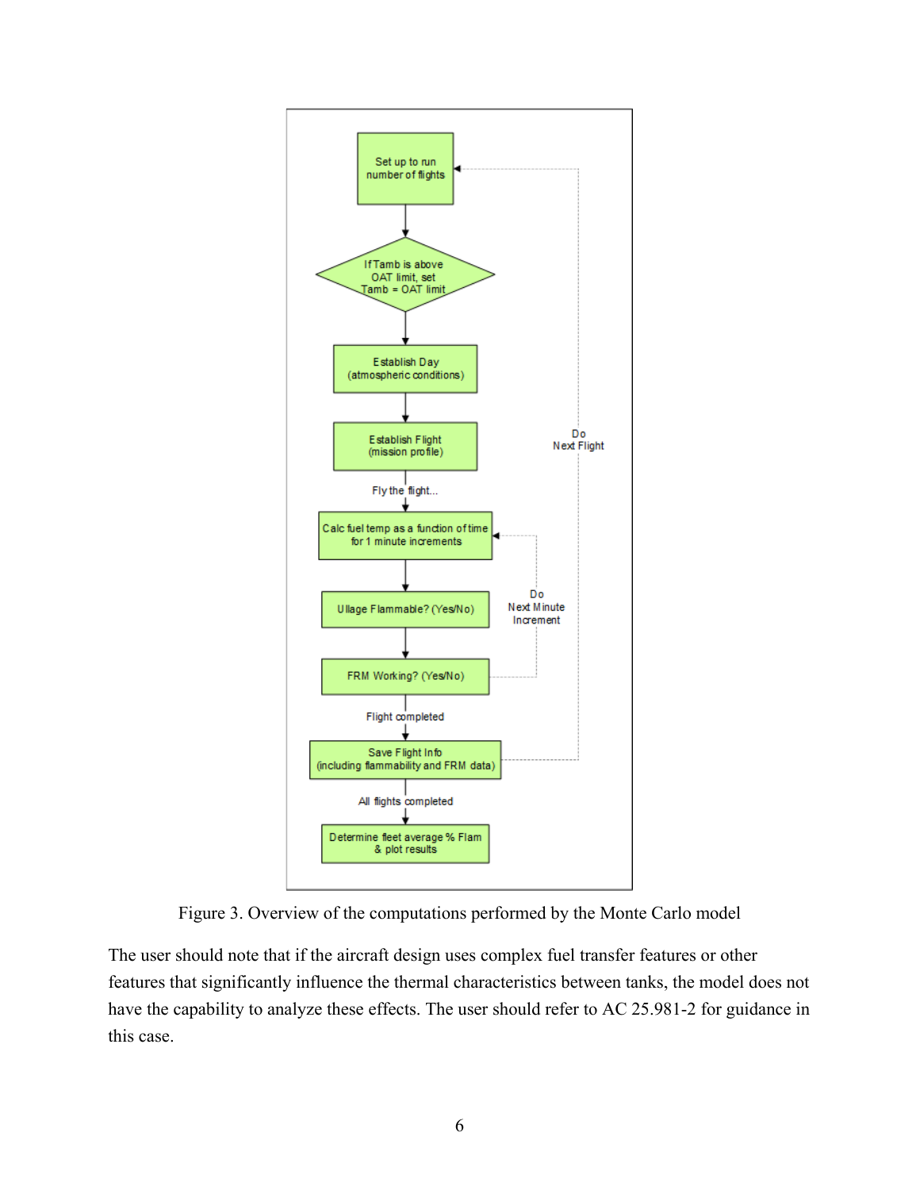Set up to run number of flights

If Tamb is above OAT limit, set Tamb = OAT limit

Establish Day (atmospheric conditions)

Establish Flight (mission profile)

Fly the flight...

Calc fuel temp as a function of time for 1 minute increments

Ullage Flammable? (Yes/No)

FRM Working? (Yes/No)

Do Next Minute Increment

Flight completed

Save Flight Info (including flammability and FRM data)

Do Next Flight

All flights completed

Determine fleet average % Flam & plot results

Figure 3. Overview of the computations performed by the Monte Carlo model

The user should note that if the aircraft design uses complex fuel transfer features or other features that significantly influence the thermal characteristics between tanks, the model does not have the capability to analyze these effects. The user should refer to AC 25.981-2 for guidance in this case.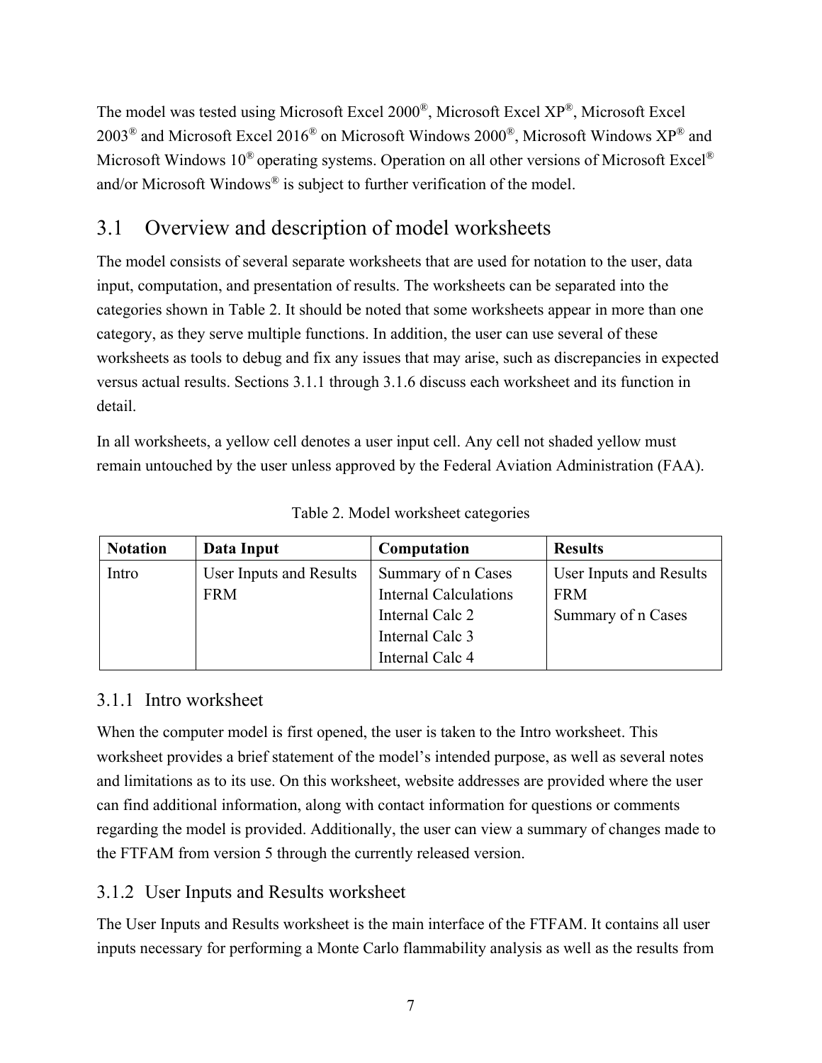The model was tested using Microsoft Excel 2000®, Microsoft Excel XP®, Microsoft Excel 2003® and Microsoft Excel 2016® on Microsoft Windows 2000®, Microsoft Windows XP® and Microsoft Windows 10® operating systems. Operation on all other versions of Microsoft Excel® and/or Microsoft Windows® is subject to further verification of the model.

## 3.1 Overview and description of model worksheets

The model consists of several separate worksheets that are used for notation to the user, data input, computation, and presentation of results. The worksheets can be separated into the categories shown in Table 2. It should be noted that some worksheets appear in more than one category, as they serve multiple functions. In addition, the user can use several of these worksheets as tools to debug and fix any issues that may arise, such as discrepancies in expected versus actual results. Sections 3.1.1 through 3.1.6 discuss each worksheet and its function in detail.

In all worksheets, a yellow cell denotes a user input cell. Any cell not shaded yellow must remain untouched by the user unless approved by the Federal Aviation Administration (FAA).

Table 2. Model worksheet categories

| Notation | Data Input | Computation | Results |
|---|---|---|---|
| Intro | User Inputs and Results<br>FRM | Summary of n Cases<br>Internal Calculations<br>Internal Calc 2<br>Internal Calc 3<br>Internal Calc 4 | User Inputs and Results<br>FRM<br>Summary of n Cases |

### 3.1.1 Intro worksheet

When the computer model is first opened, the user is taken to the Intro worksheet. This worksheet provides a brief statement of the model's intended purpose, as well as several notes and limitations as to its use. On this worksheet, website addresses are provided where the user can find additional information, along with contact information for questions or comments regarding the model is provided. Additionally, the user can view a summary of changes made to the FTFAM from version 5 through the currently released version.

### 3.1.2 User Inputs and Results worksheet

The User Inputs and Results worksheet is the main interface of the FTFAM. It contains all user inputs necessary for performing a Monte Carlo flammability analysis as well as the results from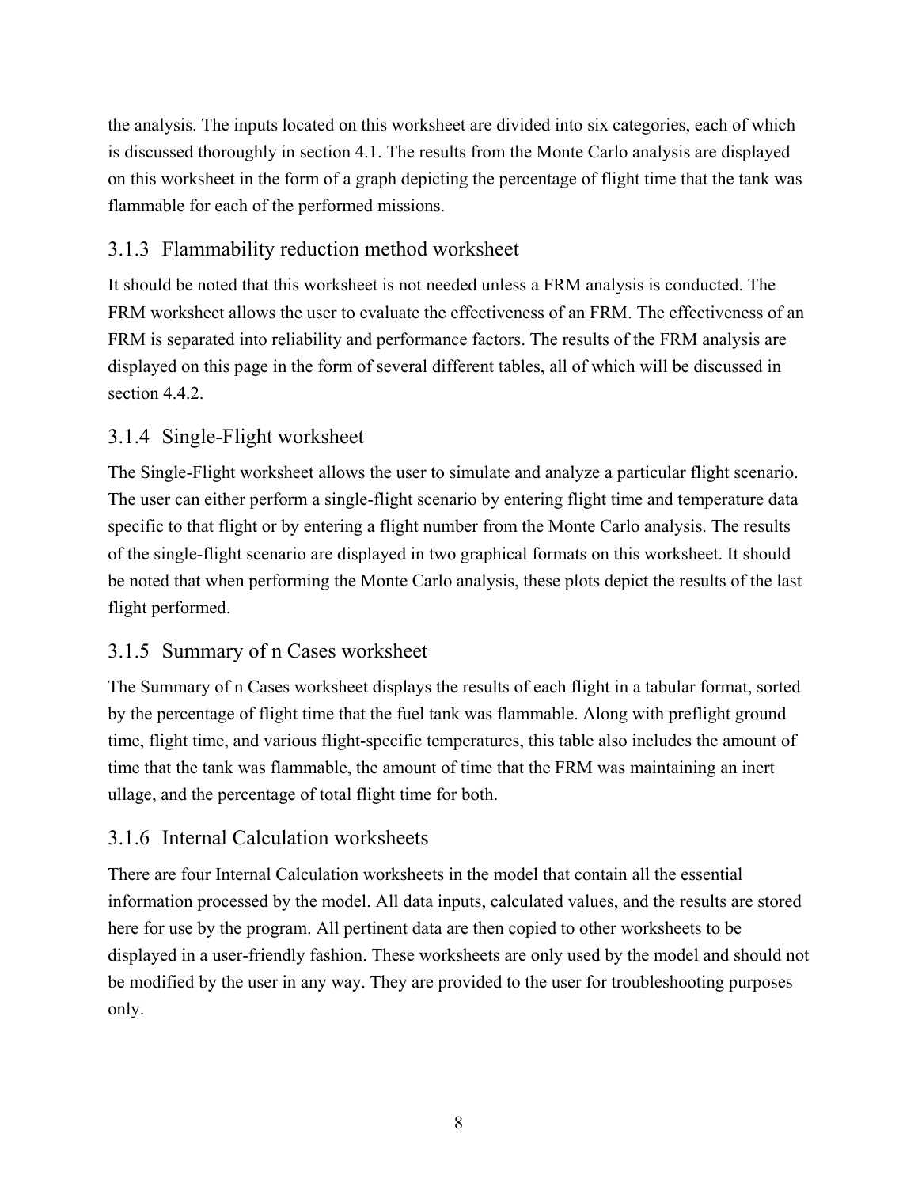the analysis. The inputs located on this worksheet are divided into six categories, each of which is discussed thoroughly in section 4.1. The results from the Monte Carlo analysis are displayed on this worksheet in the form of a graph depicting the percentage of flight time that the tank was flammable for each of the performed missions.

### 3.1.3 Flammability reduction method worksheet

It should be noted that this worksheet is not needed unless a FRM analysis is conducted. The FRM worksheet allows the user to evaluate the effectiveness of an FRM. The effectiveness of an FRM is separated into reliability and performance factors. The results of the FRM analysis are displayed on this page in the form of several different tables, all of which will be discussed in section 4.4.2.

### 3.1.4 Single-Flight worksheet

The Single-Flight worksheet allows the user to simulate and analyze a particular flight scenario. The user can either perform a single-flight scenario by entering flight time and temperature data specific to that flight or by entering a flight number from the Monte Carlo analysis. The results of the single-flight scenario are displayed in two graphical formats on this worksheet. It should be noted that when performing the Monte Carlo analysis, these plots depict the results of the last flight performed.

### 3.1.5 Summary of n Cases worksheet

The Summary of n Cases worksheet displays the results of each flight in a tabular format, sorted by the percentage of flight time that the fuel tank was flammable. Along with preflight ground time, flight time, and various flight-specific temperatures, this table also includes the amount of time that the tank was flammable, the amount of time that the FRM was maintaining an inert ullage, and the percentage of total flight time for both.

### 3.1.6 Internal Calculation worksheets

There are four Internal Calculation worksheets in the model that contain all the essential information processed by the model. All data inputs, calculated values, and the results are stored here for use by the program. All pertinent data are then copied to other worksheets to be displayed in a user-friendly fashion. These worksheets are only used by the model and should not be modified by the user in any way. They are provided to the user for troubleshooting purposes only.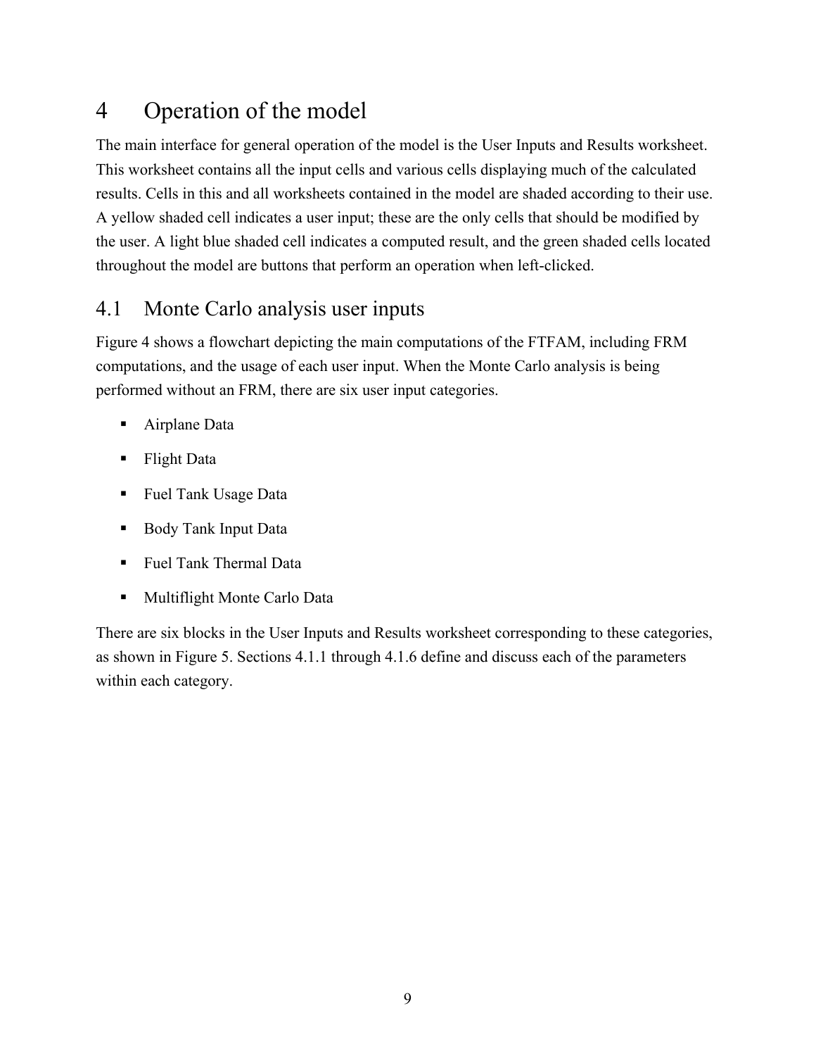# 4 Operation of the model

The main interface for general operation of the model is the User Inputs and Results worksheet. This worksheet contains all the input cells and various cells displaying much of the calculated results. Cells in this and all worksheets contained in the model are shaded according to their use. A yellow shaded cell indicates a user input; these are the only cells that should be modified by the user. A light blue shaded cell indicates a computed result, and the green shaded cells located throughout the model are buttons that perform an operation when left-clicked.

## 4.1 Monte Carlo analysis user inputs

Figure 4 shows a flowchart depicting the main computations of the FTFAM, including FRM computations, and the usage of each user input. When the Monte Carlo analysis is being performed without an FRM, there are six user input categories.

- Airplane Data
- Flight Data
- Fuel Tank Usage Data
- Body Tank Input Data
- Fuel Tank Thermal Data
- Multiflight Monte Carlo Data

There are six blocks in the User Inputs and Results worksheet corresponding to these categories, as shown in Figure 5. Sections 4.1.1 through 4.1.6 define and discuss each of the parameters within each category.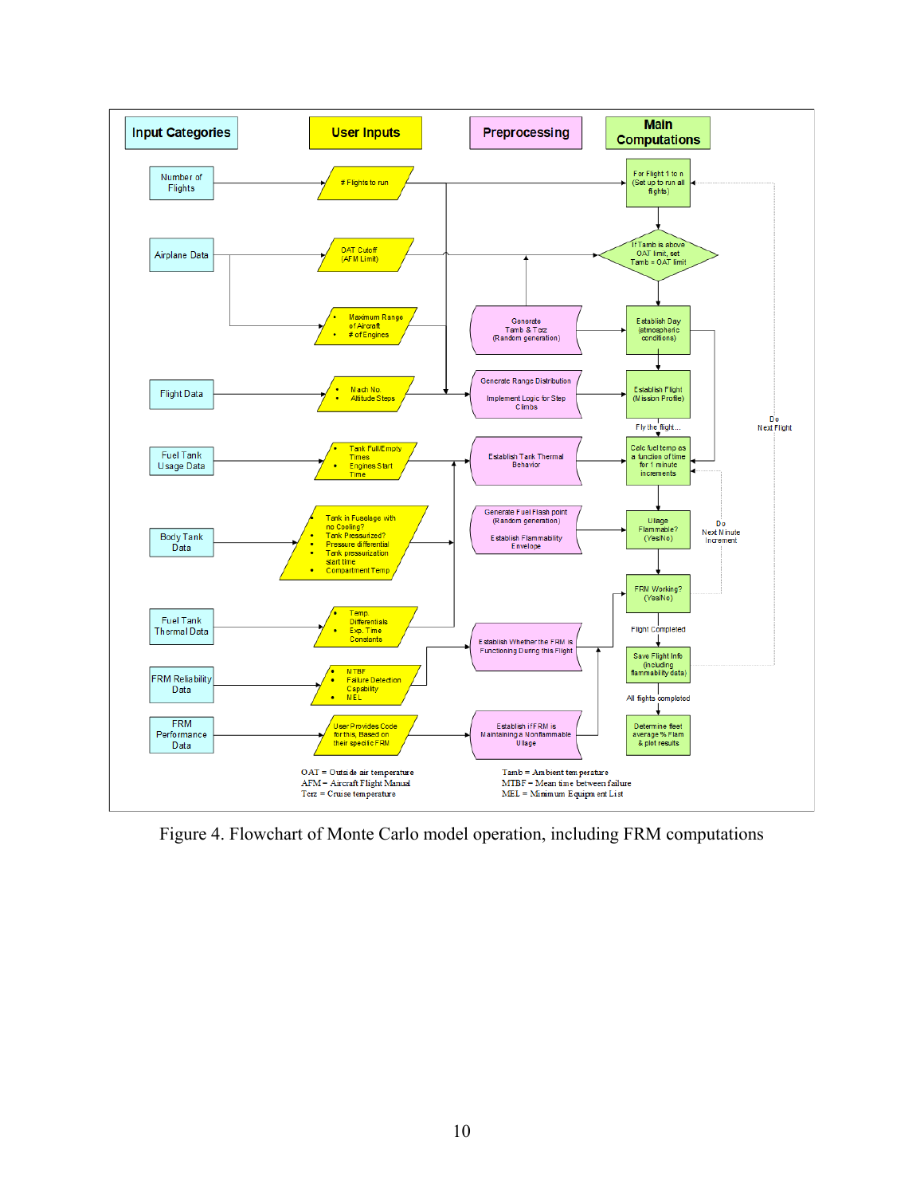| Input Categories | User Inputs | Preprocessing | Main Computations |
|---|---|---|---|
| Number of Flights | # Flights to run | | For Flight 1 to n (Set up to run all flights) |
| Airplane Data | OAT Cutoff (AFM Limit) | | If Tamb is above OAT limit, set Tamb = OAT limit |
| | • Maximum Range of Aircraft • # of Engines | Generate Tamb & Tcrz (Random generation) | Establish Day (atmospheric conditions) |
| Flight Data | • Mach No. • Altitude Steps | Generate Range Distribution; Implement Logic for Step Climbs | Establish Flight (Mission Profile) |
| Fuel Tank Usage Data | • Tank Full/Empty Times • Engines Start Time | Establish Tank Thermal Behavior | Fly the flight… Calc fuel temp as a function of time for 1 minute increments |
| Body Tank Data | • Tank in Fuselage with no Cooling? • Tank Pressurized? • Pressure differential • Tank pressurization start time • Compartment Temp | Generate Fuel Flash point (Random generation); Establish Flammability Envelope | Ullage Flammable? (Yes/No) |
| Fuel Tank Thermal Data | • Temp. Differentials • Exp. Time Constants | | FRM Working? (Yes/No) — Do Next Minute Increment |
| FRM Reliability Data | • MTBF • Failure Detection Capability • MEL | Establish Whether the FRM is Functioning During this Flight | Flight Completed → Save Flight Info (including flammability data) — Do Next Flight |
| FRM Performance Data | User Provides Code for this, Based on their specific FRM | Establish if FRM is Maintaining a Nonflammable Ullage | All flights completed → Determine fleet average % Flam & plot results |

OAT = Outside air temperature
AFM = Aircraft Flight Manual
Tcrz = Cruise temperature
Tamb = Ambient temperature
MTBF = Mean time between failure
MEL = Minimum Equipment List

Figure 4. Flowchart of Monte Carlo model operation, including FRM computations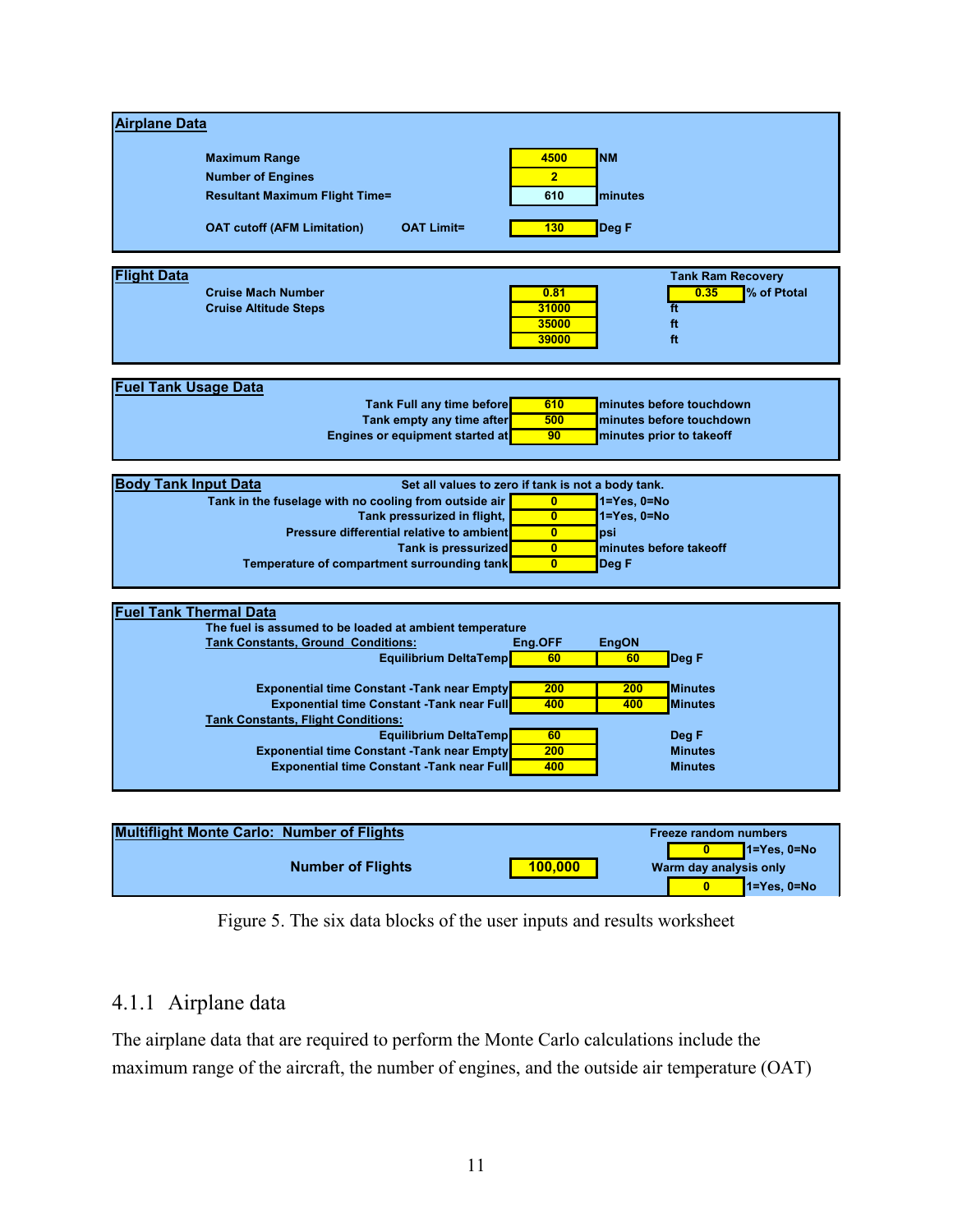**Airplane Data**

| | | |
|---|---|---|
| Maximum Range | 4500 | NM |
| Number of Engines | 2 | |
| Resultant Maximum Flight Time= | 610 | minutes |
| OAT cutoff (AFM Limitation) OAT Limit= | 130 | Deg F |

**Flight Data**

| | | | Tank Ram Recovery |
|---|---|---|---|
| Cruise Mach Number | 0.81 | | 0.35 % of Ptotal |
| Cruise Altitude Steps | 31000 | ft | |
| | 35000 | ft | |
| | 39000 | ft | |

**Fuel Tank Usage Data**

| | | |
|---|---|---|
| Tank Full any time before | 610 | minutes before touchdown |
| Tank empty any time after | 500 | minutes before touchdown |
| Engines or equipment started at | 90 | minutes prior to takeoff |

**Body Tank Input Data** — Set all values to zero if tank is not a body tank.

| | | |
|---|---|---|
| Tank in the fuselage with no cooling from outside air | 0 | 1=Yes, 0=No |
| Tank pressurized in flight, | 0 | 1=Yes, 0=No |
| Pressure differential relative to ambient | 0 | psi |
| Tank is pressurized | 0 | minutes before takeoff |
| Temperature of compartment surrounding tank | 0 | Deg F |

**Fuel Tank Thermal Data**

The fuel is assumed to be loaded at ambient temperature

| Tank Constants, Ground Conditions: | Eng.OFF | EngON | |
|---|---|---|---|
| Equilibrium DeltaTemp | 60 | 60 | Deg F |
| Exponential time Constant -Tank near Empty | 200 | 200 | Minutes |
| Exponential time Constant -Tank near Full | 400 | 400 | Minutes |
| **Tank Constants, Flight Conditions:** | | | |
| Equilibrium DeltaTemp | 60 | | Deg F |
| Exponential time Constant -Tank near Empty | 200 | | Minutes |
| Exponential time Constant -Tank near Full | 400 | | Minutes |

**Multiflight Monte Carlo: Number of Flights**

| | | | |
|---|---|---|---|
| Number of Flights | 100,000 | Freeze random numbers | 0 (1=Yes, 0=No) |
| | | Warm day analysis only | 0 (1=Yes, 0=No) |

Figure 5. The six data blocks of the user inputs and results worksheet

### 4.1.1 Airplane data

The airplane data that are required to perform the Monte Carlo calculations include the maximum range of the aircraft, the number of engines, and the outside air temperature (OAT)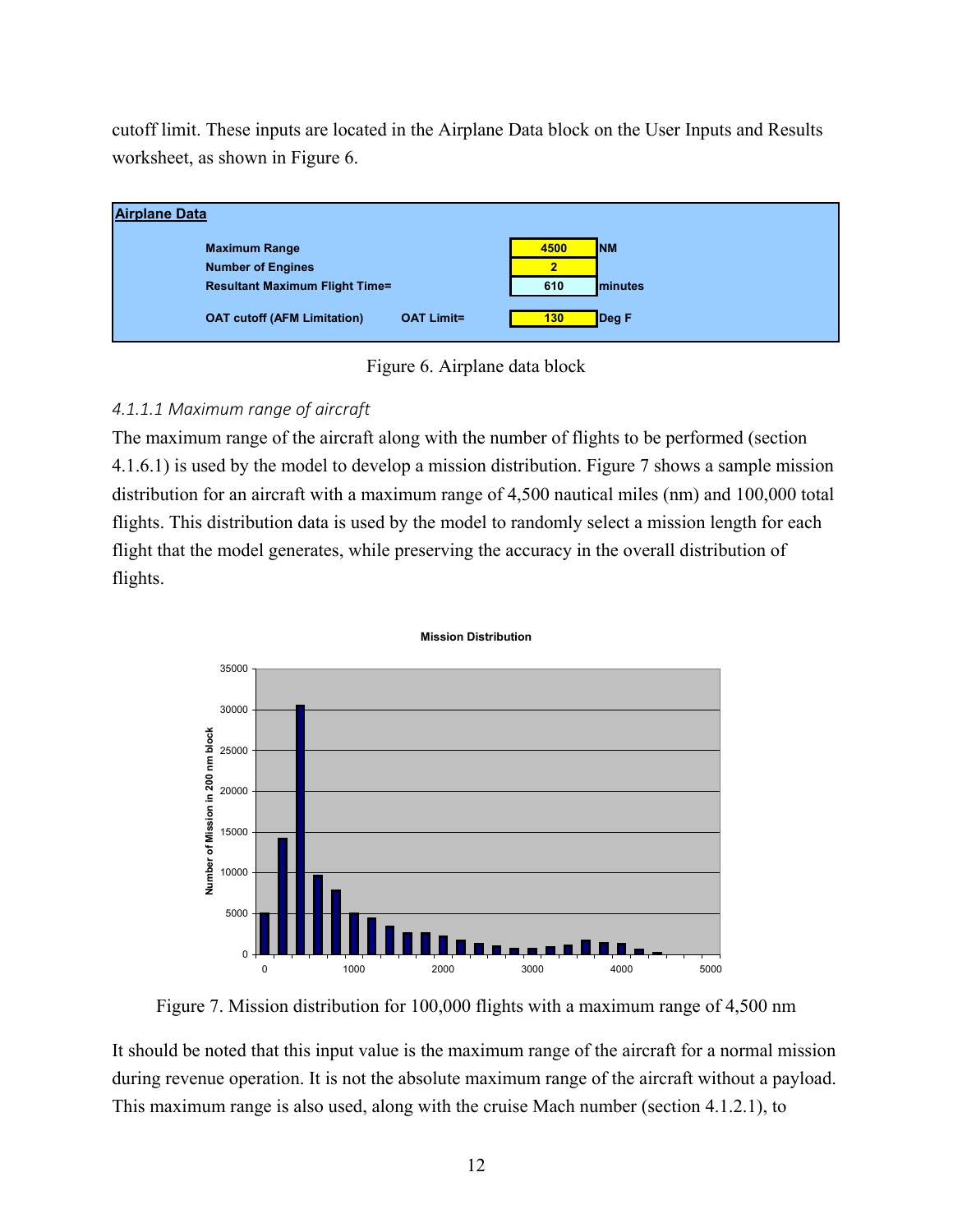cutoff limit. These inputs are located in the Airplane Data block on the User Inputs and Results worksheet, as shown in Figure 6.

| **Airplane Data** | | | |
|---|---|---|---|
| **Maximum Range** | | **4500** | **NM** |
| **Number of Engines** | | **2** | |
| **Resultant Maximum Flight Time=** | | **610** | **minutes** |
| **OAT cutoff (AFM Limitation)** | **OAT Limit=** | **130** | **Deg F** |

Figure 6. Airplane data block

#### *4.1.1.1 Maximum range of aircraft*

The maximum range of the aircraft along with the number of flights to be performed (section 4.1.6.1) is used by the model to develop a mission distribution. Figure 7 shows a sample mission distribution for an aircraft with a maximum range of 4,500 nautical miles (nm) and 100,000 total flights. This distribution data is used by the model to randomly select a mission length for each flight that the model generates, while preserving the accuracy in the overall distribution of flights.

Figure 7. Mission distribution for 100,000 flights with a maximum range of 4,500 nm

It should be noted that this input value is the maximum range of the aircraft for a normal mission during revenue operation. It is not the absolute maximum range of the aircraft without a payload. This maximum range is also used, along with the cruise Mach number (section 4.1.2.1), to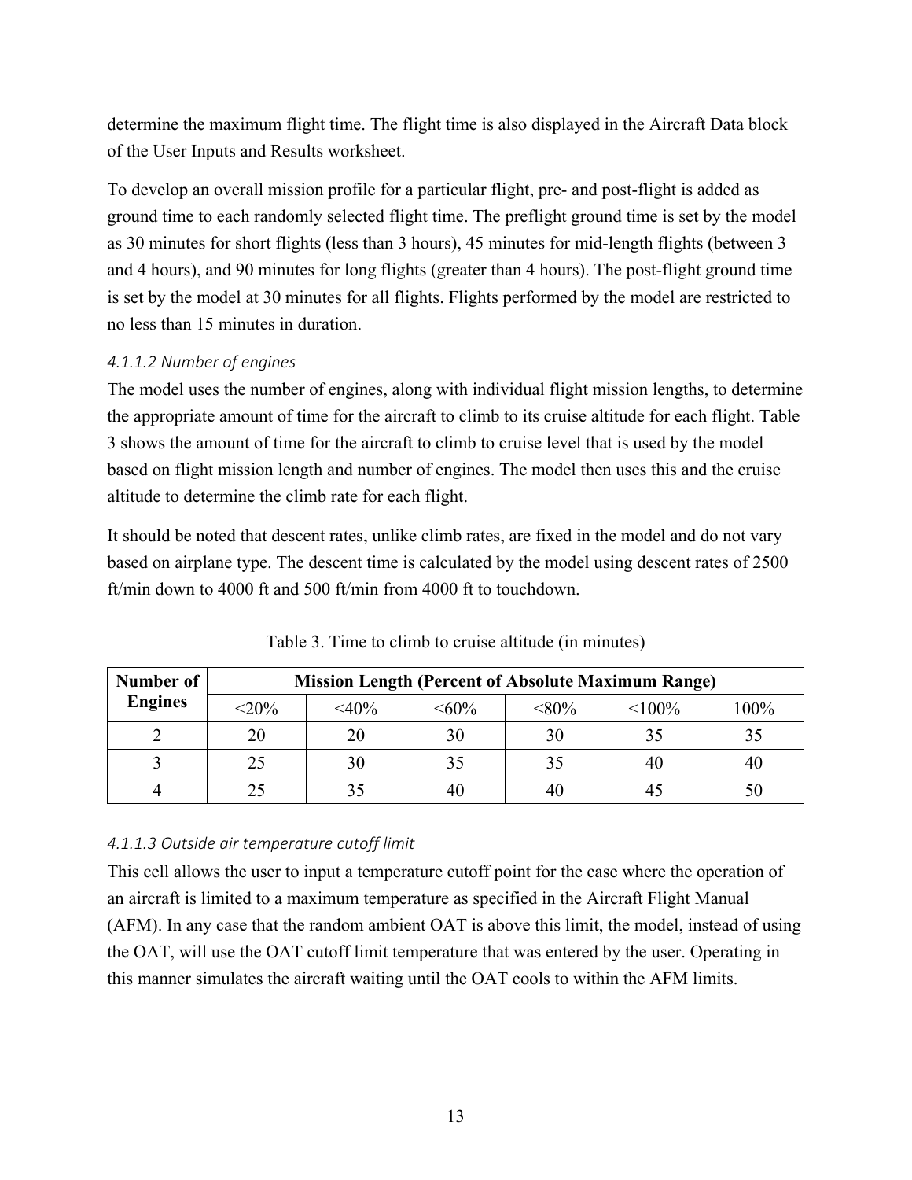determine the maximum flight time. The flight time is also displayed in the Aircraft Data block of the User Inputs and Results worksheet.

To develop an overall mission profile for a particular flight, pre- and post-flight is added as ground time to each randomly selected flight time. The preflight ground time is set by the model as 30 minutes for short flights (less than 3 hours), 45 minutes for mid-length flights (between 3 and 4 hours), and 90 minutes for long flights (greater than 4 hours). The post-flight ground time is set by the model at 30 minutes for all flights. Flights performed by the model are restricted to no less than 15 minutes in duration.

#### *4.1.1.2 Number of engines*

The model uses the number of engines, along with individual flight mission lengths, to determine the appropriate amount of time for the aircraft to climb to its cruise altitude for each flight. Table 3 shows the amount of time for the aircraft to climb to cruise level that is used by the model based on flight mission length and number of engines. The model then uses this and the cruise altitude to determine the climb rate for each flight.

It should be noted that descent rates, unlike climb rates, are fixed in the model and do not vary based on airplane type. The descent time is calculated by the model using descent rates of 2500 ft/min down to 4000 ft and 500 ft/min from 4000 ft to touchdown.

Table 3. Time to climb to cruise altitude (in minutes)

| **Number of Engines** | **Mission Length (Percent of Absolute Maximum Range)** | | | | | |
|---|---|---|---|---|---|---|
| | <20% | <40% | <60% | <80% | <100% | 100% |
| 2 | 20 | 20 | 30 | 30 | 35 | 35 |
| 3 | 25 | 30 | 35 | 35 | 40 | 40 |
| 4 | 25 | 35 | 40 | 40 | 45 | 50 |

#### *4.1.1.3 Outside air temperature cutoff limit*

This cell allows the user to input a temperature cutoff point for the case where the operation of an aircraft is limited to a maximum temperature as specified in the Aircraft Flight Manual (AFM). In any case that the random ambient OAT is above this limit, the model, instead of using the OAT, will use the OAT cutoff limit temperature that was entered by the user. Operating in this manner simulates the aircraft waiting until the OAT cools to within the AFM limits.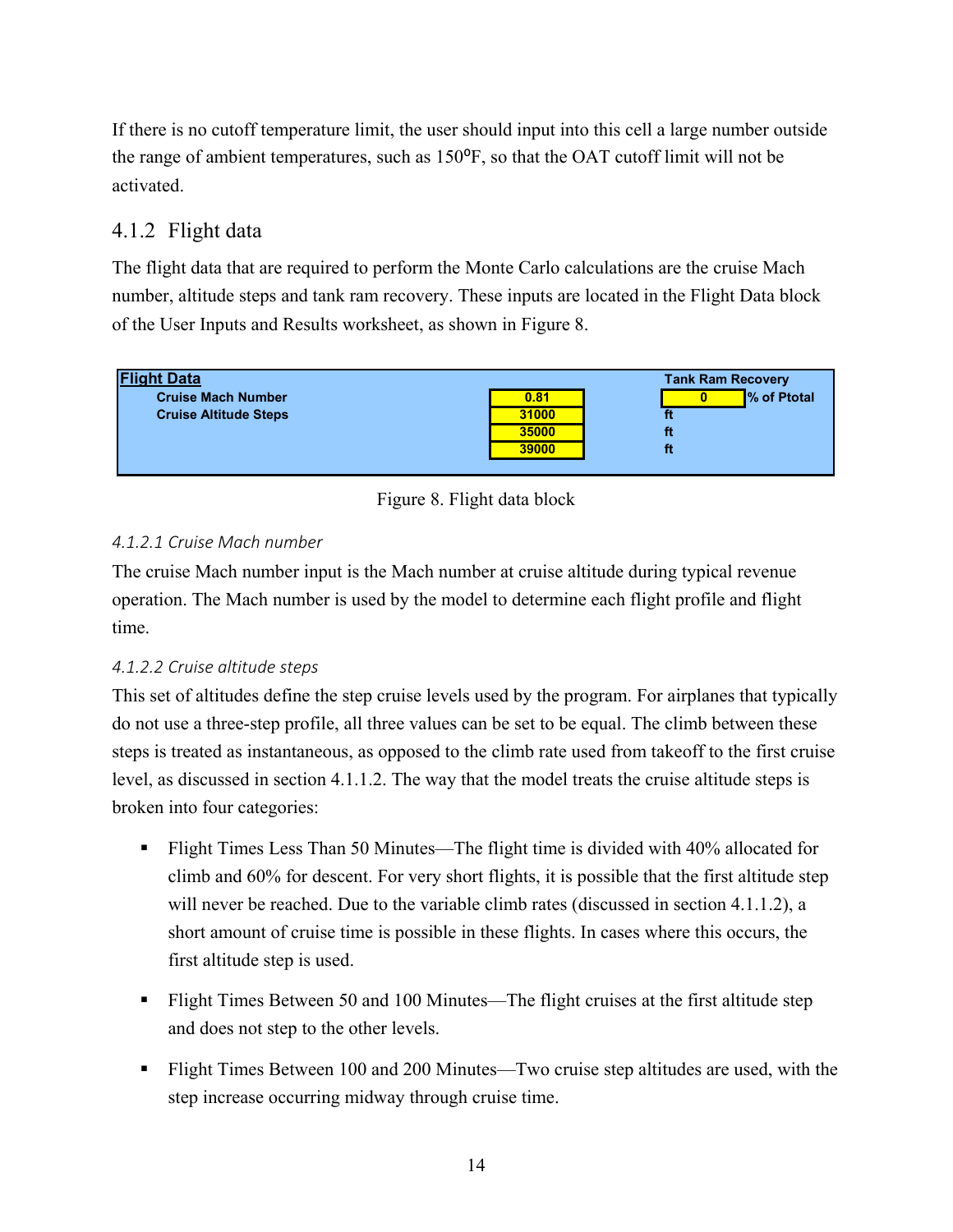If there is no cutoff temperature limit, the user should input into this cell a large number outside the range of ambient temperatures, such as 150ºF, so that the OAT cutoff limit will not be activated.

### 4.1.2 Flight data

The flight data that are required to perform the Monte Carlo calculations are the cruise Mach number, altitude steps and tank ram recovery. These inputs are located in the Flight Data block of the User Inputs and Results worksheet, as shown in Figure 8.

| **Flight Data** | | | |
|---|---|---|---|
| | | **Tank Ram Recovery** | |
| **Cruise Mach Number** | 0.81 | 0 | **% of Ptotal** |
| **Cruise Altitude Steps** | 31000 | **ft** | |
| | 35000 | **ft** | |
| | 39000 | **ft** | |

Figure 8. Flight data block

#### *4.1.2.1 Cruise Mach number*

The cruise Mach number input is the Mach number at cruise altitude during typical revenue operation. The Mach number is used by the model to determine each flight profile and flight time.

#### *4.1.2.2 Cruise altitude steps*

This set of altitudes define the step cruise levels used by the program. For airplanes that typically do not use a three-step profile, all three values can be set to be equal. The climb between these steps is treated as instantaneous, as opposed to the climb rate used from takeoff to the first cruise level, as discussed in section 4.1.1.2. The way that the model treats the cruise altitude steps is broken into four categories:

- Flight Times Less Than 50 Minutes—The flight time is divided with 40% allocated for climb and 60% for descent. For very short flights, it is possible that the first altitude step will never be reached. Due to the variable climb rates (discussed in section 4.1.1.2), a short amount of cruise time is possible in these flights. In cases where this occurs, the first altitude step is used.

- Flight Times Between 50 and 100 Minutes—The flight cruises at the first altitude step and does not step to the other levels.

- Flight Times Between 100 and 200 Minutes—Two cruise step altitudes are used, with the step increase occurring midway through cruise time.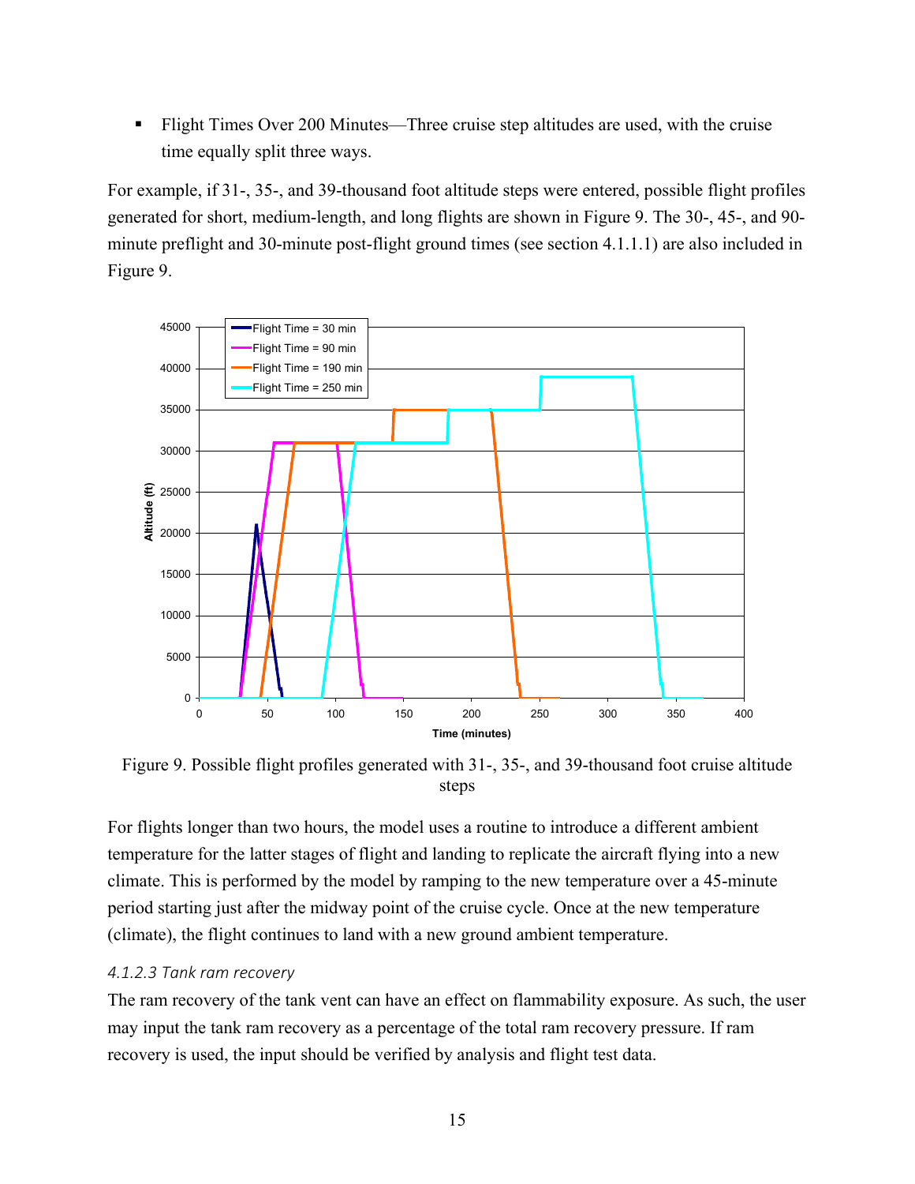- Flight Times Over 200 Minutes—Three cruise step altitudes are used, with the cruise time equally split three ways.

For example, if 31-, 35-, and 39-thousand foot altitude steps were entered, possible flight profiles generated for short, medium-length, and long flights are shown in Figure 9. The 30-, 45-, and 90-minute preflight and 30-minute post-flight ground times (see section 4.1.1.1) are also included in Figure 9.

Figure 9. Possible flight profiles generated with 31-, 35-, and 39-thousand foot cruise altitude steps

For flights longer than two hours, the model uses a routine to introduce a different ambient temperature for the latter stages of flight and landing to replicate the aircraft flying into a new climate. This is performed by the model by ramping to the new temperature over a 45-minute period starting just after the midway point of the cruise cycle. Once at the new temperature (climate), the flight continues to land with a new ground ambient temperature.

#### *4.1.2.3 Tank ram recovery*

The ram recovery of the tank vent can have an effect on flammability exposure. As such, the user may input the tank ram recovery as a percentage of the total ram recovery pressure. If ram recovery is used, the input should be verified by analysis and flight test data.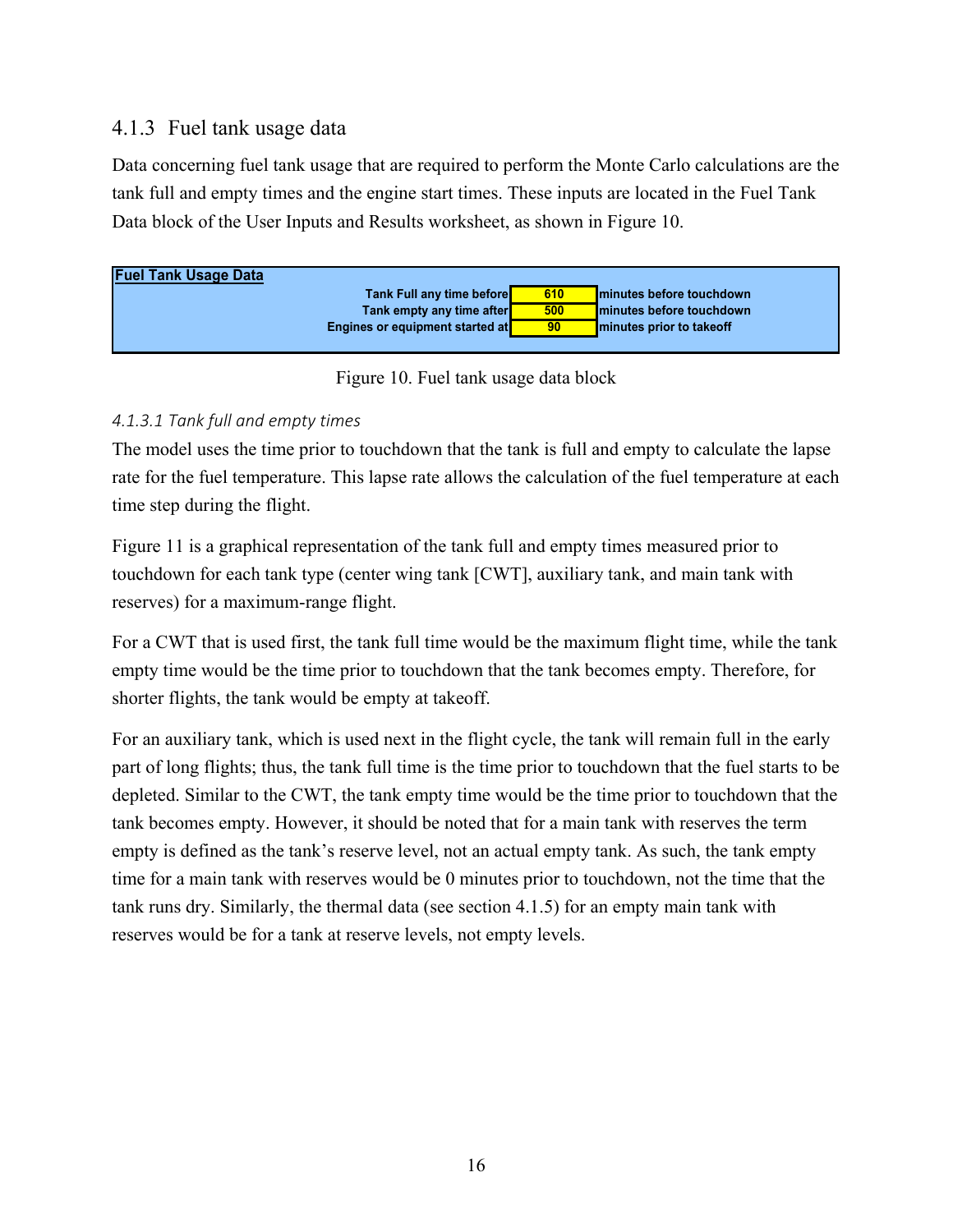### 4.1.3 Fuel tank usage data

Data concerning fuel tank usage that are required to perform the Monte Carlo calculations are the tank full and empty times and the engine start times. These inputs are located in the Fuel Tank Data block of the User Inputs and Results worksheet, as shown in Figure 10.

| **Fuel Tank Usage Data** | | |
|---|---|---|
| **Tank Full any time before** | **610** | **minutes before touchdown** |
| **Tank empty any time after** | **500** | **minutes before touchdown** |
| **Engines or equipment started at** | **90** | **minutes prior to takeoff** |

Figure 10. Fuel tank usage data block

#### *4.1.3.1 Tank full and empty times*

The model uses the time prior to touchdown that the tank is full and empty to calculate the lapse rate for the fuel temperature. This lapse rate allows the calculation of the fuel temperature at each time step during the flight.

Figure 11 is a graphical representation of the tank full and empty times measured prior to touchdown for each tank type (center wing tank [CWT], auxiliary tank, and main tank with reserves) for a maximum-range flight.

For a CWT that is used first, the tank full time would be the maximum flight time, while the tank empty time would be the time prior to touchdown that the tank becomes empty. Therefore, for shorter flights, the tank would be empty at takeoff.

For an auxiliary tank, which is used next in the flight cycle, the tank will remain full in the early part of long flights; thus, the tank full time is the time prior to touchdown that the fuel starts to be depleted. Similar to the CWT, the tank empty time would be the time prior to touchdown that the tank becomes empty. However, it should be noted that for a main tank with reserves the term empty is defined as the tank's reserve level, not an actual empty tank. As such, the tank empty time for a main tank with reserves would be 0 minutes prior to touchdown, not the time that the tank runs dry. Similarly, the thermal data (see section 4.1.5) for an empty main tank with reserves would be for a tank at reserve levels, not empty levels.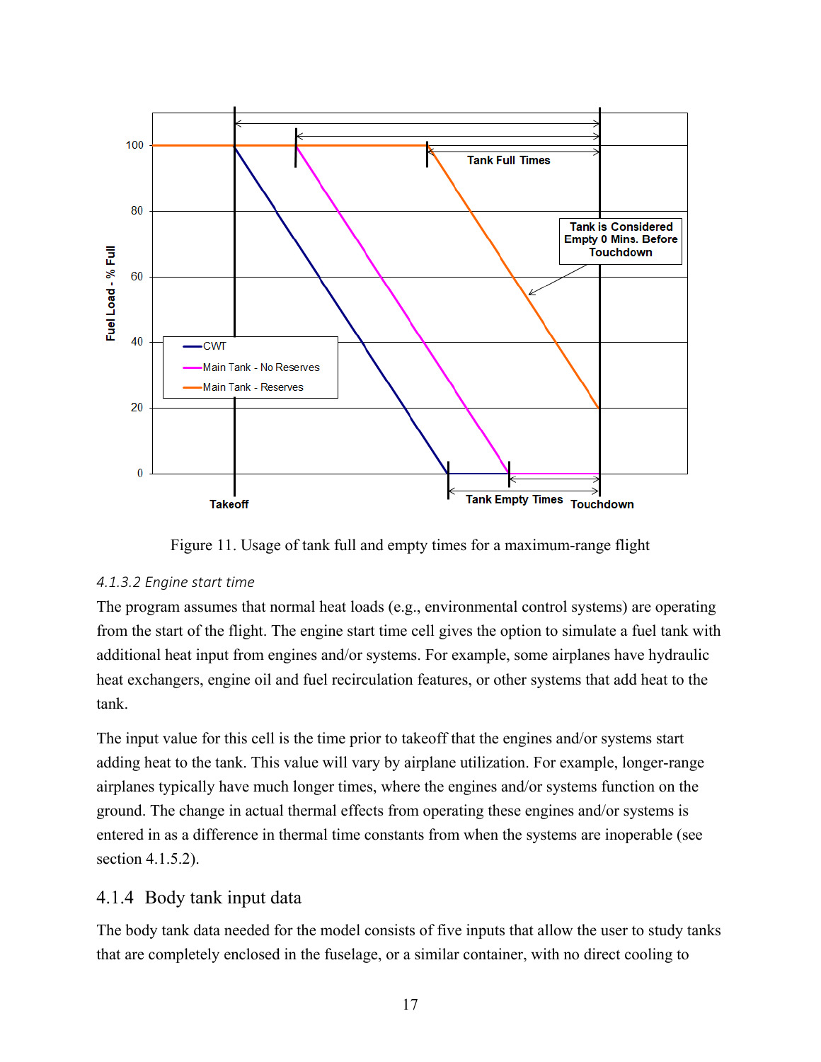Figure 11. Usage of tank full and empty times for a maximum-range flight

#### *4.1.3.2 Engine start time*

The program assumes that normal heat loads (e.g., environmental control systems) are operating from the start of the flight. The engine start time cell gives the option to simulate a fuel tank with additional heat input from engines and/or systems. For example, some airplanes have hydraulic heat exchangers, engine oil and fuel recirculation features, or other systems that add heat to the tank.

The input value for this cell is the time prior to takeoff that the engines and/or systems start adding heat to the tank. This value will vary by airplane utilization. For example, longer-range airplanes typically have much longer times, where the engines and/or systems function on the ground. The change in actual thermal effects from operating these engines and/or systems is entered in as a difference in thermal time constants from when the systems are inoperable (see section 4.1.5.2).

### 4.1.4 Body tank input data

The body tank data needed for the model consists of five inputs that allow the user to study tanks that are completely enclosed in the fuselage, or a similar container, with no direct cooling to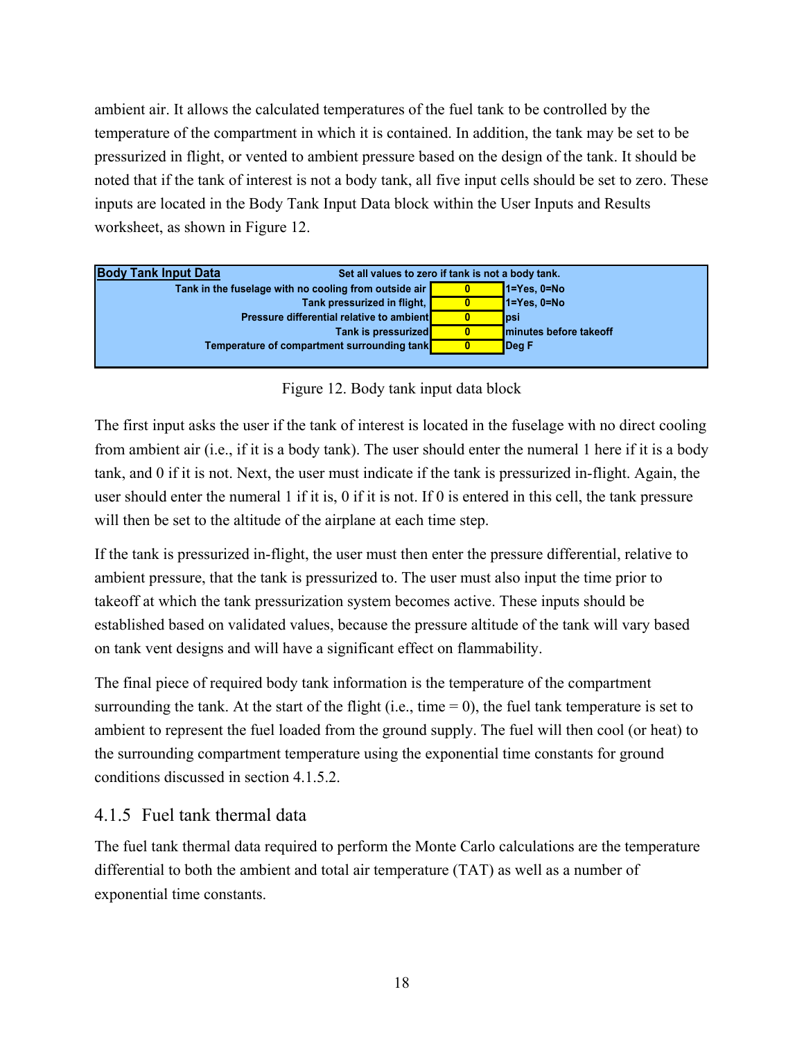ambient air. It allows the calculated temperatures of the fuel tank to be controlled by the temperature of the compartment in which it is contained. In addition, the tank may be set to be pressurized in flight, or vented to ambient pressure based on the design of the tank. It should be noted that if the tank of interest is not a body tank, all five input cells should be set to zero. These inputs are located in the Body Tank Input Data block within the User Inputs and Results worksheet, as shown in Figure 12.

| **Body Tank Input Data** | **Set all values to zero if tank is not a body tank.** | |
|---|---|---|
| **Tank in the fuselage with no cooling from outside air** | **0** | **1=Yes, 0=No** |
| **Tank pressurized in flight,** | **0** | **1=Yes, 0=No** |
| **Pressure differential relative to ambient** | **0** | **psi** |
| **Tank is pressurized** | **0** | **minutes before takeoff** |
| **Temperature of compartment surrounding tank** | **0** | **Deg F** |

Figure 12. Body tank input data block

The first input asks the user if the tank of interest is located in the fuselage with no direct cooling from ambient air (i.e., if it is a body tank). The user should enter the numeral 1 here if it is a body tank, and 0 if it is not. Next, the user must indicate if the tank is pressurized in-flight. Again, the user should enter the numeral 1 if it is, 0 if it is not. If 0 is entered in this cell, the tank pressure will then be set to the altitude of the airplane at each time step.

If the tank is pressurized in-flight, the user must then enter the pressure differential, relative to ambient pressure, that the tank is pressurized to. The user must also input the time prior to takeoff at which the tank pressurization system becomes active. These inputs should be established based on validated values, because the pressure altitude of the tank will vary based on tank vent designs and will have a significant effect on flammability.

The final piece of required body tank information is the temperature of the compartment surrounding the tank. At the start of the flight (i.e., time = 0), the fuel tank temperature is set to ambient to represent the fuel loaded from the ground supply. The fuel will then cool (or heat) to the surrounding compartment temperature using the exponential time constants for ground conditions discussed in section 4.1.5.2.

### 4.1.5 Fuel tank thermal data

The fuel tank thermal data required to perform the Monte Carlo calculations are the temperature differential to both the ambient and total air temperature (TAT) as well as a number of exponential time constants.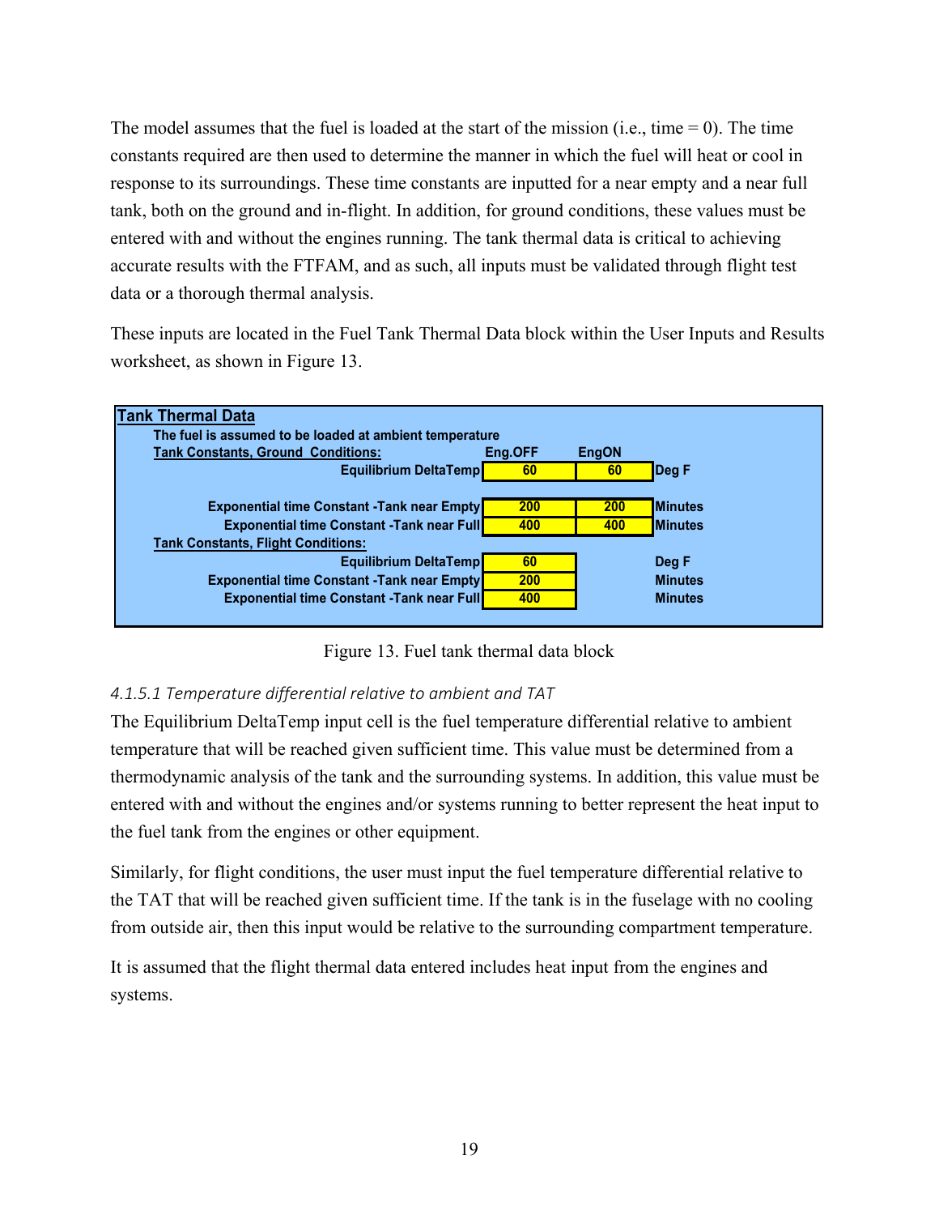The model assumes that the fuel is loaded at the start of the mission (i.e., time = 0). The time constants required are then used to determine the manner in which the fuel will heat or cool in response to its surroundings. These time constants are inputted for a near empty and a near full tank, both on the ground and in-flight. In addition, for ground conditions, these values must be entered with and without the engines running. The tank thermal data is critical to achieving accurate results with the FTFAM, and as such, all inputs must be validated through flight test data or a thorough thermal analysis.

These inputs are located in the Fuel Tank Thermal Data block within the User Inputs and Results worksheet, as shown in Figure 13.

| **Tank Thermal Data** | | | |
|---|---|---|---|
| The fuel is assumed to be loaded at ambient temperature | | | |
| **Tank Constants, Ground Conditions:** | **Eng.OFF** | **EngON** | |
| Equilibrium DeltaTemp | 60 | 60 | Deg F |
| Exponential time Constant -Tank near Empty | 200 | 200 | Minutes |
| Exponential time Constant -Tank near Full | 400 | 400 | Minutes |
| **Tank Constants, Flight Conditions:** | | | |
| Equilibrium DeltaTemp | 60 | | Deg F |
| Exponential time Constant -Tank near Empty | 200 | | Minutes |
| Exponential time Constant -Tank near Full | 400 | | Minutes |

Figure 13. Fuel tank thermal data block

#### *4.1.5.1 Temperature differential relative to ambient and TAT*

The Equilibrium DeltaTemp input cell is the fuel temperature differential relative to ambient temperature that will be reached given sufficient time. This value must be determined from a thermodynamic analysis of the tank and the surrounding systems. In addition, this value must be entered with and without the engines and/or systems running to better represent the heat input to the fuel tank from the engines or other equipment.

Similarly, for flight conditions, the user must input the fuel temperature differential relative to the TAT that will be reached given sufficient time. If the tank is in the fuselage with no cooling from outside air, then this input would be relative to the surrounding compartment temperature.

It is assumed that the flight thermal data entered includes heat input from the engines and systems.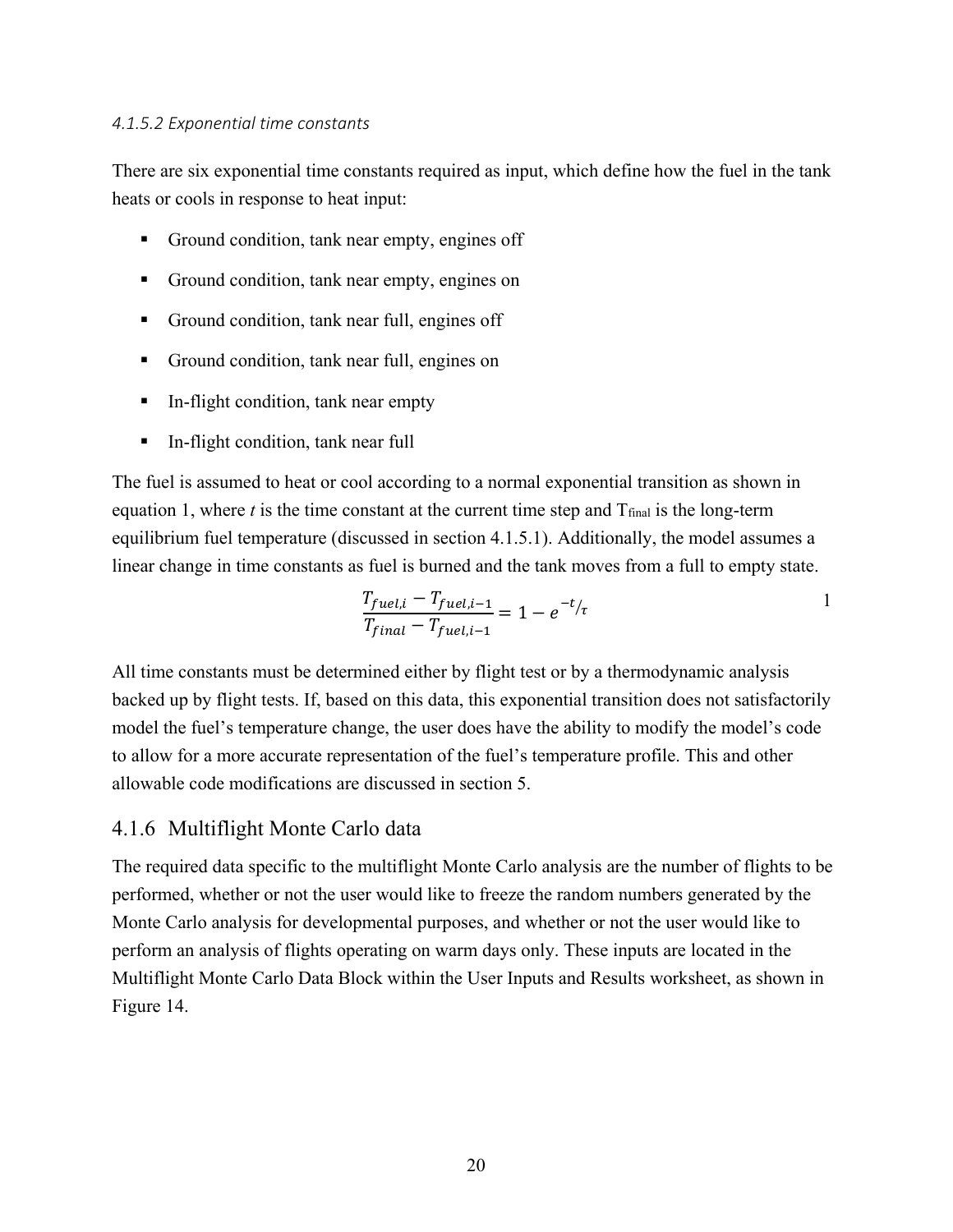#### *4.1.5.2 Exponential time constants*

There are six exponential time constants required as input, which define how the fuel in the tank heats or cools in response to heat input:

- Ground condition, tank near empty, engines off
- Ground condition, tank near empty, engines on
- Ground condition, tank near full, engines off
- Ground condition, tank near full, engines on
- In-flight condition, tank near empty
- In-flight condition, tank near full

The fuel is assumed to heat or cool according to a normal exponential transition as shown in equation 1, where *t* is the time constant at the current time step and $T_{final}$ is the long-term equilibrium fuel temperature (discussed in section 4.1.5.1). Additionally, the model assumes a linear change in time constants as fuel is burned and the tank moves from a full to empty state.

$$\frac{T_{fuel,i} - T_{fuel,i-1}}{T_{final} - T_{fuel,i-1}} = 1 - e^{-t/\tau} \qquad (1)$$

All time constants must be determined either by flight test or by a thermodynamic analysis backed up by flight tests. If, based on this data, this exponential transition does not satisfactorily model the fuel's temperature change, the user does have the ability to modify the model's code to allow for a more accurate representation of the fuel's temperature profile. This and other allowable code modifications are discussed in section 5.

### 4.1.6 Multiflight Monte Carlo data

The required data specific to the multiflight Monte Carlo analysis are the number of flights to be performed, whether or not the user would like to freeze the random numbers generated by the Monte Carlo analysis for developmental purposes, and whether or not the user would like to perform an analysis of flights operating on warm days only. These inputs are located in the Multiflight Monte Carlo Data Block within the User Inputs and Results worksheet, as shown in Figure 14.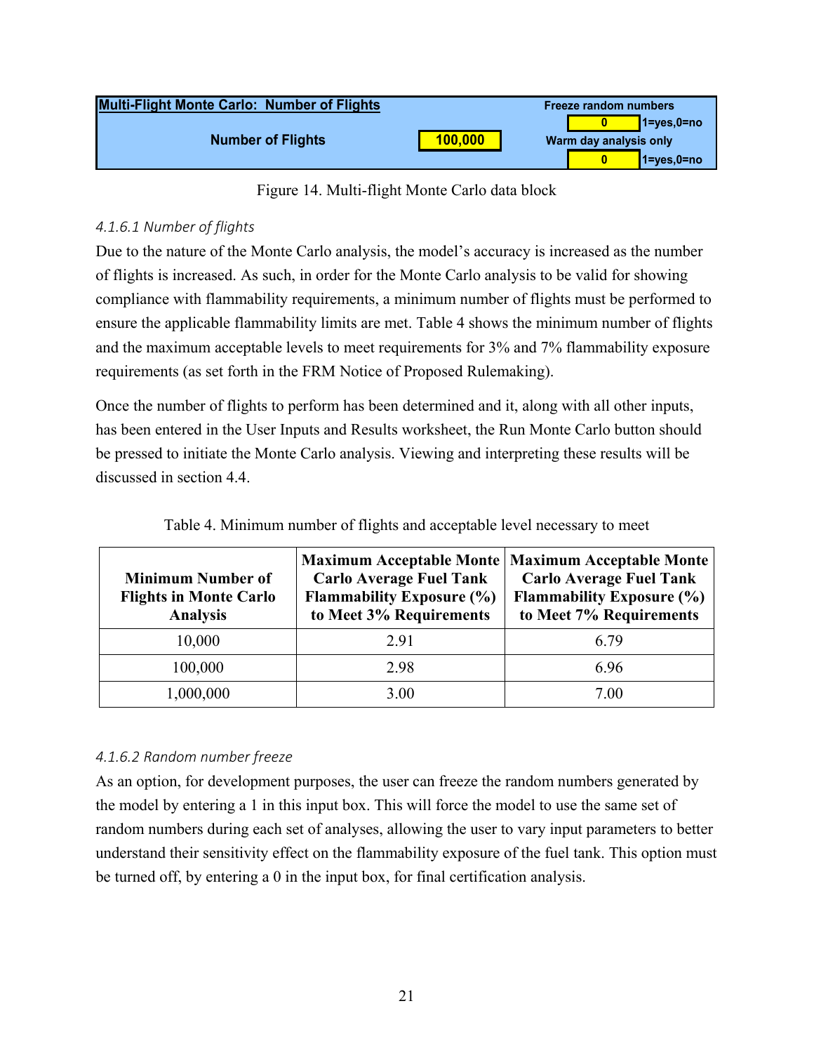| Multi-Flight Monte Carlo: Number of Flights | | Freeze random numbers | |
|---|---|---|---|
| | | 0 | 1=yes,0=no |
| Number of Flights | 100,000 | Warm day analysis only | |
| | | 0 | 1=yes,0=no |

Figure 14. Multi-flight Monte Carlo data block

*4.1.6.1 Number of flights*

Due to the nature of the Monte Carlo analysis, the model's accuracy is increased as the number of flights is increased. As such, in order for the Monte Carlo analysis to be valid for showing compliance with flammability requirements, a minimum number of flights must be performed to ensure the applicable flammability limits are met. Table 4 shows the minimum number of flights and the maximum acceptable levels to meet requirements for 3% and 7% flammability exposure requirements (as set forth in the FRM Notice of Proposed Rulemaking).

Once the number of flights to perform has been determined and it, along with all other inputs, has been entered in the User Inputs and Results worksheet, the Run Monte Carlo button should be pressed to initiate the Monte Carlo analysis. Viewing and interpreting these results will be discussed in section 4.4.

Table 4. Minimum number of flights and acceptable level necessary to meet

| Minimum Number of Flights in Monte Carlo Analysis | Maximum Acceptable Monte Carlo Average Fuel Tank Flammability Exposure (%) to Meet 3% Requirements | Maximum Acceptable Monte Carlo Average Fuel Tank Flammability Exposure (%) to Meet 7% Requirements |
|---|---|---|
| 10,000 | 2.91 | 6.79 |
| 100,000 | 2.98 | 6.96 |
| 1,000,000 | 3.00 | 7.00 |

*4.1.6.2 Random number freeze*

As an option, for development purposes, the user can freeze the random numbers generated by the model by entering a 1 in this input box. This will force the model to use the same set of random numbers during each set of analyses, allowing the user to vary input parameters to better understand their sensitivity effect on the flammability exposure of the fuel tank. This option must be turned off, by entering a 0 in the input box, for final certification analysis.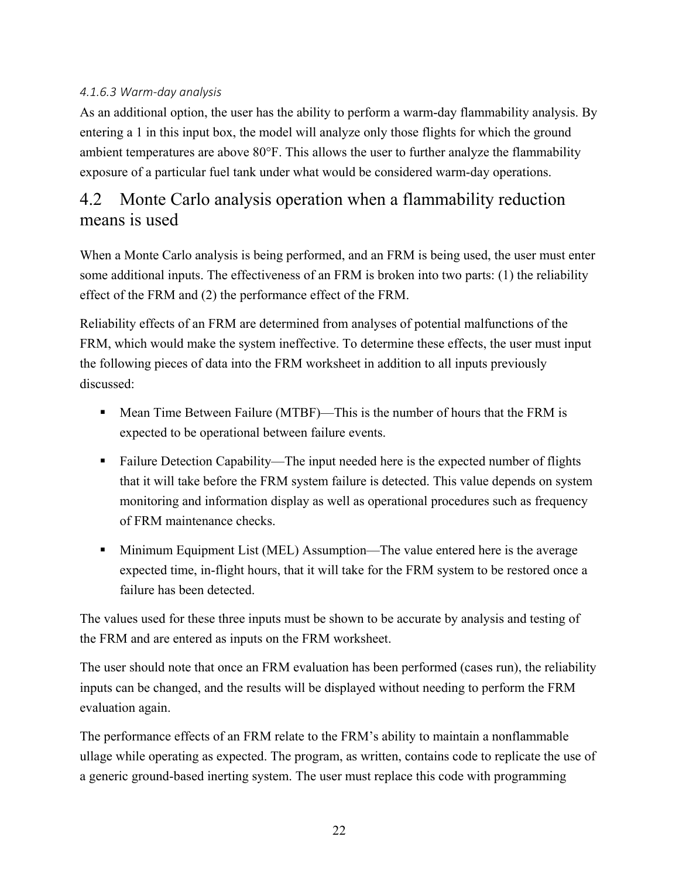#### 4.1.6.3 Warm-day analysis

As an additional option, the user has the ability to perform a warm-day flammability analysis. By entering a 1 in this input box, the model will analyze only those flights for which the ground ambient temperatures are above 80°F. This allows the user to further analyze the flammability exposure of a particular fuel tank under what would be considered warm-day operations.

## 4.2 Monte Carlo analysis operation when a flammability reduction means is used

When a Monte Carlo analysis is being performed, and an FRM is being used, the user must enter some additional inputs. The effectiveness of an FRM is broken into two parts: (1) the reliability effect of the FRM and (2) the performance effect of the FRM.

Reliability effects of an FRM are determined from analyses of potential malfunctions of the FRM, which would make the system ineffective. To determine these effects, the user must input the following pieces of data into the FRM worksheet in addition to all inputs previously discussed:

- Mean Time Between Failure (MTBF)—This is the number of hours that the FRM is expected to be operational between failure events.
- Failure Detection Capability—The input needed here is the expected number of flights that it will take before the FRM system failure is detected. This value depends on system monitoring and information display as well as operational procedures such as frequency of FRM maintenance checks.
- Minimum Equipment List (MEL) Assumption—The value entered here is the average expected time, in-flight hours, that it will take for the FRM system to be restored once a failure has been detected.

The values used for these three inputs must be shown to be accurate by analysis and testing of the FRM and are entered as inputs on the FRM worksheet.

The user should note that once an FRM evaluation has been performed (cases run), the reliability inputs can be changed, and the results will be displayed without needing to perform the FRM evaluation again.

The performance effects of an FRM relate to the FRM's ability to maintain a nonflammable ullage while operating as expected. The program, as written, contains code to replicate the use of a generic ground-based inerting system. The user must replace this code with programming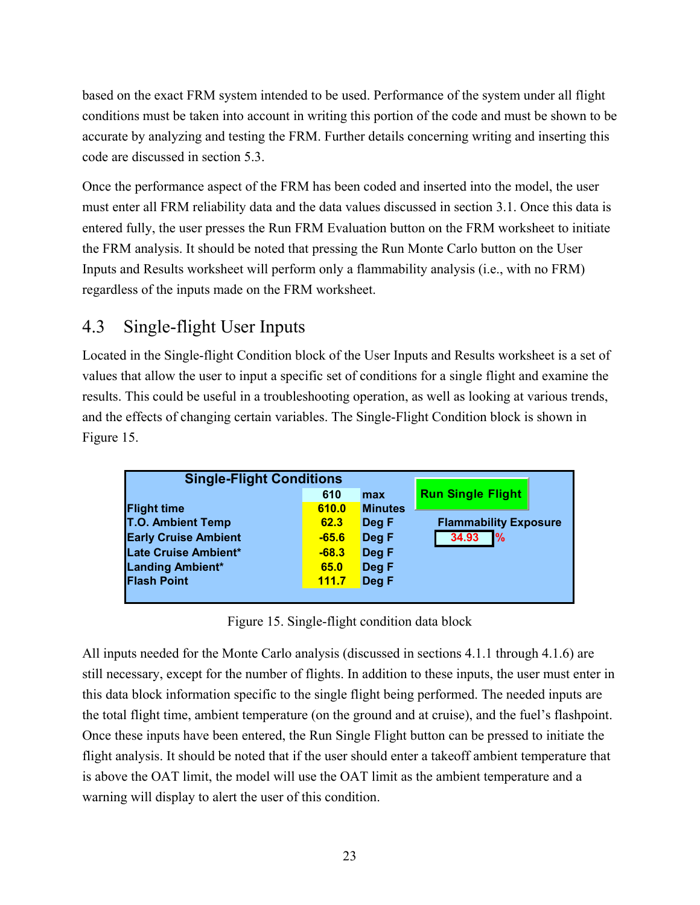based on the exact FRM system intended to be used. Performance of the system under all flight conditions must be taken into account in writing this portion of the code and must be shown to be accurate by analyzing and testing the FRM. Further details concerning writing and inserting this code are discussed in section 5.3.

Once the performance aspect of the FRM has been coded and inserted into the model, the user must enter all FRM reliability data and the data values discussed in section 3.1. Once this data is entered fully, the user presses the Run FRM Evaluation button on the FRM worksheet to initiate the FRM analysis. It should be noted that pressing the Run Monte Carlo button on the User Inputs and Results worksheet will perform only a flammability analysis (i.e., with no FRM) regardless of the inputs made on the FRM worksheet.

## 4.3 Single-flight User Inputs

Located in the Single-flight Condition block of the User Inputs and Results worksheet is a set of values that allow the user to input a specific set of conditions for a single flight and examine the results. This could be useful in a troubleshooting operation, as well as looking at various trends, and the effects of changing certain variables. The Single-Flight Condition block is shown in Figure 15.

| Single-Flight Conditions | | | |
|---|---|---|---|
| | 610 | max | Run Single Flight |
| Flight time | 610.0 | Minutes | |
| T.O. Ambient Temp | 62.3 | Deg F | Flammability Exposure |
| Early Cruise Ambient | -65.6 | Deg F | 34.93 % |
| Late Cruise Ambient* | -68.3 | Deg F | |
| Landing Ambient* | 65.0 | Deg F | |
| Flash Point | 111.7 | Deg F | |

Figure 15. Single-flight condition data block

All inputs needed for the Monte Carlo analysis (discussed in sections 4.1.1 through 4.1.6) are still necessary, except for the number of flights. In addition to these inputs, the user must enter in this data block information specific to the single flight being performed. The needed inputs are the total flight time, ambient temperature (on the ground and at cruise), and the fuel's flashpoint. Once these inputs have been entered, the Run Single Flight button can be pressed to initiate the flight analysis. It should be noted that if the user should enter a takeoff ambient temperature that is above the OAT limit, the model will use the OAT limit as the ambient temperature and a warning will display to alert the user of this condition.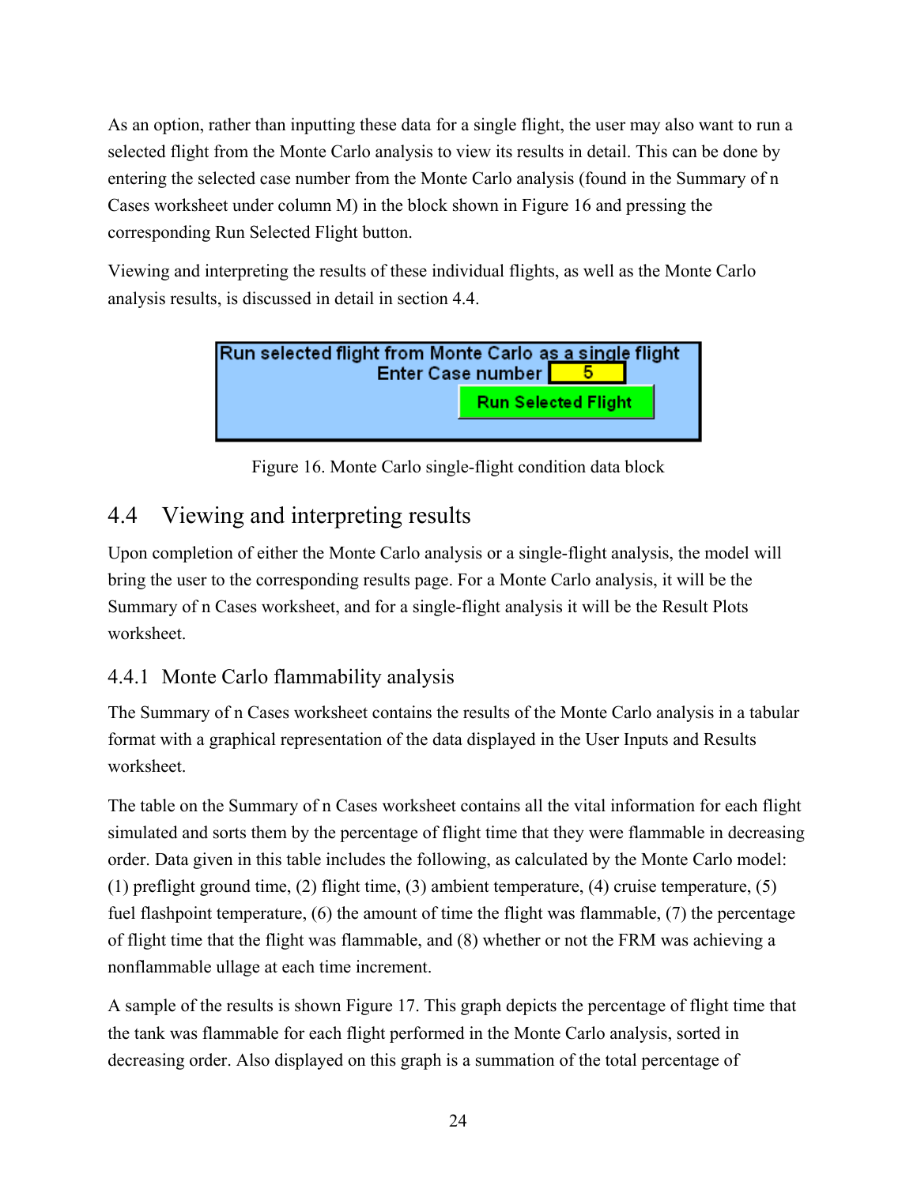As an option, rather than inputting these data for a single flight, the user may also want to run a selected flight from the Monte Carlo analysis to view its results in detail. This can be done by entering the selected case number from the Monte Carlo analysis (found in the Summary of n Cases worksheet under column M) in the block shown in Figure 16 and pressing the corresponding Run Selected Flight button.

Viewing and interpreting the results of these individual flights, as well as the Monte Carlo analysis results, is discussed in detail in section 4.4.

Figure 16. Monte Carlo single-flight condition data block

## 4.4 Viewing and interpreting results

Upon completion of either the Monte Carlo analysis or a single-flight analysis, the model will bring the user to the corresponding results page. For a Monte Carlo analysis, it will be the Summary of n Cases worksheet, and for a single-flight analysis it will be the Result Plots worksheet.

### 4.4.1 Monte Carlo flammability analysis

The Summary of n Cases worksheet contains the results of the Monte Carlo analysis in a tabular format with a graphical representation of the data displayed in the User Inputs and Results worksheet.

The table on the Summary of n Cases worksheet contains all the vital information for each flight simulated and sorts them by the percentage of flight time that they were flammable in decreasing order. Data given in this table includes the following, as calculated by the Monte Carlo model: (1) preflight ground time, (2) flight time, (3) ambient temperature, (4) cruise temperature, (5) fuel flashpoint temperature, (6) the amount of time the flight was flammable, (7) the percentage of flight time that the flight was flammable, and (8) whether or not the FRM was achieving a nonflammable ullage at each time increment.

A sample of the results is shown Figure 17. This graph depicts the percentage of flight time that the tank was flammable for each flight performed in the Monte Carlo analysis, sorted in decreasing order. Also displayed on this graph is a summation of the total percentage of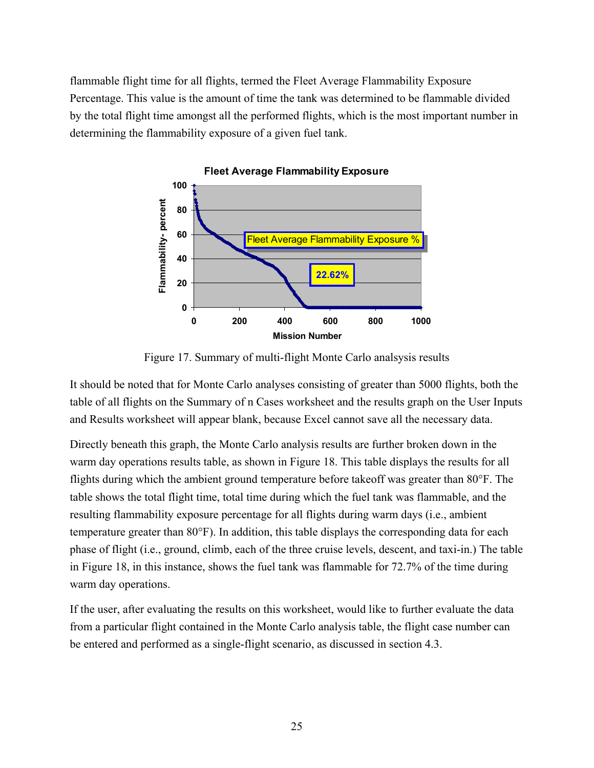flammable flight time for all flights, termed the Fleet Average Flammability Exposure Percentage. This value is the amount of time the tank was determined to be flammable divided by the total flight time amongst all the performed flights, which is the most important number in determining the flammability exposure of a given fuel tank.

Figure 17. Summary of multi-flight Monte Carlo analsysis results

It should be noted that for Monte Carlo analyses consisting of greater than 5000 flights, both the table of all flights on the Summary of n Cases worksheet and the results graph on the User Inputs and Results worksheet will appear blank, because Excel cannot save all the necessary data.

Directly beneath this graph, the Monte Carlo analysis results are further broken down in the warm day operations results table, as shown in Figure 18. This table displays the results for all flights during which the ambient ground temperature before takeoff was greater than 80°F. The table shows the total flight time, total time during which the fuel tank was flammable, and the resulting flammability exposure percentage for all flights during warm days (i.e., ambient temperature greater than 80°F). In addition, this table displays the corresponding data for each phase of flight (i.e., ground, climb, each of the three cruise levels, descent, and taxi-in.) The table in Figure 18, in this instance, shows the fuel tank was flammable for 72.7% of the time during warm day operations.

If the user, after evaluating the results on this worksheet, would like to further evaluate the data from a particular flight contained in the Monte Carlo analysis table, the flight case number can be entered and performed as a single-flight scenario, as discussed in section 4.3.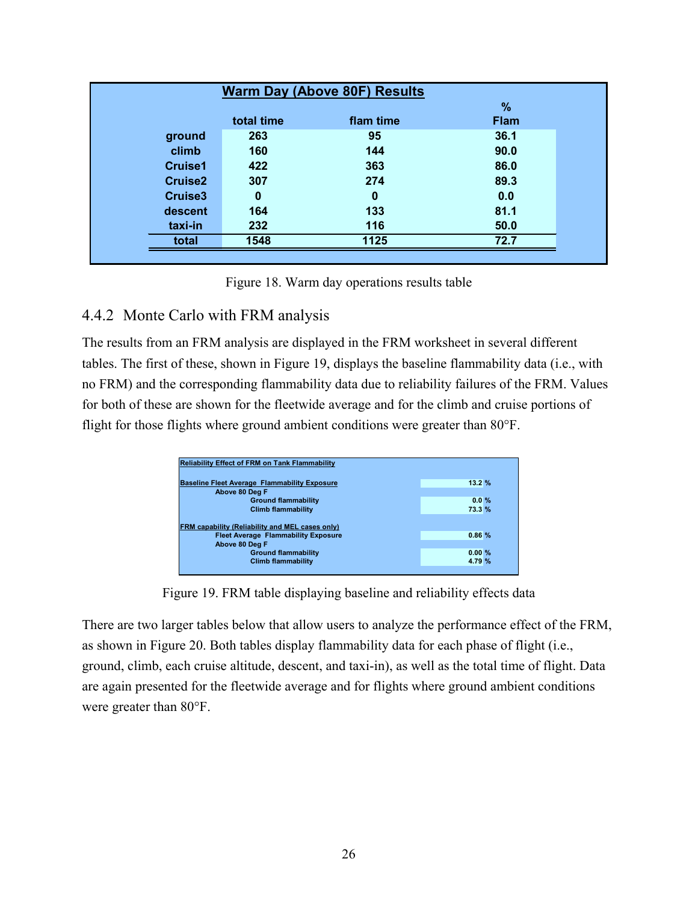**Warm Day (Above 80F) Results**

| | total time | flam time | % Flam |
|---|---|---|---|
| ground | 263 | 95 | 36.1 |
| climb | 160 | 144 | 90.0 |
| Cruise1 | 422 | 363 | 86.0 |
| Cruise2 | 307 | 274 | 89.3 |
| Cruise3 | 0 | 0 | 0.0 |
| descent | 164 | 133 | 81.1 |
| taxi-in | 232 | 116 | 50.0 |
| total | 1548 | 1125 | 72.7 |

Figure 18. Warm day operations results table

### 4.4.2 Monte Carlo with FRM analysis

The results from an FRM analysis are displayed in the FRM worksheet in several different tables. The first of these, shown in Figure 19, displays the baseline flammability data (i.e., with no FRM) and the corresponding flammability data due to reliability failures of the FRM. Values for both of these are shown for the fleetwide average and for the climb and cruise portions of flight for those flights where ground ambient conditions were greater than 80°F.

**Reliability Effect of FRM on Tank Flammability**

| | |
|---|---|
| **Baseline Fleet Average Flammability Exposure** | 13.2 % |
| Above 80 Deg F | |
| Ground flammability | 0.0 % |
| Climb flammability | 73.3 % |
| **FRM capability (Reliability and MEL cases only)** | |
| Fleet Average Flammability Exposure | 0.86 % |
| Above 80 Deg F | |
| Ground flammability | 0.00 % |
| Climb flammability | 4.79 % |

Figure 19. FRM table displaying baseline and reliability effects data

There are two larger tables below that allow users to analyze the performance effect of the FRM, as shown in Figure 20. Both tables display flammability data for each phase of flight (i.e., ground, climb, each cruise altitude, descent, and taxi-in), as well as the total time of flight. Data are again presented for the fleetwide average and for flights where ground ambient conditions were greater than 80°F.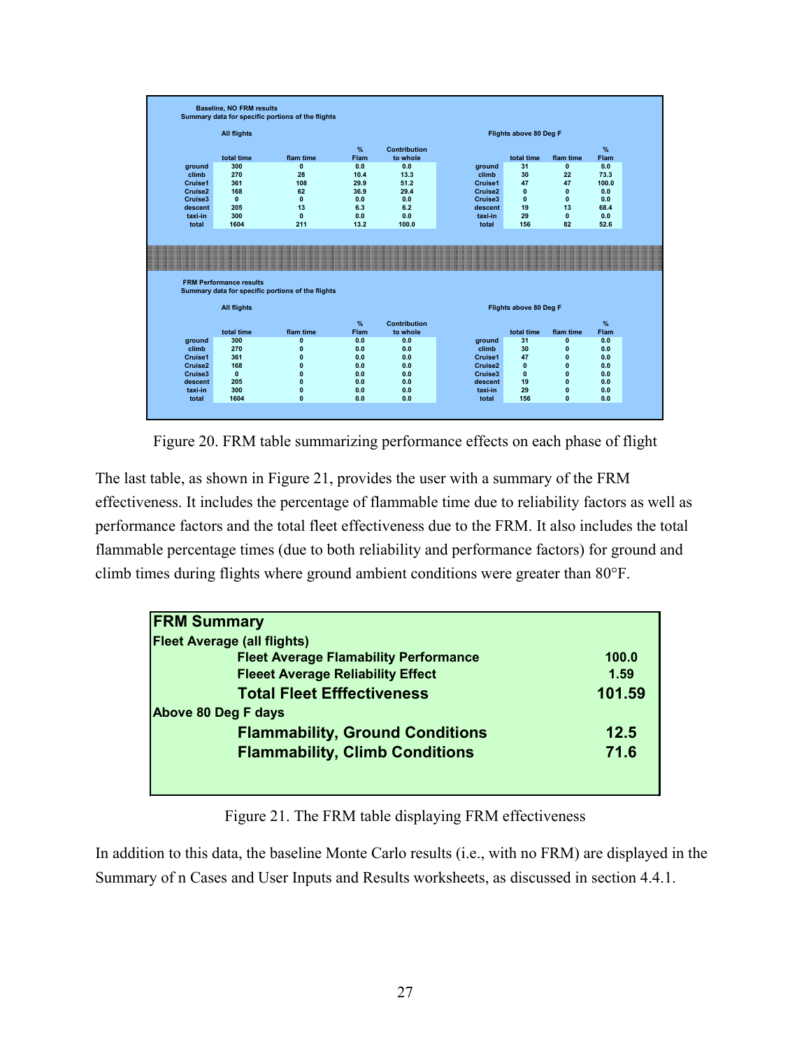**Baseline, NO FRM results**
**Summary data for specific portions of the flights**

**All flights**

| | total time | flam time | % Flam | Contribution to whole |
|---|---|---|---|---|
| ground | 300 | 0 | 0.0 | 0.0 |
| climb | 270 | 28 | 10.4 | 13.3 |
| Cruise1 | 361 | 108 | 29.9 | 51.2 |
| Cruise2 | 168 | 62 | 36.9 | 29.4 |
| Cruise3 | 0 | 0 | 0.0 | 0.0 |
| descent | 205 | 13 | 6.3 | 6.2 |
| taxi-in | 300 | 0 | 0.0 | 0.0 |
| total | 1604 | 211 | 13.2 | 100.0 |

**Flights above 80 Deg F**

| | total time | flam time | % Flam |
|---|---|---|---|
| ground | 31 | 0 | 0.0 |
| climb | 30 | 22 | 73.3 |
| Cruise1 | 47 | 47 | 100.0 |
| Cruise2 | 0 | 0 | 0.0 |
| Cruise3 | 0 | 0 | 0.0 |
| descent | 19 | 13 | 68.4 |
| taxi-in | 29 | 0 | 0.0 |
| total | 156 | 82 | 52.6 |

**FRM Performance results**
**Summary data for specific portions of the flights**

**All flights**

| | total time | flam time | % Flam | Contribution to whole |
|---|---|---|---|---|
| ground | 300 | 0 | 0.0 | 0.0 |
| climb | 270 | 0 | 0.0 | 0.0 |
| Cruise1 | 361 | 0 | 0.0 | 0.0 |
| Cruise2 | 168 | 0 | 0.0 | 0.0 |
| Cruise3 | 0 | 0 | 0.0 | 0.0 |
| descent | 205 | 0 | 0.0 | 0.0 |
| taxi-in | 300 | 0 | 0.0 | 0.0 |
| total | 1604 | 0 | 0.0 | 0.0 |

**Flights above 80 Deg F**

| | total time | flam time | % Flam |
|---|---|---|---|
| ground | 31 | 0 | 0.0 |
| climb | 30 | 0 | 0.0 |
| Cruise1 | 47 | 0 | 0.0 |
| Cruise2 | 0 | 0 | 0.0 |
| Cruise3 | 0 | 0 | 0.0 |
| descent | 19 | 0 | 0.0 |
| taxi-in | 29 | 0 | 0.0 |
| total | 156 | 0 | 0.0 |

Figure 20. FRM table summarizing performance effects on each phase of flight

The last table, as shown in Figure 21, provides the user with a summary of the FRM effectiveness. It includes the percentage of flammable time due to reliability factors as well as performance factors and the total fleet effectiveness due to the FRM. It also includes the total flammable percentage times (due to both reliability and performance factors) for ground and climb times during flights where ground ambient conditions were greater than 80°F.

| **FRM Summary** | |
|---|---|
| **Fleet Average (all flights)** | |
| **Fleet Average Flamability Performance** | **100.0** |
| **Fleeet Average Reliability Effect** | **1.59** |
| **Total Fleet Efffectiveness** | **101.59** |
| **Above 80 Deg F days** | |
| **Flammability, Ground Conditions** | **12.5** |
| **Flammability, Climb Conditions** | **71.6** |

Figure 21. The FRM table displaying FRM effectiveness

In addition to this data, the baseline Monte Carlo results (i.e., with no FRM) are displayed in the Summary of n Cases and User Inputs and Results worksheets, as discussed in section 4.4.1.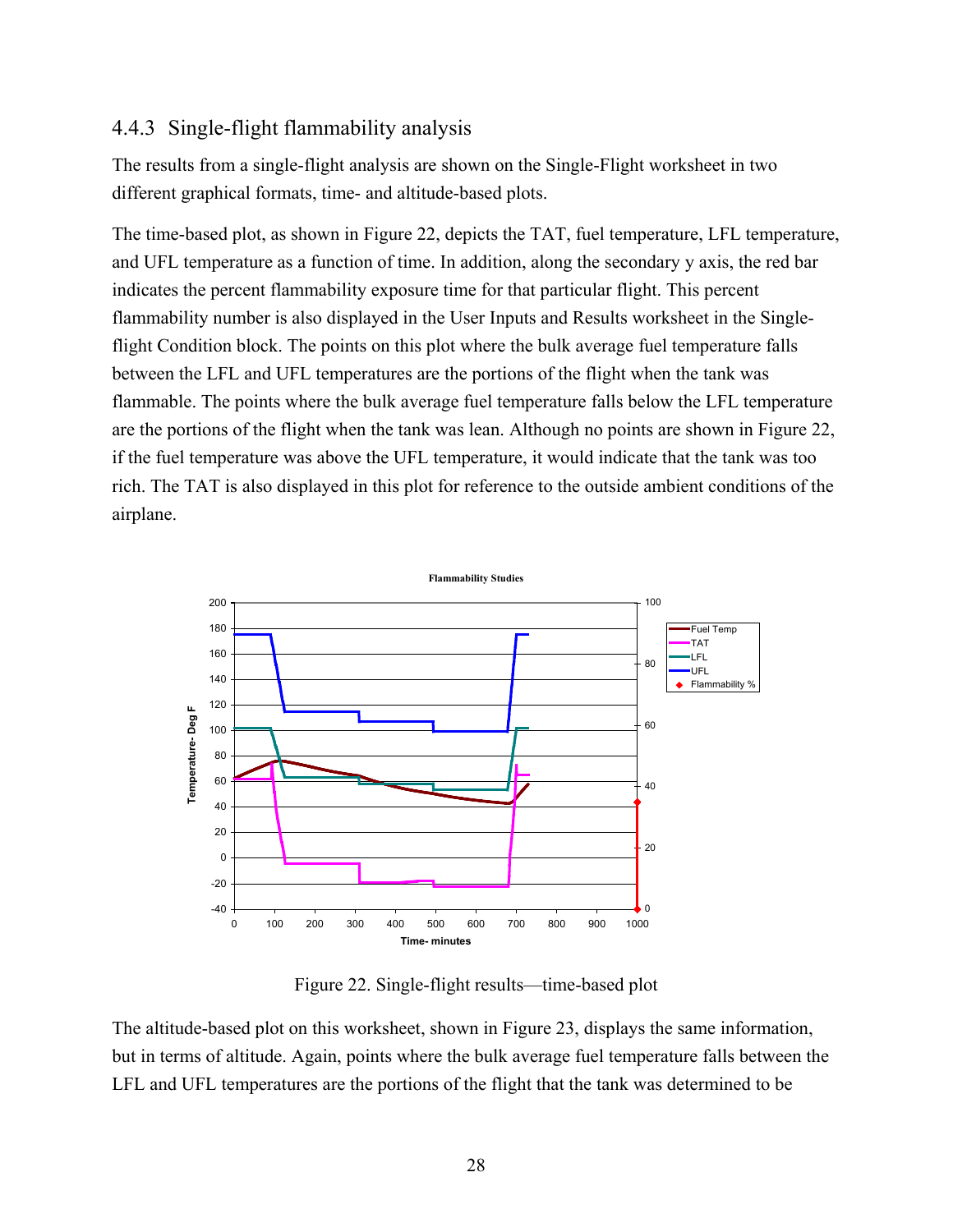### 4.4.3 Single-flight flammability analysis

The results from a single-flight analysis are shown on the Single-Flight worksheet in two different graphical formats, time- and altitude-based plots.

The time-based plot, as shown in Figure 22, depicts the TAT, fuel temperature, LFL temperature, and UFL temperature as a function of time. In addition, along the secondary y axis, the red bar indicates the percent flammability exposure time for that particular flight. This percent flammability number is also displayed in the User Inputs and Results worksheet in the Single-flight Condition block. The points on this plot where the bulk average fuel temperature falls between the LFL and UFL temperatures are the portions of the flight when the tank was flammable. The points where the bulk average fuel temperature falls below the LFL temperature are the portions of the flight when the tank was lean. Although no points are shown in Figure 22, if the fuel temperature was above the UFL temperature, it would indicate that the tank was too rich. The TAT is also displayed in this plot for reference to the outside ambient conditions of the airplane.

Figure 22. Single-flight results—time-based plot

The altitude-based plot on this worksheet, shown in Figure 23, displays the same information, but in terms of altitude. Again, points where the bulk average fuel temperature falls between the LFL and UFL temperatures are the portions of the flight that the tank was determined to be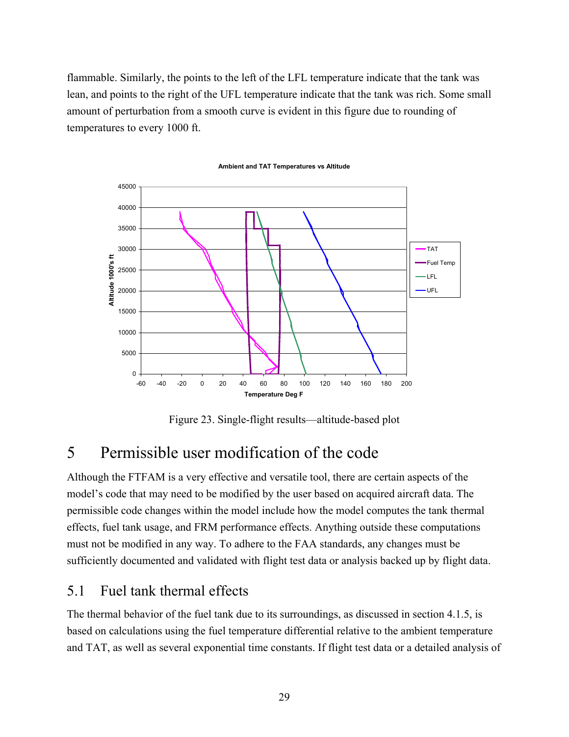flammable. Similarly, the points to the left of the LFL temperature indicate that the tank was lean, and points to the right of the UFL temperature indicate that the tank was rich. Some small amount of perturbation from a smooth curve is evident in this figure due to rounding of temperatures to every 1000 ft.

Figure 23. Single-flight results—altitude-based plot

# 5 Permissible user modification of the code

Although the FTFAM is a very effective and versatile tool, there are certain aspects of the model's code that may need to be modified by the user based on acquired aircraft data. The permissible code changes within the model include how the model computes the tank thermal effects, fuel tank usage, and FRM performance effects. Anything outside these computations must not be modified in any way. To adhere to the FAA standards, any changes must be sufficiently documented and validated with flight test data or analysis backed up by flight data.

## 5.1 Fuel tank thermal effects

The thermal behavior of the fuel tank due to its surroundings, as discussed in section 4.1.5, is based on calculations using the fuel temperature differential relative to the ambient temperature and TAT, as well as several exponential time constants. If flight test data or a detailed analysis of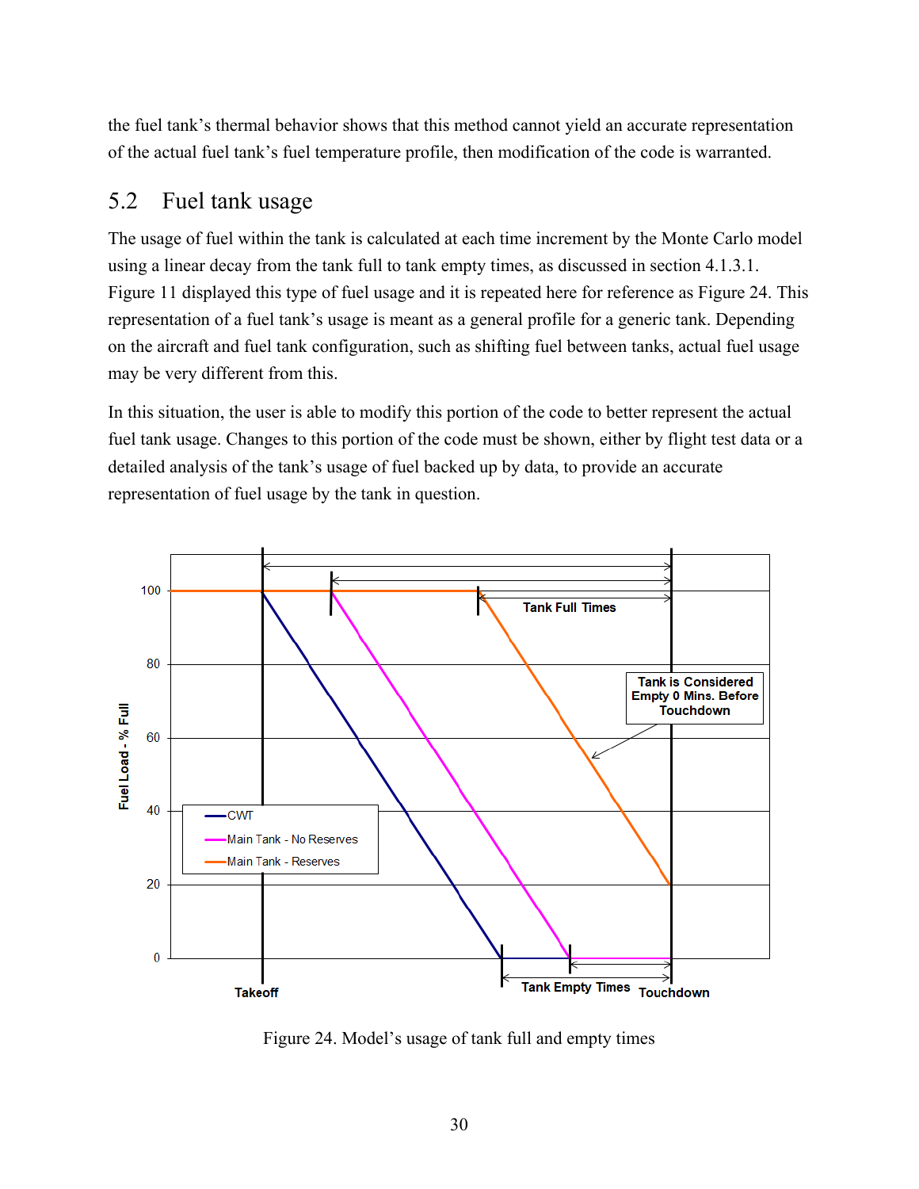the fuel tank's thermal behavior shows that this method cannot yield an accurate representation of the actual fuel tank's fuel temperature profile, then modification of the code is warranted.

## 5.2 Fuel tank usage

The usage of fuel within the tank is calculated at each time increment by the Monte Carlo model using a linear decay from the tank full to tank empty times, as discussed in section 4.1.3.1. Figure 11 displayed this type of fuel usage and it is repeated here for reference as Figure 24. This representation of a fuel tank's usage is meant as a general profile for a generic tank. Depending on the aircraft and fuel tank configuration, such as shifting fuel between tanks, actual fuel usage may be very different from this.

In this situation, the user is able to modify this portion of the code to better represent the actual fuel tank usage. Changes to this portion of the code must be shown, either by flight test data or a detailed analysis of the tank's usage of fuel backed up by data, to provide an accurate representation of fuel usage by the tank in question.

Figure 24. Model's usage of tank full and empty times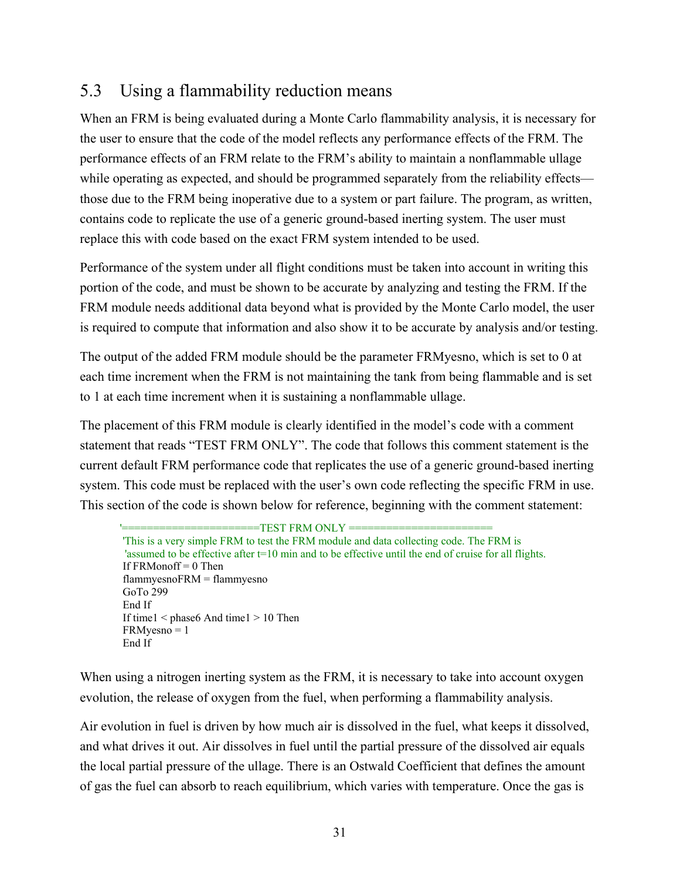## 5.3 Using a flammability reduction means

When an FRM is being evaluated during a Monte Carlo flammability analysis, it is necessary for the user to ensure that the code of the model reflects any performance effects of the FRM. The performance effects of an FRM relate to the FRM's ability to maintain a nonflammable ullage while operating as expected, and should be programmed separately from the reliability effects—those due to the FRM being inoperative due to a system or part failure. The program, as written, contains code to replicate the use of a generic ground-based inerting system. The user must replace this with code based on the exact FRM system intended to be used.

Performance of the system under all flight conditions must be taken into account in writing this portion of the code, and must be shown to be accurate by analyzing and testing the FRM. If the FRM module needs additional data beyond what is provided by the Monte Carlo model, the user is required to compute that information and also show it to be accurate by analysis and/or testing.

The output of the added FRM module should be the parameter FRMyesno, which is set to 0 at each time increment when the FRM is not maintaining the tank from being flammable and is set to 1 at each time increment when it is sustaining a nonflammable ullage.

The placement of this FRM module is clearly identified in the model's code with a comment statement that reads "TEST FRM ONLY". The code that follows this comment statement is the current default FRM performance code that replicates the use of a generic ground-based inerting system. This code must be replaced with the user's own code reflecting the specific FRM in use. This section of the code is shown below for reference, beginning with the comment statement:

```
'=====================TEST FRM ONLY ======================
'This is a very simple FRM to test the FRM module and data collecting code. The FRM is
 'assumed to be effective after t=10 min and to be effective until the end of cruise for all flights.
If FRMonoff = 0 Then
flammyesnoFRM = flammyesno
GoTo 299
End If
If time1 < phase6 And time1 > 10 Then
FRMyesno = 1
End If
```

When using a nitrogen inerting system as the FRM, it is necessary to take into account oxygen evolution, the release of oxygen from the fuel, when performing a flammability analysis.

Air evolution in fuel is driven by how much air is dissolved in the fuel, what keeps it dissolved, and what drives it out. Air dissolves in fuel until the partial pressure of the dissolved air equals the local partial pressure of the ullage. There is an Ostwald Coefficient that defines the amount of gas the fuel can absorb to reach equilibrium, which varies with temperature. Once the gas is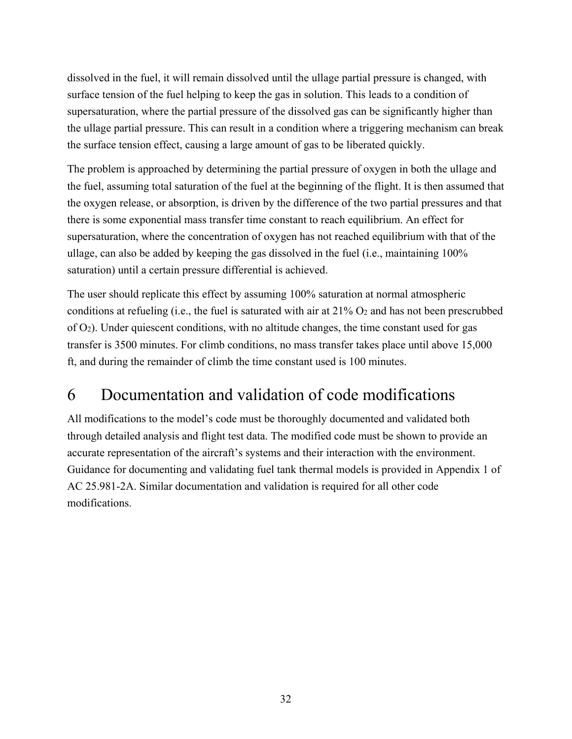dissolved in the fuel, it will remain dissolved until the ullage partial pressure is changed, with surface tension of the fuel helping to keep the gas in solution. This leads to a condition of supersaturation, where the partial pressure of the dissolved gas can be significantly higher than the ullage partial pressure. This can result in a condition where a triggering mechanism can break the surface tension effect, causing a large amount of gas to be liberated quickly.

The problem is approached by determining the partial pressure of oxygen in both the ullage and the fuel, assuming total saturation of the fuel at the beginning of the flight. It is then assumed that the oxygen release, or absorption, is driven by the difference of the two partial pressures and that there is some exponential mass transfer time constant to reach equilibrium. An effect for supersaturation, where the concentration of oxygen has not reached equilibrium with that of the ullage, can also be added by keeping the gas dissolved in the fuel (i.e., maintaining 100% saturation) until a certain pressure differential is achieved.

The user should replicate this effect by assuming 100% saturation at normal atmospheric conditions at refueling (i.e., the fuel is saturated with air at 21% $O_2$ and has not been prescrubbed of $O_2$). Under quiescent conditions, with no altitude changes, the time constant used for gas transfer is 3500 minutes. For climb conditions, no mass transfer takes place until above 15,000 ft, and during the remainder of climb the time constant used is 100 minutes.

# 6 Documentation and validation of code modifications

All modifications to the model's code must be thoroughly documented and validated both through detailed analysis and flight test data. The modified code must be shown to provide an accurate representation of the aircraft's systems and their interaction with the environment. Guidance for documenting and validating fuel tank thermal models is provided in Appendix 1 of AC 25.981-2A. Similar documentation and validation is required for all other code modifications.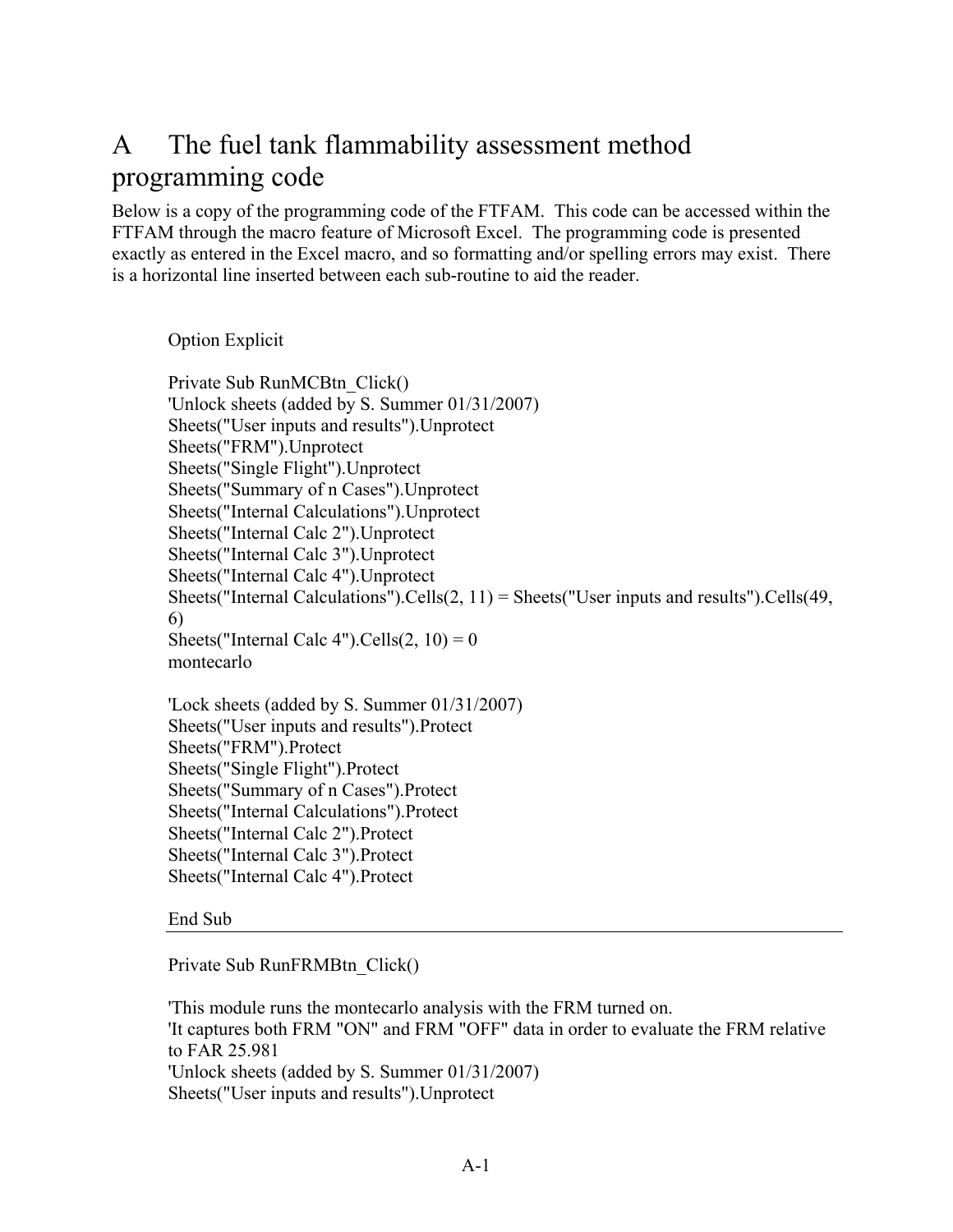# A The fuel tank flammability assessment method programming code

Below is a copy of the programming code of the FTFAM. This code can be accessed within the FTFAM through the macro feature of Microsoft Excel. The programming code is presented exactly as entered in the Excel macro, and so formatting and/or spelling errors may exist. There is a horizontal line inserted between each sub-routine to aid the reader.

```
Option Explicit

Private Sub RunMCBtn_Click()
'Unlock sheets (added by S. Summer 01/31/2007)
Sheets("User inputs and results").Unprotect
Sheets("FRM").Unprotect
Sheets("Single Flight").Unprotect
Sheets("Summary of n Cases").Unprotect
Sheets("Internal Calculations").Unprotect
Sheets("Internal Calc 2").Unprotect
Sheets("Internal Calc 3").Unprotect
Sheets("Internal Calc 4").Unprotect
Sheets("Internal Calculations").Cells(2, 11) = Sheets("User inputs and results").Cells(49,
6)
Sheets("Internal Calc 4").Cells(2, 10) = 0
montecarlo

'Lock sheets (added by S. Summer 01/31/2007)
Sheets("User inputs and results").Protect
Sheets("FRM").Protect
Sheets("Single Flight").Protect
Sheets("Summary of n Cases").Protect
Sheets("Internal Calculations").Protect
Sheets("Internal Calc 2").Protect
Sheets("Internal Calc 3").Protect
Sheets("Internal Calc 4").Protect

End Sub
```

---

```
Private Sub RunFRMBtn_Click()

'This module runs the montecarlo analysis with the FRM turned on.
'It captures both FRM "ON" and FRM "OFF" data in order to evaluate the FRM relative
to FAR 25.981
'Unlock sheets (added by S. Summer 01/31/2007)
Sheets("User inputs and results").Unprotect
```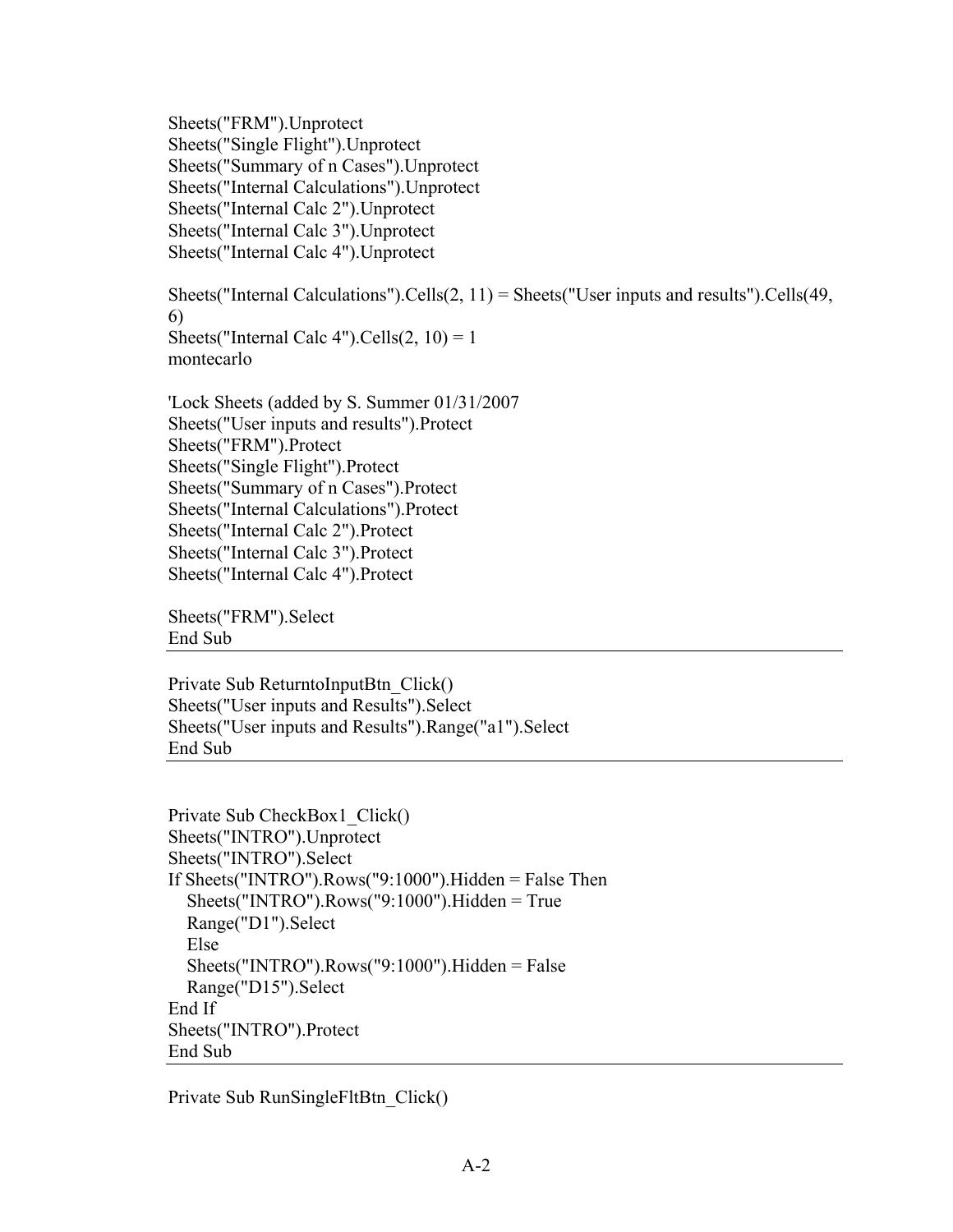```
Sheets("FRM").Unprotect
Sheets("Single Flight").Unprotect
Sheets("Summary of n Cases").Unprotect
Sheets("Internal Calculations").Unprotect
Sheets("Internal Calc 2").Unprotect
Sheets("Internal Calc 3").Unprotect
Sheets("Internal Calc 4").Unprotect

Sheets("Internal Calculations").Cells(2, 11) = Sheets("User inputs and results").Cells(49,
6)
Sheets("Internal Calc 4").Cells(2, 10) = 1
montecarlo

'Lock Sheets (added by S. Summer 01/31/2007
Sheets("User inputs and results").Protect
Sheets("FRM").Protect
Sheets("Single Flight").Protect
Sheets("Summary of n Cases").Protect
Sheets("Internal Calculations").Protect
Sheets("Internal Calc 2").Protect
Sheets("Internal Calc 3").Protect
Sheets("Internal Calc 4").Protect

Sheets("FRM").Select
End Sub
```

---

```
Private Sub ReturntoInputBtn_Click()
Sheets("User inputs and Results").Select
Sheets("User inputs and Results").Range("a1").Select
End Sub
```

---

```
Private Sub CheckBox1_Click()
Sheets("INTRO").Unprotect
Sheets("INTRO").Select
If Sheets("INTRO").Rows("9:1000").Hidden = False Then
   Sheets("INTRO").Rows("9:1000").Hidden = True
   Range("D1").Select
   Else
   Sheets("INTRO").Rows("9:1000").Hidden = False
   Range("D15").Select
End If
Sheets("INTRO").Protect
End Sub
```

---

```
Private Sub RunSingleFltBtn_Click()
```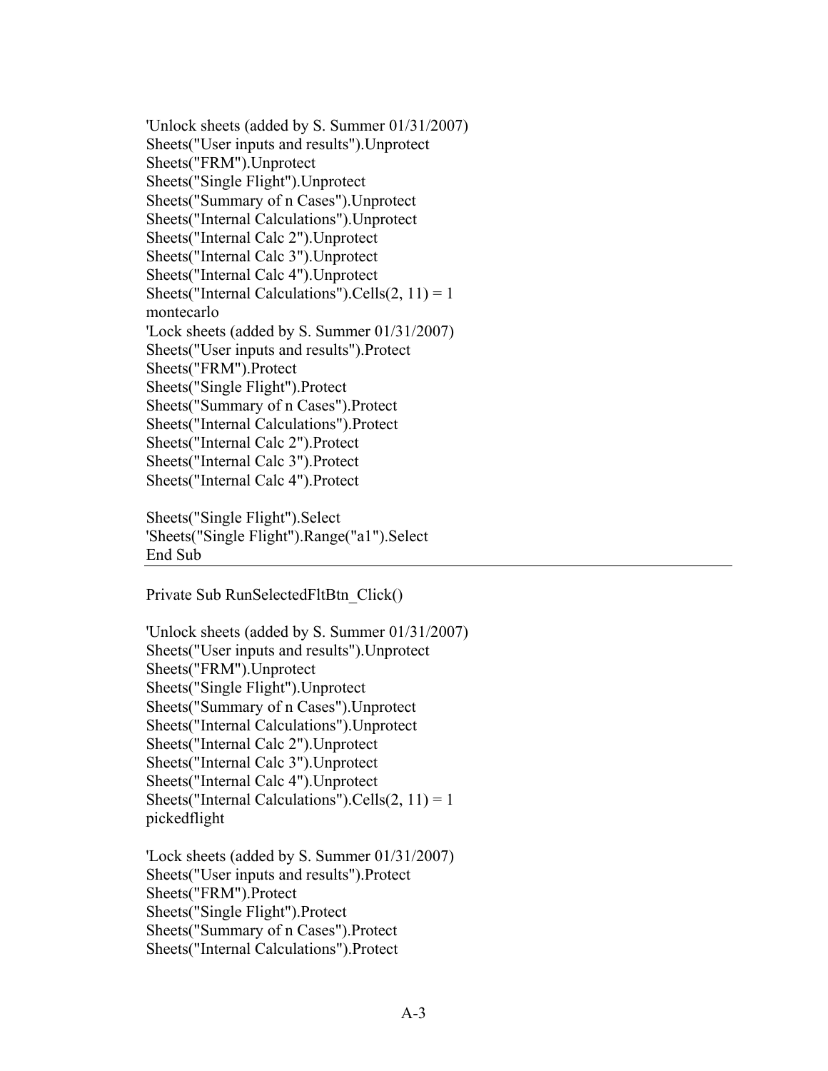```
'Unlock sheets (added by S. Summer 01/31/2007)
Sheets("User inputs and results").Unprotect
Sheets("FRM").Unprotect
Sheets("Single Flight").Unprotect
Sheets("Summary of n Cases").Unprotect
Sheets("Internal Calculations").Unprotect
Sheets("Internal Calc 2").Unprotect
Sheets("Internal Calc 3").Unprotect
Sheets("Internal Calc 4").Unprotect
Sheets("Internal Calculations").Cells(2, 11) = 1
montecarlo
'Lock sheets (added by S. Summer 01/31/2007)
Sheets("User inputs and results").Protect
Sheets("FRM").Protect
Sheets("Single Flight").Protect
Sheets("Summary of n Cases").Protect
Sheets("Internal Calculations").Protect
Sheets("Internal Calc 2").Protect
Sheets("Internal Calc 3").Protect
Sheets("Internal Calc 4").Protect

Sheets("Single Flight").Select
'Sheets("Single Flight").Range("a1").Select
End Sub
```

---

```
Private Sub RunSelectedFltBtn_Click()

'Unlock sheets (added by S. Summer 01/31/2007)
Sheets("User inputs and results").Unprotect
Sheets("FRM").Unprotect
Sheets("Single Flight").Unprotect
Sheets("Summary of n Cases").Unprotect
Sheets("Internal Calculations").Unprotect
Sheets("Internal Calc 2").Unprotect
Sheets("Internal Calc 3").Unprotect
Sheets("Internal Calc 4").Unprotect
Sheets("Internal Calculations").Cells(2, 11) = 1
pickedflight

'Lock sheets (added by S. Summer 01/31/2007)
Sheets("User inputs and results").Protect
Sheets("FRM").Protect
Sheets("Single Flight").Protect
Sheets("Summary of n Cases").Protect
Sheets("Internal Calculations").Protect
```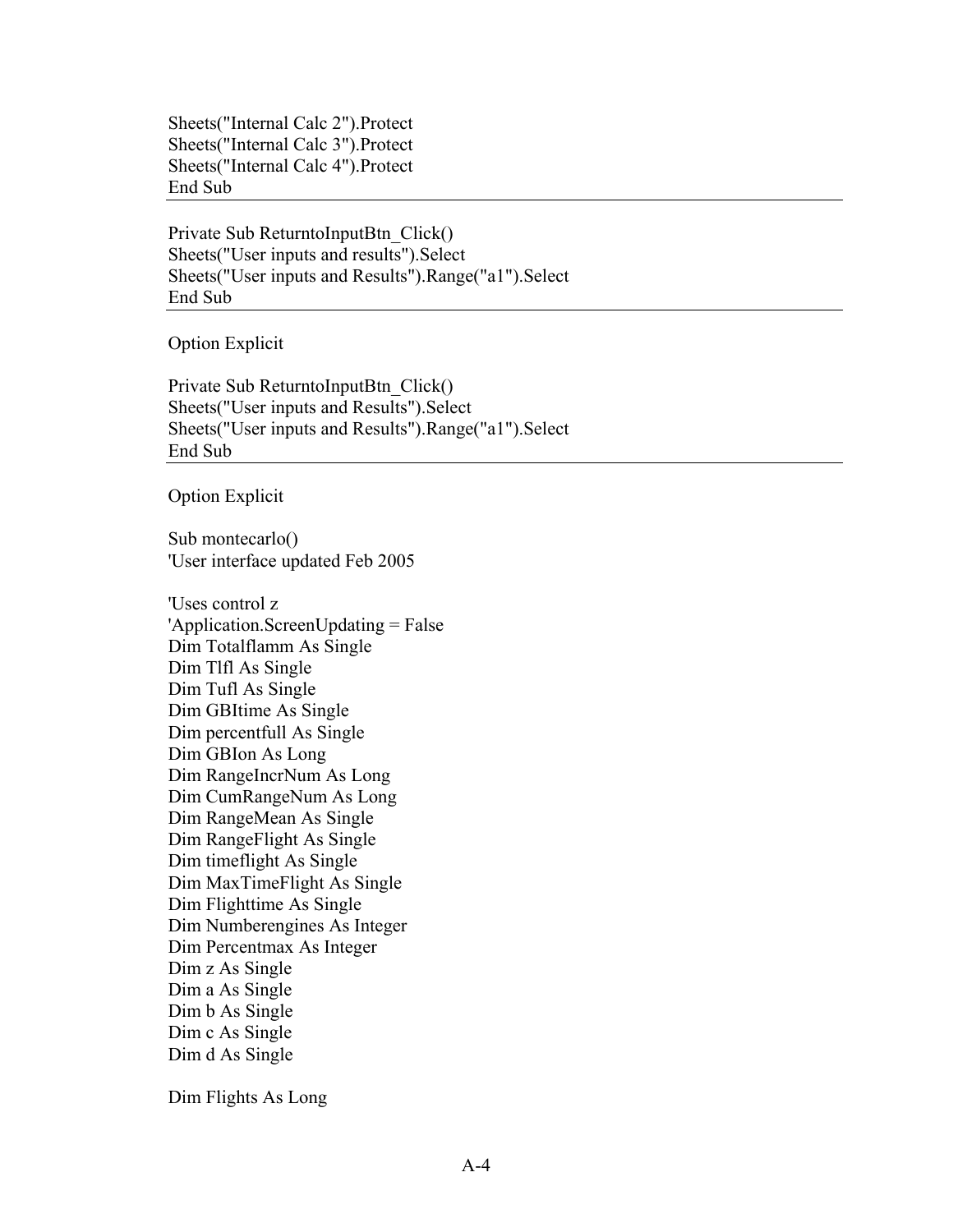```
Sheets("Internal Calc 2").Protect
Sheets("Internal Calc 3").Protect
Sheets("Internal Calc 4").Protect
End Sub
```

---

```
Private Sub ReturntoInputBtn_Click()
Sheets("User inputs and results").Select
Sheets("User inputs and Results").Range("a1").Select
End Sub
```

---

```
Option Explicit

Private Sub ReturntoInputBtn_Click()
Sheets("User inputs and Results").Select
Sheets("User inputs and Results").Range("a1").Select
End Sub
```

---

```
Option Explicit

Sub montecarlo()
'User interface updated Feb 2005

'Uses control z
'Application.ScreenUpdating = False
Dim Totalflamm As Single
Dim Tlfl As Single
Dim Tufl As Single
Dim GBItime As Single
Dim percentfull As Single
Dim GBIon As Long
Dim RangeIncrNum As Long
Dim CumRangeNum As Long
Dim RangeMean As Single
Dim RangeFlight As Single
Dim timeflight As Single
Dim MaxTimeFlight As Single
Dim Flighttime As Single
Dim Numberengines As Integer
Dim Percentmax As Integer
Dim z As Single
Dim a As Single
Dim b As Single
Dim c As Single
Dim d As Single

Dim Flights As Long
```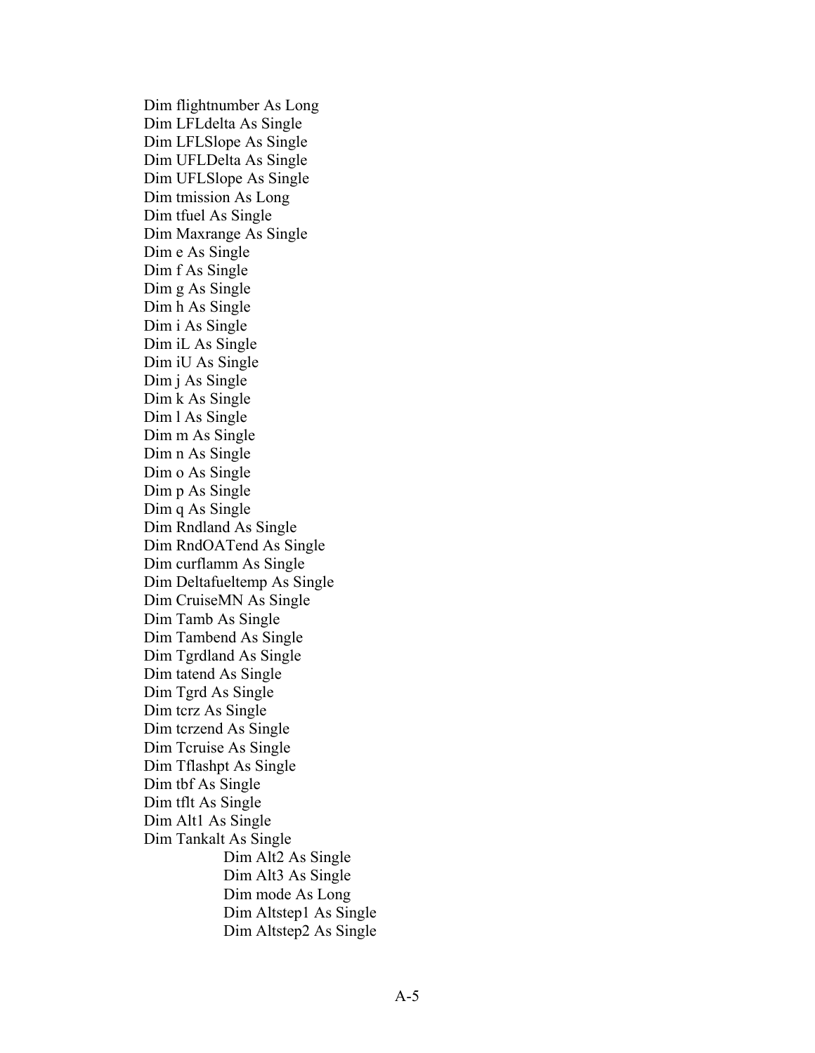```
Dim flightnumber As Long
Dim LFLdelta As Single
Dim LFLSlope As Single
Dim UFLDelta As Single
Dim UFLSlope As Single
Dim tmission As Long
Dim tfuel As Single
Dim Maxrange As Single
Dim e As Single
Dim f As Single
Dim g As Single
Dim h As Single
Dim i As Single
Dim iL As Single
Dim iU As Single
Dim j As Single
Dim k As Single
Dim l As Single
Dim m As Single
Dim n As Single
Dim o As Single
Dim p As Single
Dim q As Single
Dim Rndland As Single
Dim RndOATend As Single
Dim curflamm As Single
Dim Deltafueltemp As Single
Dim CruiseMN As Single
Dim Tamb As Single
Dim Tambend As Single
Dim Tgrdland As Single
Dim tatend As Single
Dim Tgrd As Single
Dim tcrz As Single
Dim tcrzend As Single
Dim Tcruise As Single
Dim Tflashpt As Single
Dim tbf As Single
Dim tflt As Single
Dim Alt1 As Single
Dim Tankalt As Single
        Dim Alt2 As Single
        Dim Alt3 As Single
        Dim mode As Long
        Dim Altstep1 As Single
        Dim Altstep2 As Single
```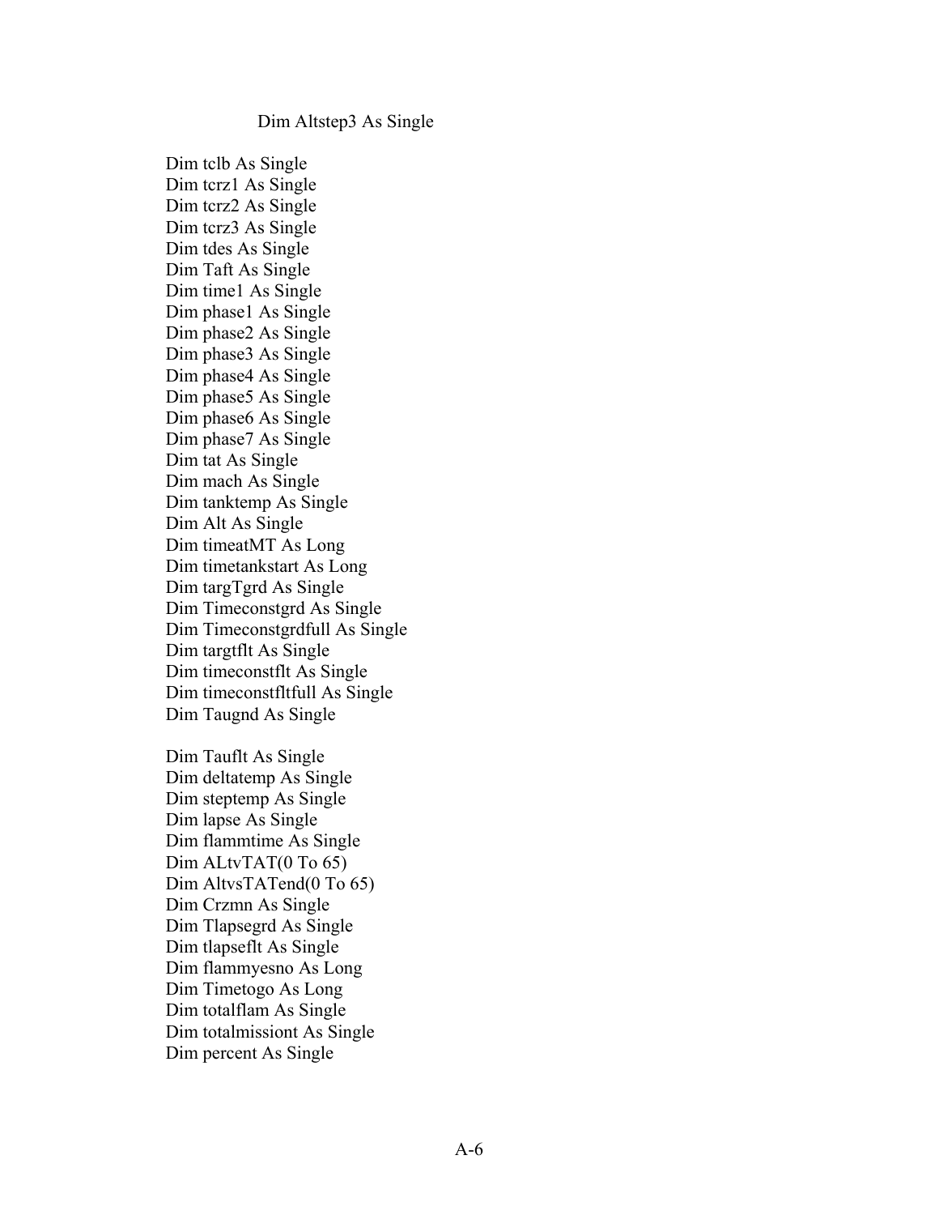```
            Dim Altstep3 As Single

    Dim tclb As Single
    Dim tcrz1 As Single
    Dim tcrz2 As Single
    Dim tcrz3 As Single
    Dim tdes As Single
    Dim Taft As Single
    Dim time1 As Single
    Dim phase1 As Single
    Dim phase2 As Single
    Dim phase3 As Single
    Dim phase4 As Single
    Dim phase5 As Single
    Dim phase6 As Single
    Dim phase7 As Single
    Dim tat As Single
    Dim mach As Single
    Dim tanktemp As Single
    Dim Alt As Single
    Dim timeatMT As Long
    Dim timetankstart As Long
    Dim targTgrd As Single
    Dim Timeconstgrd As Single
    Dim Timeconstgrdfull As Single
    Dim targtflt As Single
    Dim timeconstflt As Single
    Dim timeconstfltfull As Single
    Dim Taugnd As Single

    Dim Tauflt As Single
    Dim deltatemp As Single
    Dim steptemp As Single
    Dim lapse As Single
    Dim flammtime As Single
    Dim ALtvTAT(0 To 65)
    Dim AltvsTATend(0 To 65)
    Dim Crzmn As Single
    Dim Tlapsegrd As Single
    Dim tlapseflt As Single
    Dim flammyesno As Long
    Dim Timetogo As Long
    Dim totalflam As Single
    Dim totalmissiont As Single
    Dim percent As Single
```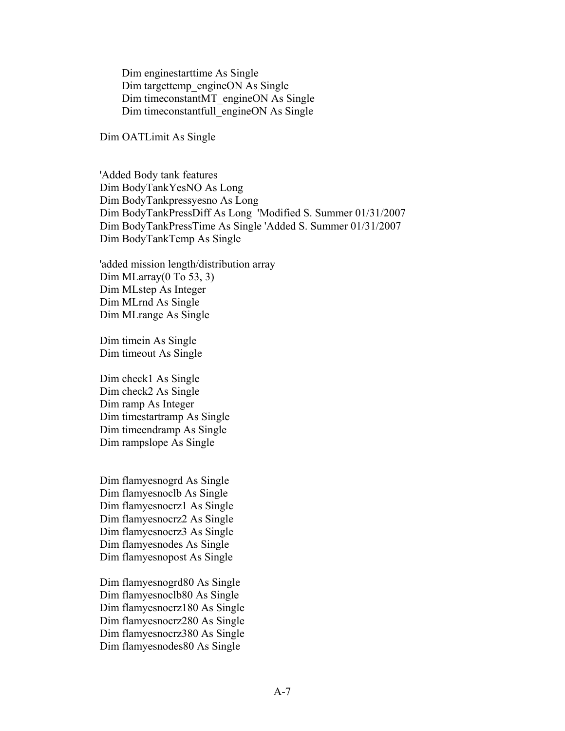```
        Dim enginestarttime As Single
        Dim targettemp_engineON As Single
        Dim timeconstantMT_engineON As Single
        Dim timeconstantfull_engineON As Single

    Dim OATLimit As Single


    'Added Body tank features
    Dim BodyTankYesNO As Long
    Dim BodyTankpressyesno As Long
    Dim BodyTankPressDiff As Long  'Modified S. Summer 01/31/2007
    Dim BodyTankPressTime As Single 'Added S. Summer 01/31/2007
    Dim BodyTankTemp As Single

    'added mission length/distribution array
    Dim MLarray(0 To 53, 3)
    Dim MLstep As Integer
    Dim MLrnd As Single
    Dim MLrange As Single

    Dim timein As Single
    Dim timeout As Single

    Dim check1 As Single
    Dim check2 As Single
    Dim ramp As Integer
    Dim timestartramp As Single
    Dim timeendramp As Single
    Dim rampslope As Single


    Dim flamyesnogrd As Single
    Dim flamyesnoclb As Single
    Dim flamyesnocrz1 As Single
    Dim flamyesnocrz2 As Single
    Dim flamyesnocrz3 As Single
    Dim flamyesnodes As Single
    Dim flamyesnopost As Single

    Dim flamyesnogrd80 As Single
    Dim flamyesnoclb80 As Single
    Dim flamyesnocrz180 As Single
    Dim flamyesnocrz280 As Single
    Dim flamyesnocrz380 As Single
    Dim flamyesnodes80 As Single
```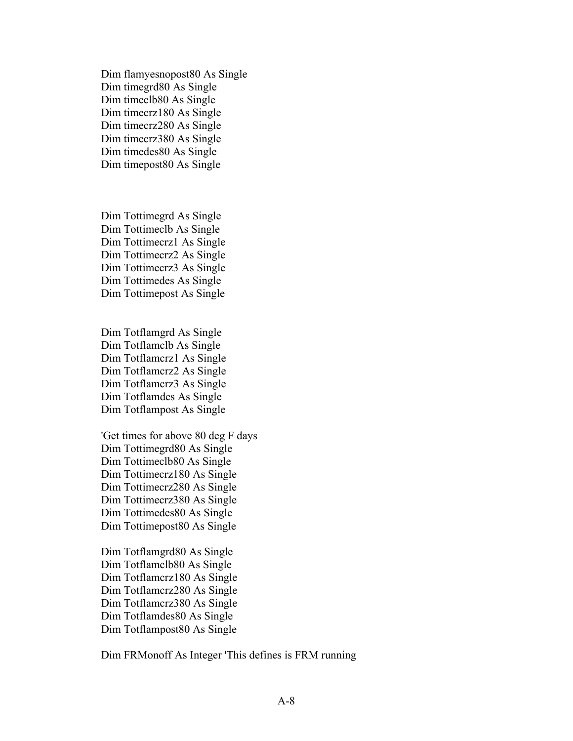```
Dim flamyesnopost80 As Single
Dim timegrd80 As Single
Dim timeclb80 As Single
Dim timecrz180 As Single
Dim timecrz280 As Single
Dim timecrz380 As Single
Dim timedes80 As Single
Dim timepost80 As Single



Dim Tottimegrd As Single
Dim Tottimeclb As Single
Dim Tottimecrz1 As Single
Dim Tottimecrz2 As Single
Dim Tottimecrz3 As Single
Dim Tottimedes As Single
Dim Tottimepost As Single


Dim Totflamgrd As Single
Dim Totflamclb As Single
Dim Totflamcrz1 As Single
Dim Totflamcrz2 As Single
Dim Totflamcrz3 As Single
Dim Totflamdes As Single
Dim Totflampost As Single

'Get times for above 80 deg F days
Dim Tottimegrd80 As Single
Dim Tottimeclb80 As Single
Dim Tottimecrz180 As Single
Dim Tottimecrz280 As Single
Dim Tottimecrz380 As Single
Dim Tottimedes80 As Single
Dim Tottimepost80 As Single

Dim Totflamgrd80 As Single
Dim Totflamclb80 As Single
Dim Totflamcrz180 As Single
Dim Totflamcrz280 As Single
Dim Totflamcrz380 As Single
Dim Totflamdes80 As Single
Dim Totflampost80 As Single

Dim FRMonoff As Integer 'This defines is FRM running
```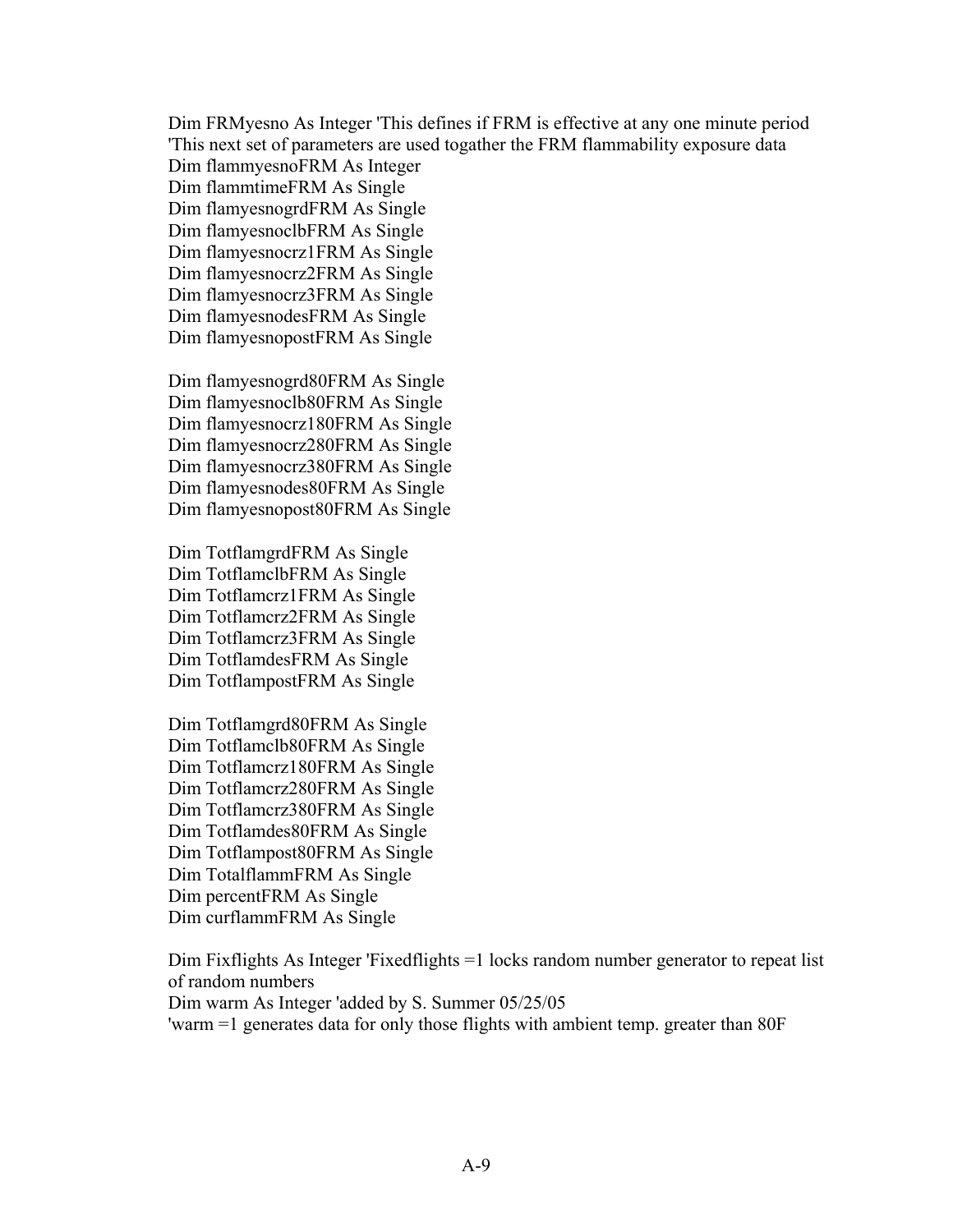```
Dim FRMyesno As Integer 'This defines if FRM is effective at any one minute period
'This next set of parameters are used togather the FRM flammability exposure data
Dim flammyesnoFRM As Integer
Dim flammtimeFRM As Single
Dim flamyesnogrdFRM As Single
Dim flamyesnoclbFRM As Single
Dim flamyesnocrz1FRM As Single
Dim flamyesnocrz2FRM As Single
Dim flamyesnocrz3FRM As Single
Dim flamyesnodesFRM As Single
Dim flamyesnopostFRM As Single

Dim flamyesnogrd80FRM As Single
Dim flamyesnoclb80FRM As Single
Dim flamyesnocrz180FRM As Single
Dim flamyesnocrz280FRM As Single
Dim flamyesnocrz380FRM As Single
Dim flamyesnodes80FRM As Single
Dim flamyesnopost80FRM As Single

Dim TotflamgrdFRM As Single
Dim TotflamclbFRM As Single
Dim Totflamcrz1FRM As Single
Dim Totflamcrz2FRM As Single
Dim Totflamcrz3FRM As Single
Dim TotflamdesFRM As Single
Dim TotflampostFRM As Single

Dim Totflamgrd80FRM As Single
Dim Totflamclb80FRM As Single
Dim Totflamcrz180FRM As Single
Dim Totflamcrz280FRM As Single
Dim Totflamcrz380FRM As Single
Dim Totflamdes80FRM As Single
Dim Totflampost80FRM As Single
Dim TotalflammFRM As Single
Dim percentFRM As Single
Dim curflammFRM As Single

Dim Fixflights As Integer 'Fixedflights =1 locks random number generator to repeat list of random numbers
Dim warm As Integer 'added by S. Summer 05/25/05
'warm =1 generates data for only those flights with ambient temp. greater than 80F
```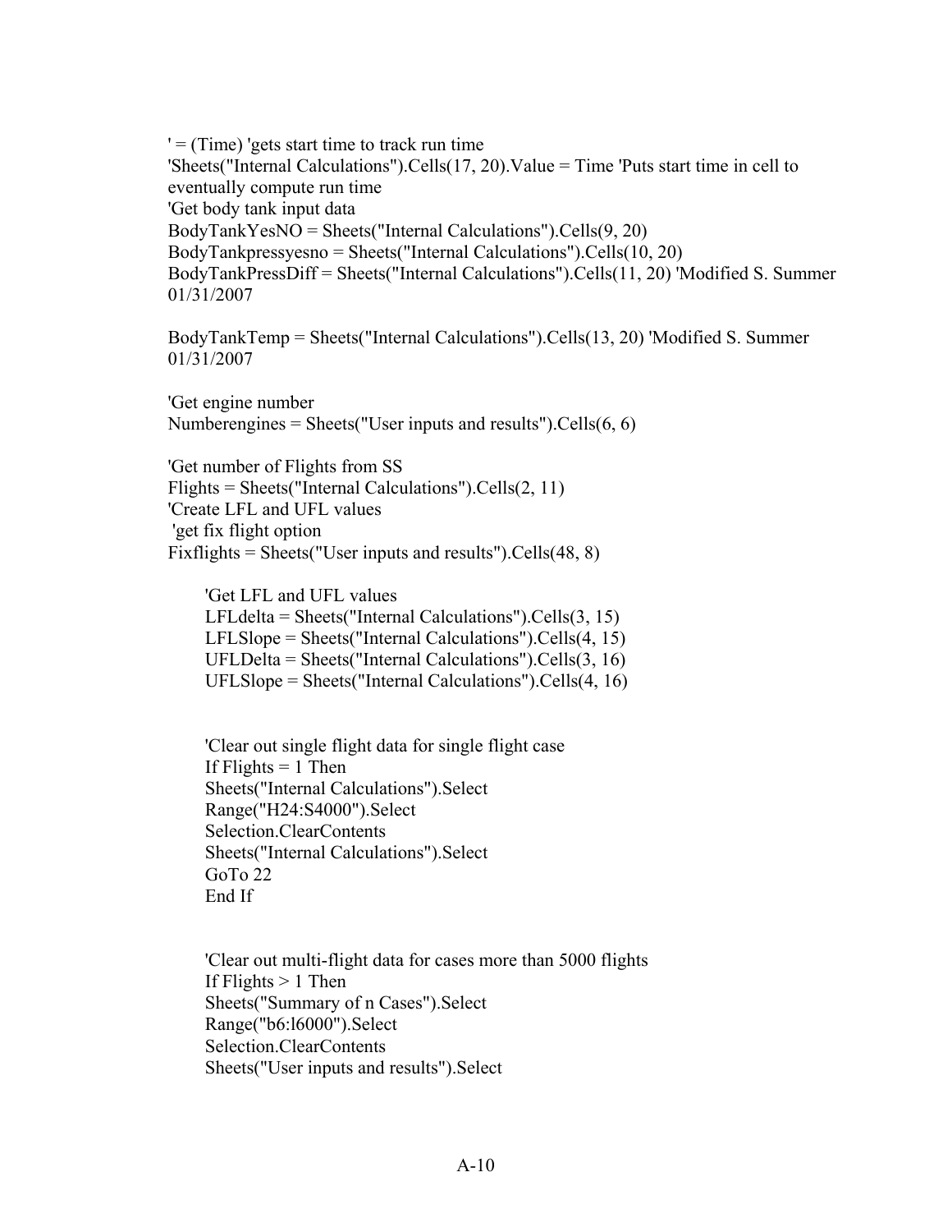```
' = (Time) 'gets start time to track run time
'Sheets("Internal Calculations").Cells(17, 20).Value = Time 'Puts start time in cell to
eventually compute run time
'Get body tank input data
BodyTankYesNO = Sheets("Internal Calculations").Cells(9, 20)
BodyTankpressyesno = Sheets("Internal Calculations").Cells(10, 20)
BodyTankPressDiff = Sheets("Internal Calculations").Cells(11, 20) 'Modified S. Summer
01/31/2007

BodyTankTemp = Sheets("Internal Calculations").Cells(13, 20) 'Modified S. Summer
01/31/2007

'Get engine number
Numberengines = Sheets("User inputs and results").Cells(6, 6)

'Get number of Flights from SS
Flights = Sheets("Internal Calculations").Cells(2, 11)
'Create LFL and UFL values
 'get fix flight option
Fixflights = Sheets("User inputs and results").Cells(48, 8)

    'Get LFL and UFL values
    LFLdelta = Sheets("Internal Calculations").Cells(3, 15)
    LFLSlope = Sheets("Internal Calculations").Cells(4, 15)
    UFLDelta = Sheets("Internal Calculations").Cells(3, 16)
    UFLSlope = Sheets("Internal Calculations").Cells(4, 16)


    'Clear out single flight data for single flight case
    If Flights = 1 Then
    Sheets("Internal Calculations").Select
    Range("H24:S4000").Select
    Selection.ClearContents
    Sheets("Internal Calculations").Select
    GoTo 22
    End If


    'Clear out multi-flight data for cases more than 5000 flights
    If Flights > 1 Then
    Sheets("Summary of n Cases").Select
    Range("b6:l6000").Select
    Selection.ClearContents
    Sheets("User inputs and results").Select
```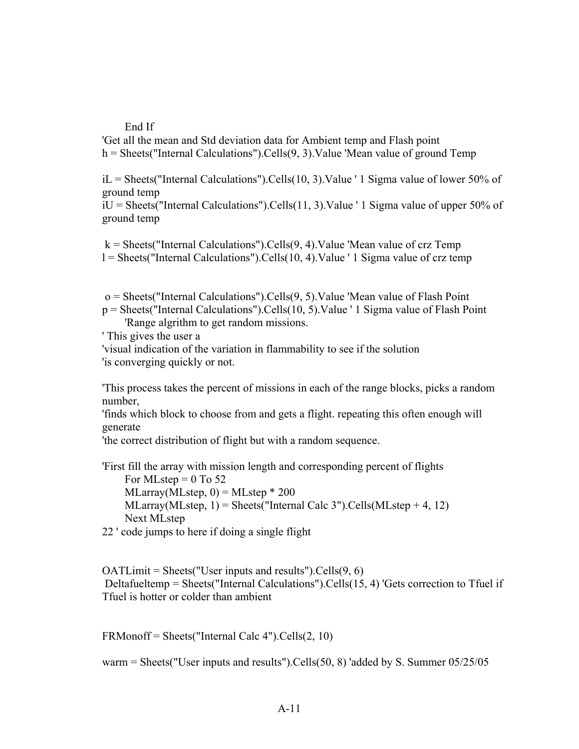```
        End If
'Get all the mean and Std deviation data for Ambient temp and Flash point
h = Sheets("Internal Calculations").Cells(9, 3).Value 'Mean value of ground Temp

iL = Sheets("Internal Calculations").Cells(10, 3).Value ' 1 Sigma value of lower 50% of
ground temp
iU = Sheets("Internal Calculations").Cells(11, 3).Value ' 1 Sigma value of upper 50% of
ground temp

 k = Sheets("Internal Calculations").Cells(9, 4).Value 'Mean value of crz Temp
l = Sheets("Internal Calculations").Cells(10, 4).Value ' 1 Sigma value of crz temp


 o = Sheets("Internal Calculations").Cells(9, 5).Value 'Mean value of Flash Point
p = Sheets("Internal Calculations").Cells(10, 5).Value ' 1 Sigma value of Flash Point
        'Range algrithm to get random missions.
' This gives the user a
'visual indication of the variation in flammability to see if the solution
'is converging quickly or not.

'This process takes the percent of missions in each of the range blocks, picks a random
number,
'finds which block to choose from and gets a flight. repeating this often enough will
generate
'the correct distribution of flight but with a random sequence.

'First fill the array with mission length and corresponding percent of flights
        For MLstep = 0 To 52
        MLarray(MLstep, 0) = MLstep * 200
        MLarray(MLstep, 1) = Sheets("Internal Calc 3").Cells(MLstep + 4, 12)
        Next MLstep
22 ' code jumps to here if doing a single flight


OATLimit = Sheets("User inputs and results").Cells(9, 6)
 Deltafueltemp = Sheets("Internal Calculations").Cells(15, 4) 'Gets correction to Tfuel if
Tfuel is hotter or colder than ambient


FRMonoff = Sheets("Internal Calc 4").Cells(2, 10)

warm = Sheets("User inputs and results").Cells(50, 8) 'added by S. Summer 05/25/05
```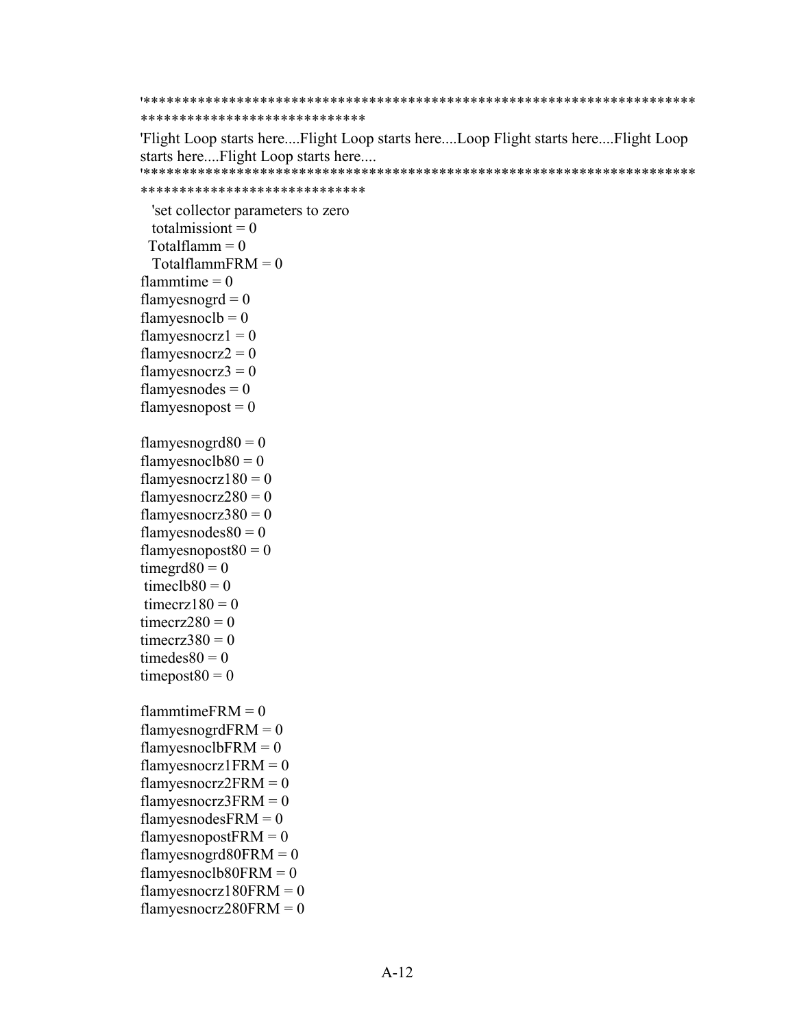```
'***********************************************************************
*****************************
'Flight Loop starts here....Flight Loop starts here....Loop Flight starts here....Flight Loop
starts here....Flight Loop starts here....
'***********************************************************************
*****************************
   'set collector parameters to zero
   totalmissiont = 0
  Totalflamm = 0
   TotalflammFRM = 0
flammtime = 0
flamyesnogrd = 0
flamyesnoclb = 0
flamyesnocrz1 = 0
flamyesnocrz2 = 0
flamyesnocrz3 = 0
flamyesnodes = 0
flamyesnopost = 0

flamyesnogrd80 = 0
flamyesnoclb80 = 0
flamyesnocrz180 = 0
flamyesnocrz280 = 0
flamyesnocrz380 = 0
flamyesnodes80 = 0
flamyesnopost80 = 0
timegrd80 = 0
 timeclb80 = 0
 timecrz180 = 0
timecrz280 = 0
timecrz380 = 0
timedes80 = 0
timepost80 = 0

flammtimeFRM = 0
flamyesnogrdFRM = 0
flamyesnoclbFRM = 0
flamyesnocrz1FRM = 0
flamyesnocrz2FRM = 0
flamyesnocrz3FRM = 0
flamyesnodesFRM = 0
flamyesnopostFRM = 0
flamyesnogrd80FRM = 0
flamyesnoclb80FRM = 0
flamyesnocrz180FRM = 0
flamyesnocrz280FRM = 0
```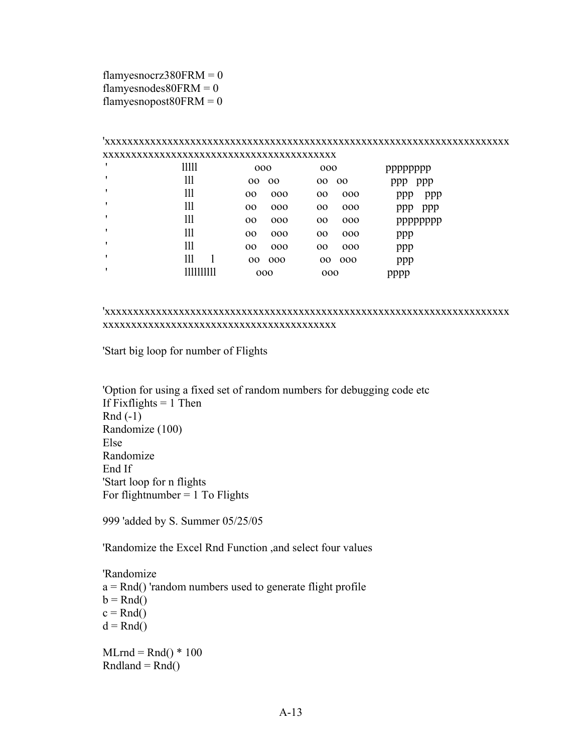```
flamyesnocrz380FRM = 0
flamyesnodes80FRM = 0
flamyesnopost80FRM = 0


'xxxxxxxxxxxxxxxxxxxxxxxxxxxxxxxxxxxxxxxxxxxxxxxxxxxxxxxxxxxxxxxxxxxxxxx
xxxxxxxxxxxxxxxxxxxxxxxxxxxxxxxxxxxxxxxxxx
'                 lllll          ooo            ooo           pppppppp
'                  lll         oo   oo         oo   oo          ppp   ppp
'                  lll        oo     ooo       oo     ooo        ppp    ppp
'                  lll        oo     ooo       oo     ooo        ppp   ppp
'                  lll        oo     ooo       oo     ooo        pppppppp
'                  lll        oo     ooo       oo     ooo        ppp
'                  lll        oo     ooo       oo     ooo        ppp
'                  lll     l   oo   ooo         oo   ooo         ppp
'                 lllllllll        ooo            ooo          pppp


'xxxxxxxxxxxxxxxxxxxxxxxxxxxxxxxxxxxxxxxxxxxxxxxxxxxxxxxxxxxxxxxxxxxxxxx
xxxxxxxxxxxxxxxxxxxxxxxxxxxxxxxxxxxxxxxxxx

'Start big loop for number of Flights


'Option for using a fixed set of random numbers for debugging code etc
If Fixflights = 1 Then
Rnd (-1)
Randomize (100)
Else
Randomize
End If
'Start loop for n flights
For flightnumber = 1 To Flights

999 'added by S. Summer 05/25/05

'Randomize the Excel Rnd Function ,and select four values

'Randomize
a = Rnd() 'random numbers used to generate flight profile
b = Rnd()
c = Rnd()
d = Rnd()

MLrnd = Rnd() * 100
Rndland = Rnd()
```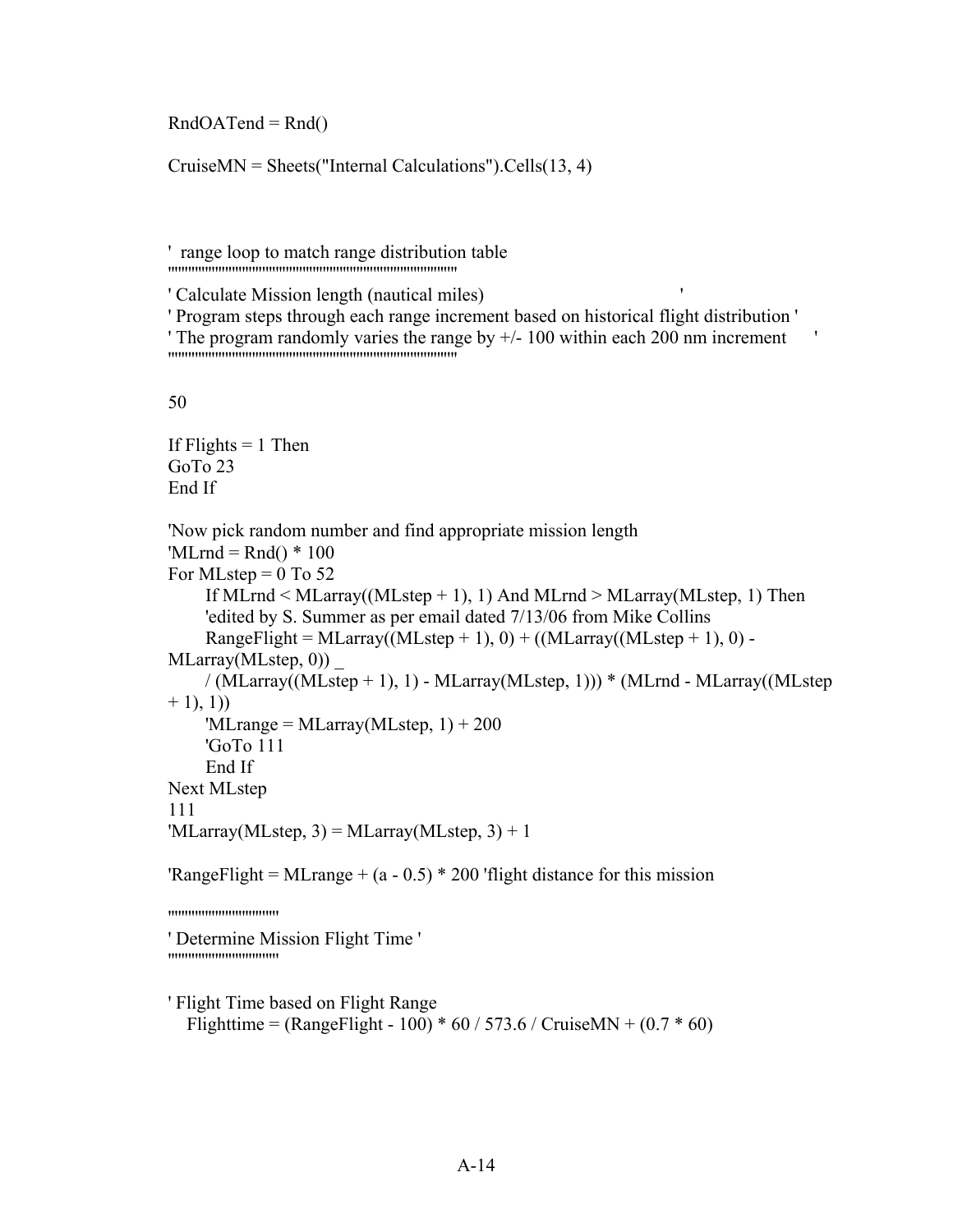```
RndOATend = Rnd()

CruiseMN = Sheets("Internal Calculations").Cells(13, 4)



'  range loop to match range distribution table
''''''''''''''''''''''''''''''''''''''''''''''''''''''''''''''''''''''''''''''''''
' Calculate Mission length (nautical miles)                                 '
' Program steps through each range increment based on historical flight distribution '
' The program randomly varies the range by +/- 100 within each 200 nm increment      '
''''''''''''''''''''''''''''''''''''''''''''''''''''''''''''''''''''''''''''''''''


50

If Flights = 1 Then
GoTo 23
End If

'Now pick random number and find appropriate mission length
'MLrnd = Rnd() * 100
For MLstep = 0 To 52
      If MLrnd < MLarray((MLstep + 1), 1) And MLrnd > MLarray(MLstep, 1) Then
      'edited by S. Summer as per email dated 7/13/06 from Mike Collins
      RangeFlight = MLarray((MLstep + 1), 0) + ((MLarray((MLstep + 1), 0) - 
MLarray(MLstep, 0)) _
      / (MLarray((MLstep + 1), 1) - MLarray(MLstep, 1))) * (MLrnd - MLarray((MLstep 
+ 1), 1))
      'MLrange = MLarray(MLstep, 1) + 200
      'GoTo 111
      End If
Next MLstep
111
'MLarray(MLstep, 3) = MLarray(MLstep, 3) + 1

'RangeFlight = MLrange + (a - 0.5) * 200 'flight distance for this mission

''''''''''''''''''''''''''''''
' Determine Mission Flight Time '
''''''''''''''''''''''''''''''

' Flight Time based on Flight Range
   Flighttime = (RangeFlight - 100) * 60 / 573.6 / CruiseMN + (0.7 * 60)
```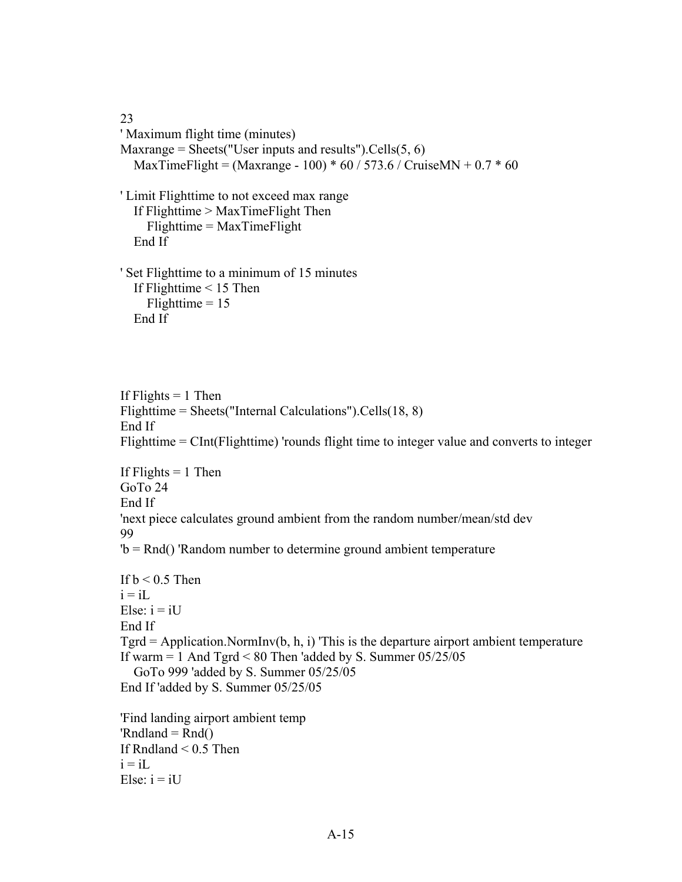```
23
' Maximum flight time (minutes)
Maxrange = Sheets("User inputs and results").Cells(5, 6)
   MaxTimeFlight = (Maxrange - 100) * 60 / 573.6 / CruiseMN + 0.7 * 60

' Limit Flighttime to not exceed max range
   If Flighttime > MaxTimeFlight Then
      Flighttime = MaxTimeFlight
   End If

' Set Flighttime to a minimum of 15 minutes
   If Flighttime < 15 Then
      Flighttime = 15
   End If




If Flights = 1 Then
Flighttime = Sheets("Internal Calculations").Cells(18, 8)
End If
Flighttime = CInt(Flighttime) 'rounds flight time to integer value and converts to integer

If Flights = 1 Then
GoTo 24
End If
'next piece calculates ground ambient from the random number/mean/std dev
99
'b = Rnd() 'Random number to determine ground ambient temperature

If b < 0.5 Then
i = iL
Else: i = iU
End If
Tgrd = Application.NormInv(b, h, i) 'This is the departure airport ambient temperature
If warm = 1 And Tgrd < 80 Then 'added by S. Summer 05/25/05
   GoTo 999 'added by S. Summer 05/25/05
End If 'added by S. Summer 05/25/05

'Find landing airport ambient temp
'Rndland = Rnd()
If Rndland < 0.5 Then
i = iL
Else: i = iU
```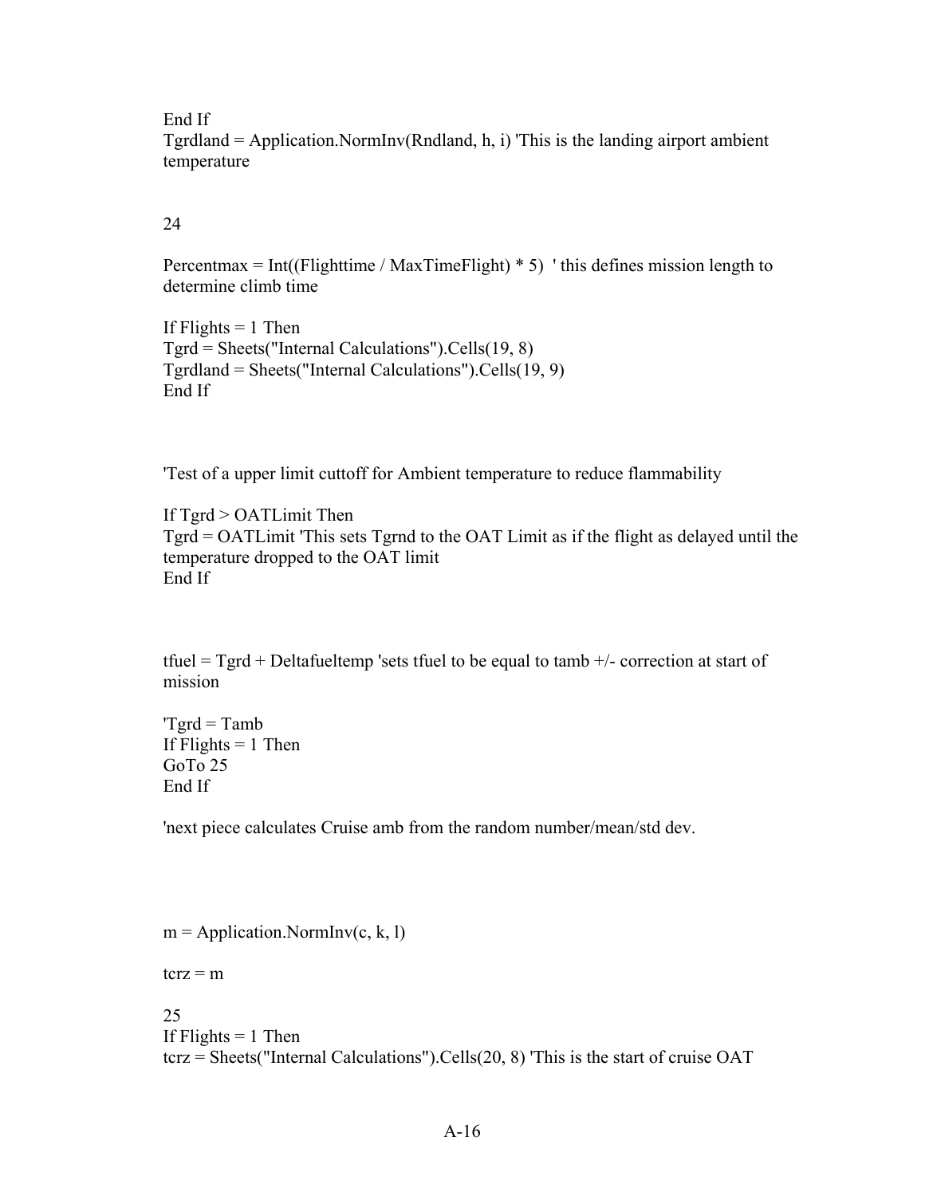```
End If
Tgrdland = Application.NormInv(Rndland, h, i) 'This is the landing airport ambient temperature

24

Percentmax = Int((Flighttime / MaxTimeFlight) * 5)  ' this defines mission length to determine climb time

If Flights = 1 Then
Tgrd = Sheets("Internal Calculations").Cells(19, 8)
Tgrdland = Sheets("Internal Calculations").Cells(19, 9)
End If

'Test of a upper limit cuttoff for Ambient temperature to reduce flammability

If Tgrd > OATLimit Then
Tgrd = OATLimit 'This sets Tgrnd to the OAT Limit as if the flight as delayed until the temperature dropped to the OAT limit
End If

tfuel = Tgrd + Deltafueltemp 'sets tfuel to be equal to tamb +/- correction at start of mission

'Tgrd = Tamb
If Flights = 1 Then
GoTo 25
End If

'next piece calculates Cruise amb from the random number/mean/std dev.

m = Application.NormInv(c, k, l)

tcrz = m

25
If Flights = 1 Then
tcrz = Sheets("Internal Calculations").Cells(20, 8) 'This is the start of cruise OAT
```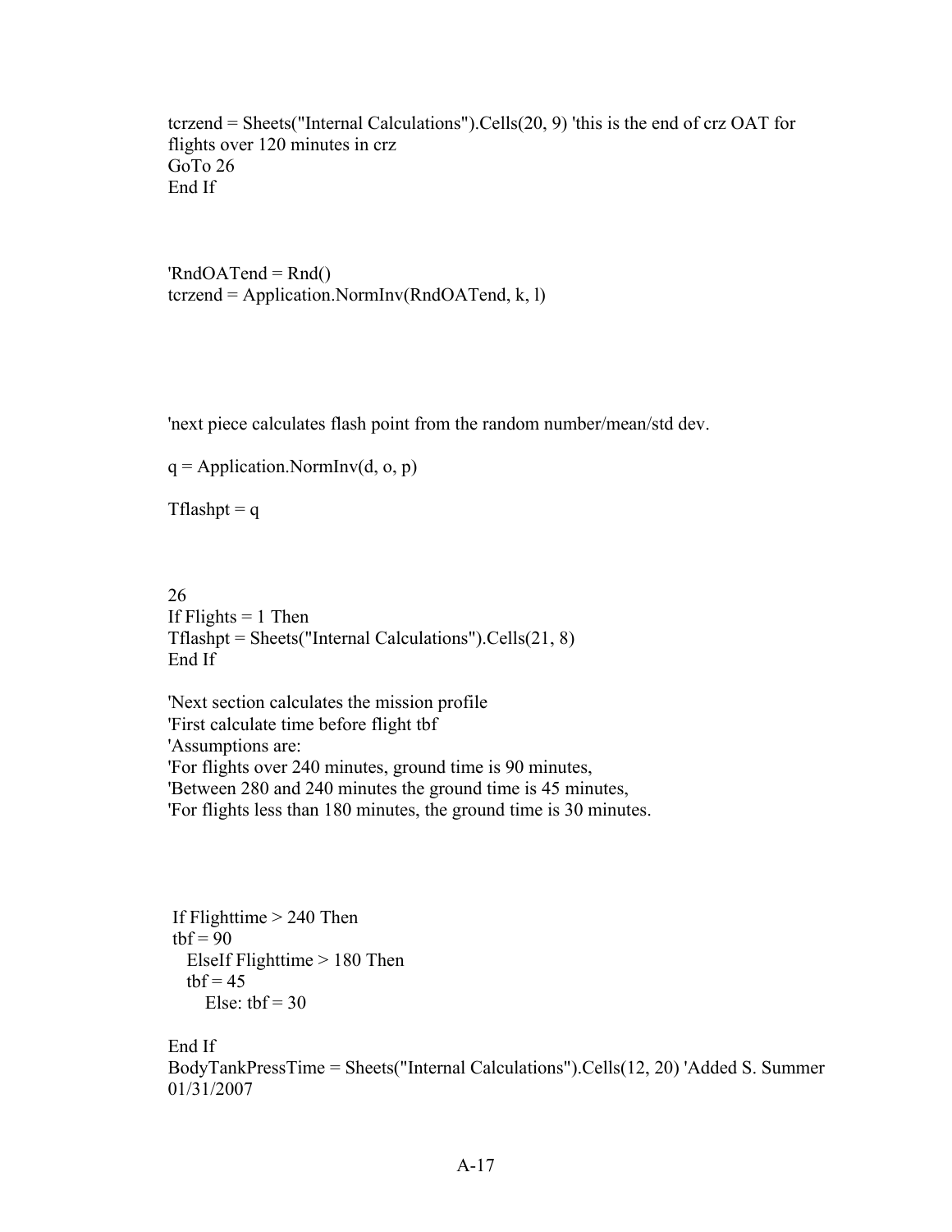```
tcrzend = Sheets("Internal Calculations").Cells(20, 9) 'this is the end of crz OAT for
flights over 120 minutes in crz
GoTo 26
End If



'RndOATend = Rnd()
tcrzend = Application.NormInv(RndOATend, k, l)




'next piece calculates flash point from the random number/mean/std dev.

q = Application.NormInv(d, o, p)

Tflashpt = q



26
If Flights = 1 Then
Tflashpt = Sheets("Internal Calculations").Cells(21, 8)
End If

'Next section calculates the mission profile
'First calculate time before flight tbf
'Assumptions are:
'For flights over 240 minutes, ground time is 90 minutes,
'Between 280 and 240 minutes the ground time is 45 minutes,
'For flights less than 180 minutes, the ground time is 30 minutes.




 If Flighttime > 240 Then
 tbf = 90
   ElseIf Flighttime > 180 Then
   tbf = 45
      Else: tbf = 30

End If
BodyTankPressTime = Sheets("Internal Calculations").Cells(12, 20) 'Added S. Summer
01/31/2007
```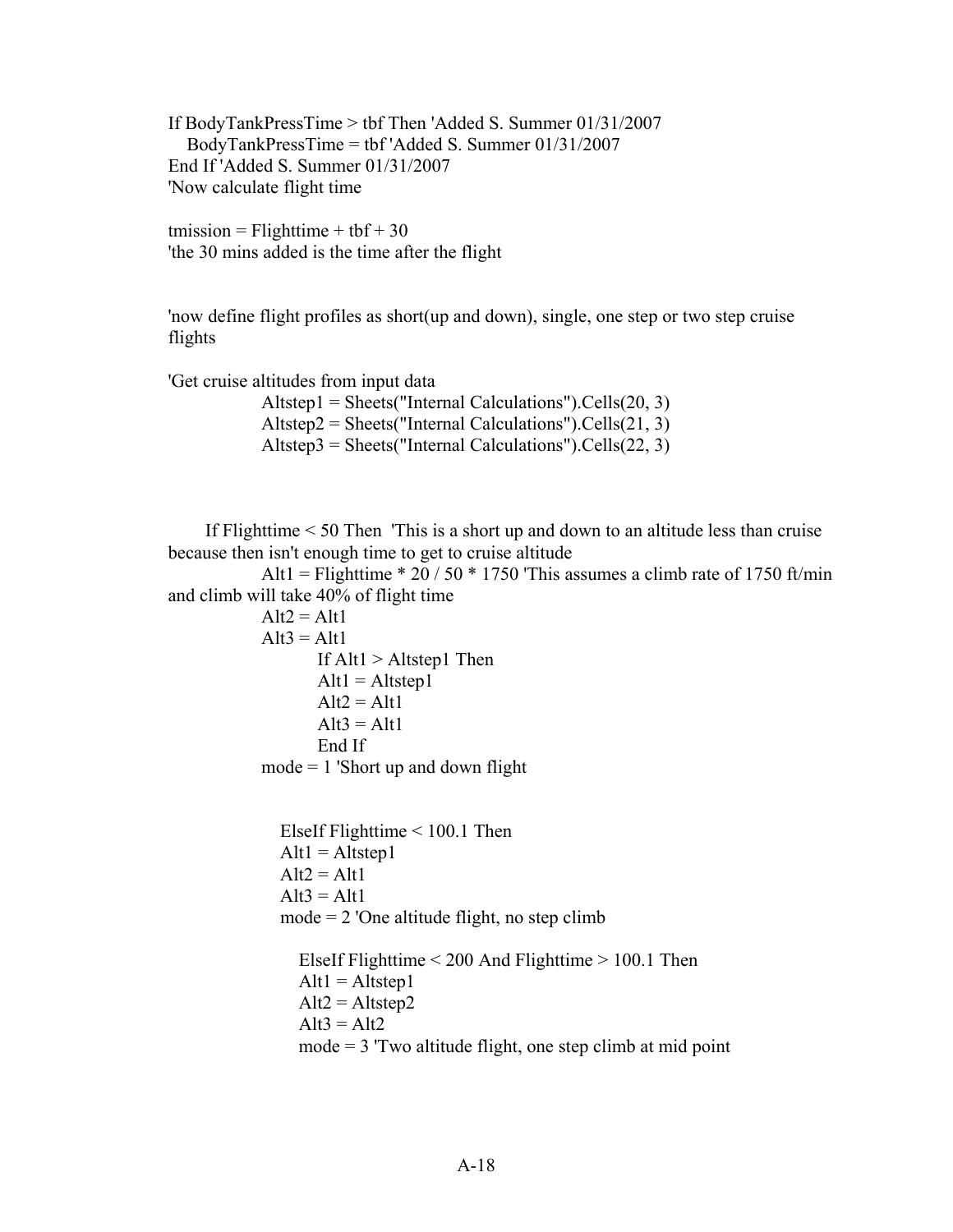```
If BodyTankPressTime > tbf Then 'Added S. Summer 01/31/2007
   BodyTankPressTime = tbf 'Added S. Summer 01/31/2007
End If 'Added S. Summer 01/31/2007
'Now calculate flight time

tmission = Flighttime + tbf + 30
'the 30 mins added is the time after the flight


'now define flight profiles as short(up and down), single, one step or two step cruise
flights

'Get cruise altitudes from input data
            Altstep1 = Sheets("Internal Calculations").Cells(20, 3)
            Altstep2 = Sheets("Internal Calculations").Cells(21, 3)
            Altstep3 = Sheets("Internal Calculations").Cells(22, 3)



    If Flighttime < 50 Then  'This is a short up and down to an altitude less than cruise
because then isn't enough time to get to cruise altitude
            Alt1 = Flighttime * 20 / 50 * 1750 'This assumes a climb rate of 1750 ft/min
and climb will take 40% of flight time
            Alt2 = Alt1
            Alt3 = Alt1
                  If Alt1 > Altstep1 Then
                  Alt1 = Altstep1
                  Alt2 = Alt1
                  Alt3 = Alt1
                  End If
            mode = 1 'Short up and down flight


              ElseIf Flighttime < 100.1 Then
              Alt1 = Altstep1
              Alt2 = Alt1
              Alt3 = Alt1
              mode = 2 'One altitude flight, no step climb

                ElseIf Flighttime < 200 And Flighttime > 100.1 Then
                Alt1 = Altstep1
                Alt2 = Altstep2
                Alt3 = Alt2
                mode = 3 'Two altitude flight, one step climb at mid point
```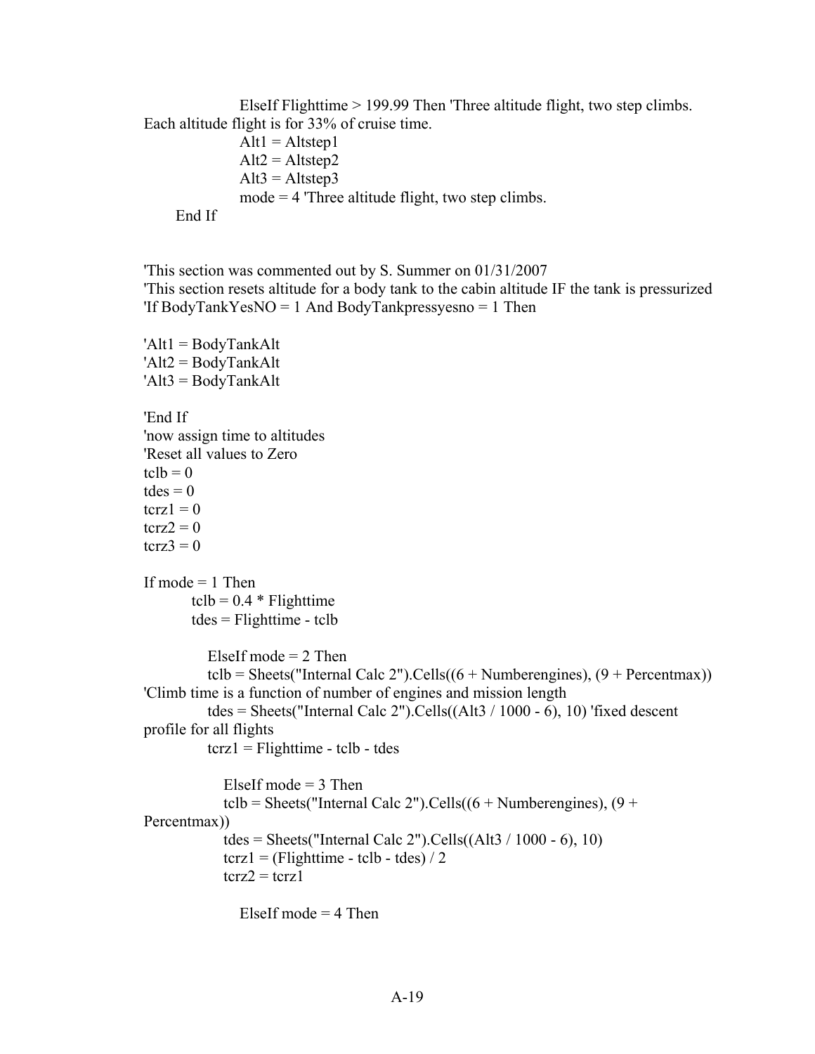```
            ElseIf Flighttime > 199.99 Then 'Three altitude flight, two step climbs.
Each altitude flight is for 33% of cruise time.
            Alt1 = Altstep1
            Alt2 = Altstep2
            Alt3 = Altstep3
            mode = 4 'Three altitude flight, two step climbs.
    End If


'This section was commented out by S. Summer on 01/31/2007
'This section resets altitude for a body tank to the cabin altitude IF the tank is pressurized
'If BodyTankYesNO = 1 And BodyTankpressyesno = 1 Then

'Alt1 = BodyTankAlt
'Alt2 = BodyTankAlt
'Alt3 = BodyTankAlt

'End If
'now assign time to altitudes
'Reset all values to Zero
tclb = 0
tdes = 0
tcrz1 = 0
tcrz2 = 0
tcrz3 = 0

If mode = 1 Then
        tclb = 0.4 * Flighttime
        tdes = Flighttime - tclb

          ElseIf mode = 2 Then
          tclb = Sheets("Internal Calc 2").Cells((6 + Numberengines), (9 + Percentmax))
'Climb time is a function of number of engines and mission length
          tdes = Sheets("Internal Calc 2").Cells((Alt3 / 1000 - 6), 10) 'fixed descent
profile for all flights
          tcrz1 = Flighttime - tclb - tdes

            ElseIf mode = 3 Then
            tclb = Sheets("Internal Calc 2").Cells((6 + Numberengines), (9 +
Percentmax))
            tdes = Sheets("Internal Calc 2").Cells((Alt3 / 1000 - 6), 10)
            tcrz1 = (Flighttime - tclb - tdes) / 2
            tcrz2 = tcrz1

              ElseIf mode = 4 Then
```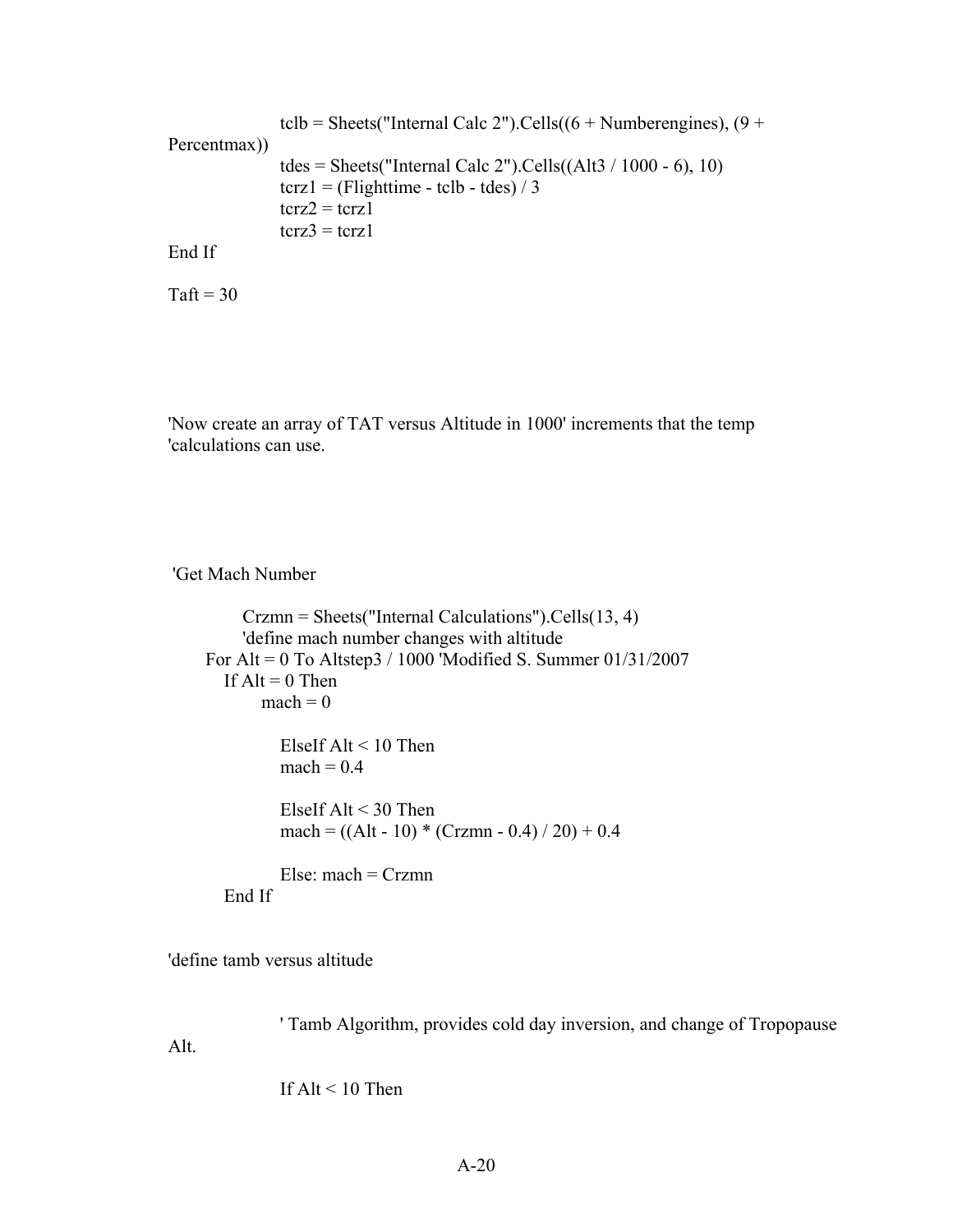```
                tclb = Sheets("Internal Calc 2").Cells((6 + Numberengines), (9 +
Percentmax))
                tdes = Sheets("Internal Calc 2").Cells((Alt3 / 1000 - 6), 10)
                tcrz1 = (Flighttime - tclb - tdes) / 3
                tcrz2 = tcrz1
                tcrz3 = tcrz1
End If

Taft = 30




'Now create an array of TAT versus Altitude in 1000' increments that the temp
'calculations can use.




 'Get Mach Number

            Crzmn = Sheets("Internal Calculations").Cells(13, 4)
            'define mach number changes with altitude
       For Alt = 0 To Altstep3 / 1000 'Modified S. Summer 01/31/2007
          If Alt = 0 Then
                mach = 0

                ElseIf Alt < 10 Then
                mach = 0.4

                ElseIf Alt < 30 Then
                mach = ((Alt - 10) * (Crzmn - 0.4) / 20) + 0.4

                Else: mach = Crzmn
          End If


'define tamb versus altitude


                ' Tamb Algorithm, provides cold day inversion, and change of Tropopause
Alt.

                If Alt < 10 Then
```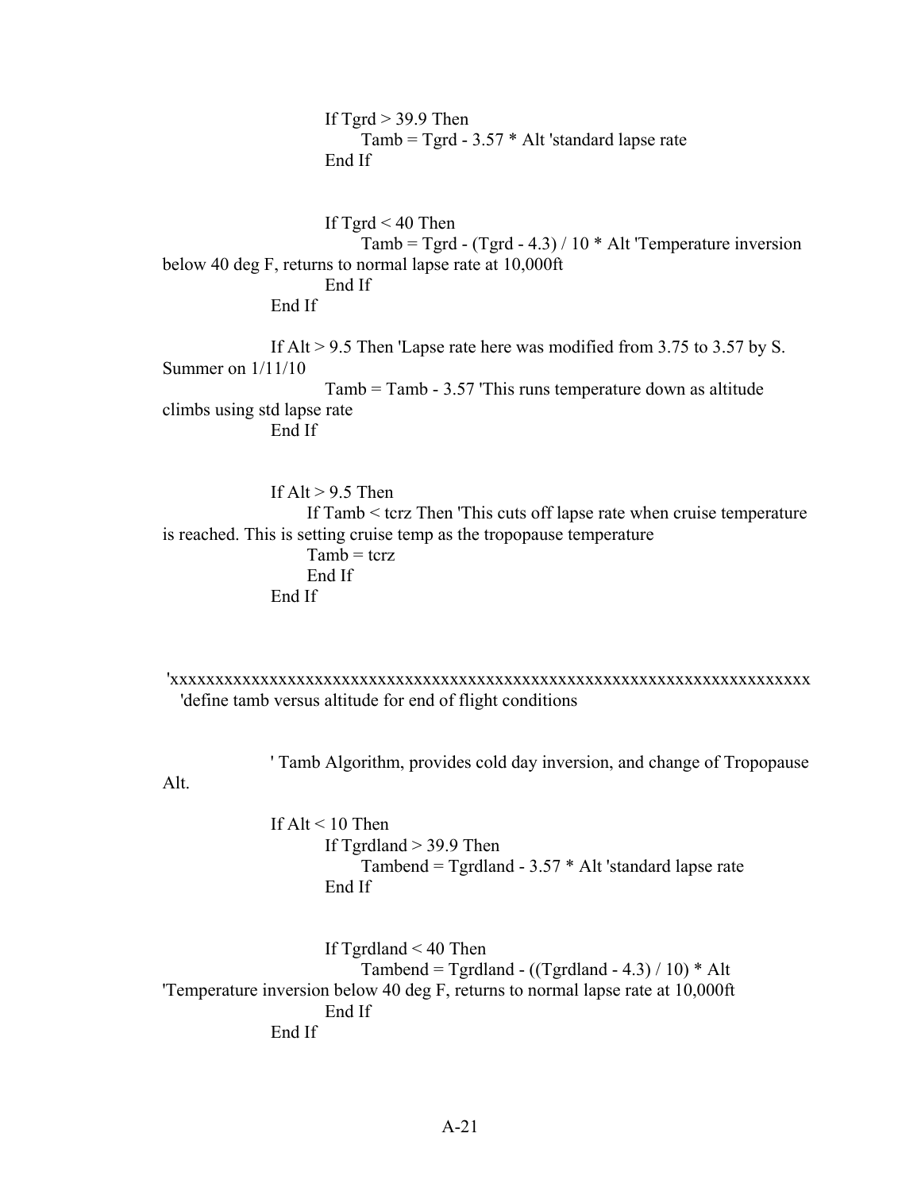```
                If Tgrd > 39.9 Then
                    Tamb = Tgrd - 3.57 * Alt 'standard lapse rate
                End If


                If Tgrd < 40 Then
                    Tamb = Tgrd - (Tgrd - 4.3) / 10 * Alt 'Temperature inversion
below 40 deg F, returns to normal lapse rate at 10,000ft
                End If
            End If

            If Alt > 9.5 Then 'Lapse rate here was modified from 3.75 to 3.57 by S.
Summer on 1/11/10
                Tamb = Tamb - 3.57 'This runs temperature down as altitude
climbs using std lapse rate
            End If


            If Alt > 9.5 Then
                If Tamb < tcrz Then 'This cuts off lapse rate when cruise temperature
is reached. This is setting cruise temp as the tropopause temperature
                Tamb = tcrz
                End If
            End If



 'xxxxxxxxxxxxxxxxxxxxxxxxxxxxxxxxxxxxxxxxxxxxxxxxxxxxxxxxxxxxxxxxxxxxxxxxxx
   'define tamb versus altitude for end of flight conditions


            ' Tamb Algorithm, provides cold day inversion, and change of Tropopause
Alt.

            If Alt < 10 Then
                If Tgrdland > 39.9 Then
                    Tambend = Tgrdland - 3.57 * Alt 'standard lapse rate
                End If


                If Tgrdland < 40 Then
                    Tambend = Tgrdland - ((Tgrdland - 4.3) / 10) * Alt
'Temperature inversion below 40 deg F, returns to normal lapse rate at 10,000ft
                End If
            End If
```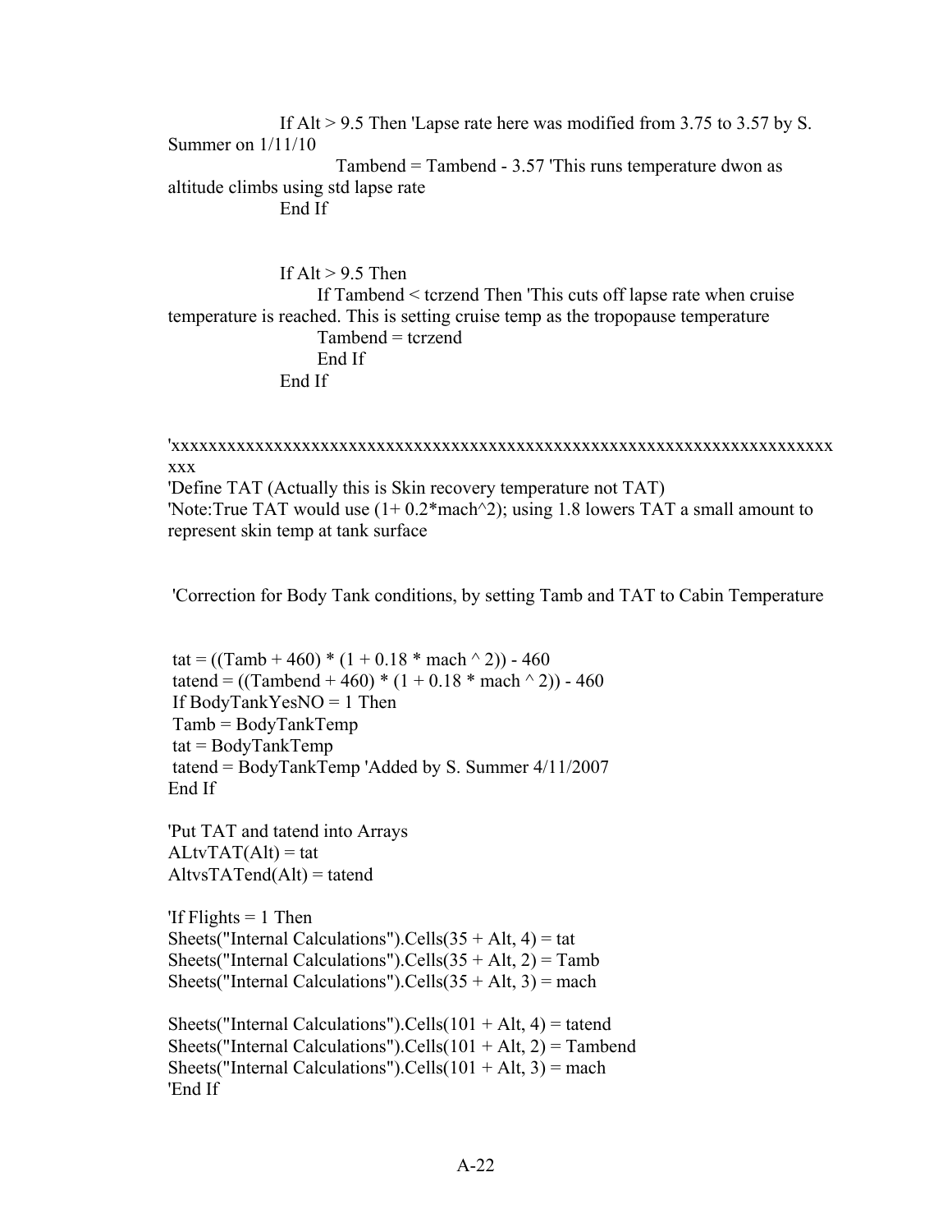```
                If Alt > 9.5 Then 'Lapse rate here was modified from 3.75 to 3.57 by S.
Summer on 1/11/10
                        Tambend = Tambend - 3.57 'This runs temperature dwon as
altitude climbs using std lapse rate
                End If


                If Alt > 9.5 Then
                    If Tambend < tcrzend Then 'This cuts off lapse rate when cruise
temperature is reached. This is setting cruise temp as the tropopause temperature
                    Tambend = tcrzend
                    End If
                End If


'xxxxxxxxxxxxxxxxxxxxxxxxxxxxxxxxxxxxxxxxxxxxxxxxxxxxxxxxxxxxxxxxxxxxxxxxx
xxx
'Define TAT (Actually this is Skin recovery temperature not TAT)
'Note:True TAT would use (1+ 0.2*mach^2); using 1.8 lowers TAT a small amount to
represent skin temp at tank surface


 'Correction for Body Tank conditions, by setting Tamb and TAT to Cabin Temperature


 tat = ((Tamb + 460) * (1 + 0.18 * mach ^ 2)) - 460
 tatend = ((Tambend + 460) * (1 + 0.18 * mach ^ 2)) - 460
 If BodyTankYesNO = 1 Then
 Tamb = BodyTankTemp
 tat = BodyTankTemp
 tatend = BodyTankTemp 'Added by S. Summer 4/11/2007
End If

'Put TAT and tatend into Arrays
ALtvTAT(Alt) = tat
AltvsTATend(Alt) = tatend

'If Flights = 1 Then
Sheets("Internal Calculations").Cells(35 + Alt, 4) = tat
Sheets("Internal Calculations").Cells(35 + Alt, 2) = Tamb
Sheets("Internal Calculations").Cells(35 + Alt, 3) = mach

Sheets("Internal Calculations").Cells(101 + Alt, 4) = tatend
Sheets("Internal Calculations").Cells(101 + Alt, 2) = Tambend
Sheets("Internal Calculations").Cells(101 + Alt, 3) = mach
'End If
```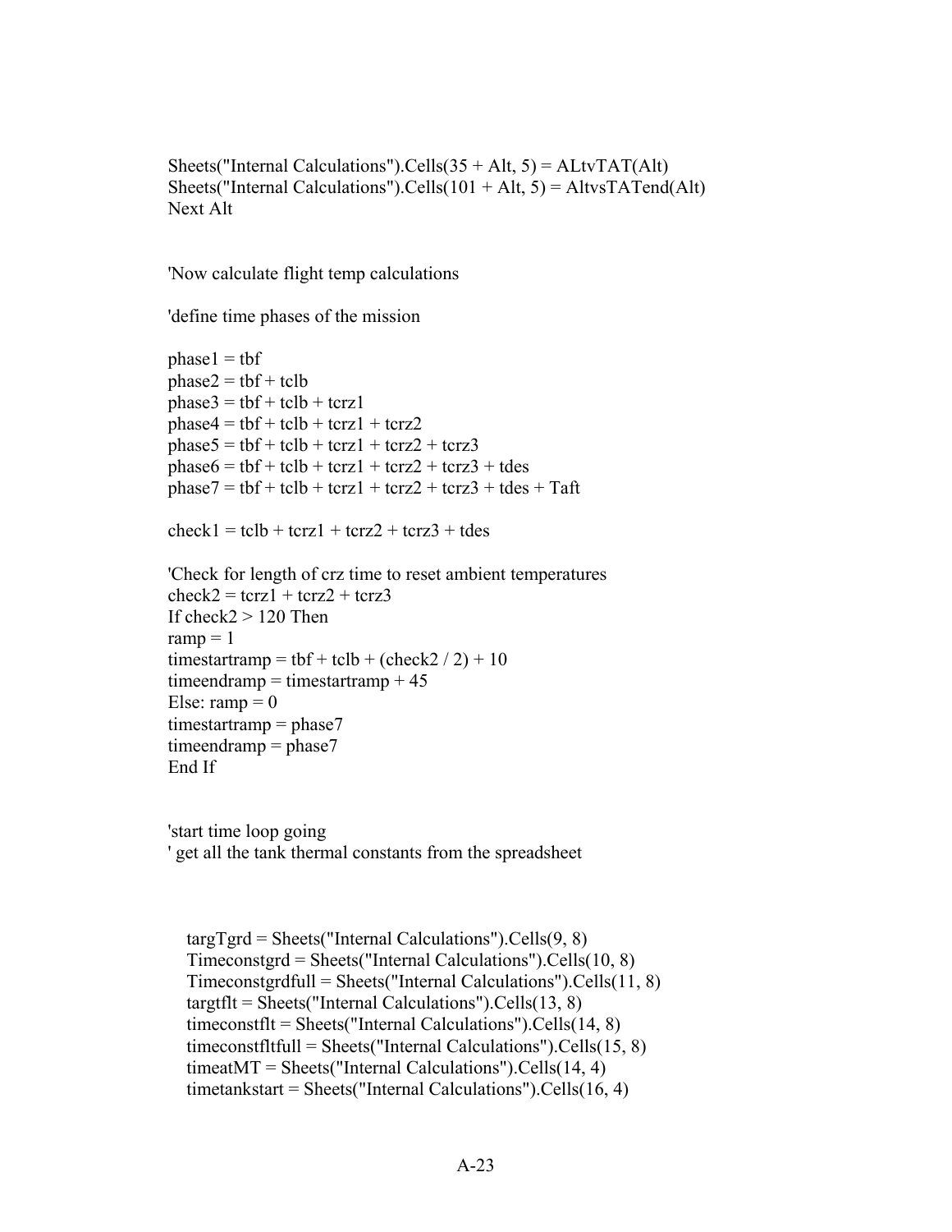```
Sheets("Internal Calculations").Cells(35 + Alt, 5) = ALtvTAT(Alt)
Sheets("Internal Calculations").Cells(101 + Alt, 5) = AltvsTATend(Alt)
Next Alt


'Now calculate flight temp calculations

'define time phases of the mission

phase1 = tbf
phase2 = tbf + tclb
phase3 = tbf + tclb + tcrz1
phase4 = tbf + tclb + tcrz1 + tcrz2
phase5 = tbf + tclb + tcrz1 + tcrz2 + tcrz3
phase6 = tbf + tclb + tcrz1 + tcrz2 + tcrz3 + tdes
phase7 = tbf + tclb + tcrz1 + tcrz2 + tcrz3 + tdes + Taft

check1 = tclb + tcrz1 + tcrz2 + tcrz3 + tdes

'Check for length of crz time to reset ambient temperatures
check2 = tcrz1 + tcrz2 + tcrz3
If check2 > 120 Then
ramp = 1
timestartramp = tbf + tclb + (check2 / 2) + 10
timeendramp = timestartramp + 45
Else: ramp = 0
timestartramp = phase7
timeendramp = phase7
End If


'start time loop going
' get all the tank thermal constants from the spreadsheet



   targTgrd = Sheets("Internal Calculations").Cells(9, 8)
   Timeconstgrd = Sheets("Internal Calculations").Cells(10, 8)
   Timeconstgrdfull = Sheets("Internal Calculations").Cells(11, 8)
   targtflt = Sheets("Internal Calculations").Cells(13, 8)
   timeconstflt = Sheets("Internal Calculations").Cells(14, 8)
   timeconstfltfull = Sheets("Internal Calculations").Cells(15, 8)
   timeatMT = Sheets("Internal Calculations").Cells(14, 4)
   timetankstart = Sheets("Internal Calculations").Cells(16, 4)
```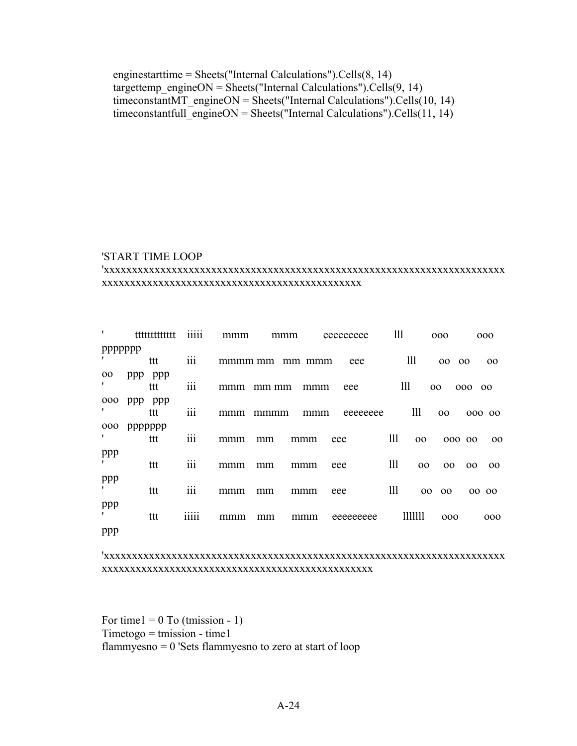```
   enginestarttime = Sheets("Internal Calculations").Cells(8, 14)
   targettemp_engineON = Sheets("Internal Calculations").Cells(9, 14)
   timeconstantMT_engineON = Sheets("Internal Calculations").Cells(10, 14)
   timeconstantfull_engineON = Sheets("Internal Calculations").Cells(11, 14)
```

```
'START TIME LOOP
'xxxxxxxxxxxxxxxxxxxxxxxxxxxxxxxxxxxxxxxxxxxxxxxxxxxxxxxxxxxxxxxxxxxxxxxxxxxx
xxxxxxxxxxxxxxxxxxxxxxxxxxxxxxxxxxxxxxxxxxxxxxxxxx


'       ttttttttttttt    iiiii      mmm        mmm        eeeeeeeee        lll         ooo          ooo
ppppppp
'            ttt         iii       mmmm mm   mm  mmm       eee            lll       oo   oo      oo
oo     ppp   ppp
'            ttt         iii       mmm   mm mm    mmm     eee            lll      oo     ooo   oo
ooo   ppp   ppp
'            ttt         iii       mmm   mmmm     mmm     eeeeeeee        lll      oo      ooo  oo
ooo   ppppppp
'            ttt         iii       mmm    mm      mmm     eee            lll     oo      ooo  oo      oo
ppp
'            ttt         iii       mmm    mm      mmm     eee            lll      oo     oo     oo     oo
ppp
'            ttt         iii       mmm    mm      mmm     eee            lll       oo   oo      oo  oo
ppp
'            ttt        iiiii      mmm    mm      mmm     eeeeeeeee       lllllll      ooo          ooo
ppp

'xxxxxxxxxxxxxxxxxxxxxxxxxxxxxxxxxxxxxxxxxxxxxxxxxxxxxxxxxxxxxxxxxxxxxxxxxxxx
xxxxxxxxxxxxxxxxxxxxxxxxxxxxxxxxxxxxxxxxxxxxxxxxxxx


For time1 = 0 To (tmission - 1)
Timetogo = tmission - time1
flammyesno = 0 'Sets flammyesno to zero at start of loop
```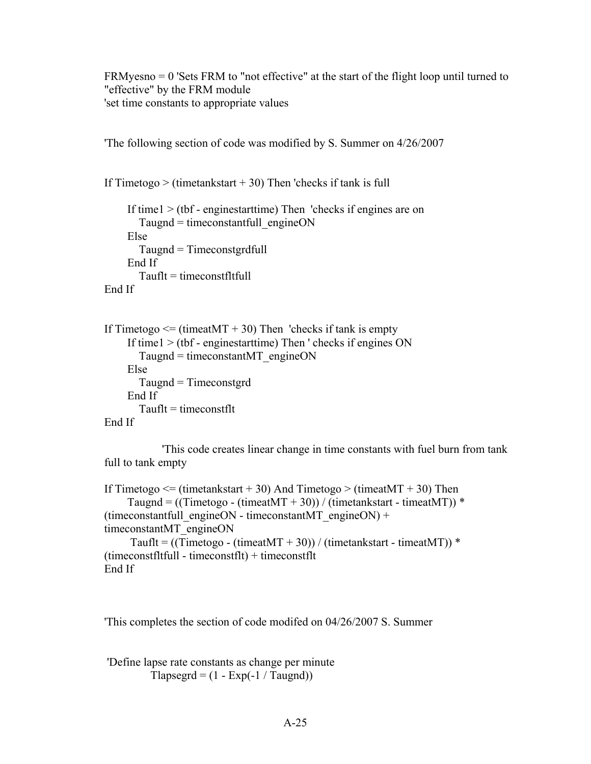```
FRMyesno = 0 'Sets FRM to "not effective" at the start of the flight loop until turned to "effective" by the FRM module
'set time constants to appropriate values


'The following section of code was modified by S. Summer on 4/26/2007


If Timetogo > (timetankstart + 30) Then 'checks if tank is full

      If time1 > (tbf - enginestarttime) Then  'checks if engines are on
         Taugnd = timeconstantfull_engineON
      Else
         Taugnd = Timeconstgrdfull
      End If
         Tauflt = timeconstfltfull
End If


If Timetogo <= (timeatMT + 30) Then  'checks if tank is empty
      If time1 > (tbf - enginestarttime) Then ' checks if engines ON
         Taugnd = timeconstantMT_engineON
      Else
         Taugnd = Timeconstgrd
      End If
         Tauflt = timeconstflt
End If

                'This code creates linear change in time constants with fuel burn from tank full to tank empty

If Timetogo <= (timetankstart + 30) And Timetogo > (timeatMT + 30) Then
      Taugnd = ((Timetogo - (timeatMT + 30)) / (timetankstart - timeatMT)) * (timeconstantfull_engineON - timeconstantMT_engineON) + timeconstantMT_engineON
       Tauflt = ((Timetogo - (timeatMT + 30)) / (timetankstart - timeatMT)) * (timeconstfltfull - timeconstflt) + timeconstflt
End If



'This completes the section of code modifed on 04/26/2007 S. Summer


 'Define lapse rate constants as change per minute
             Tlapsegrd = (1 - Exp(-1 / Taugnd))
```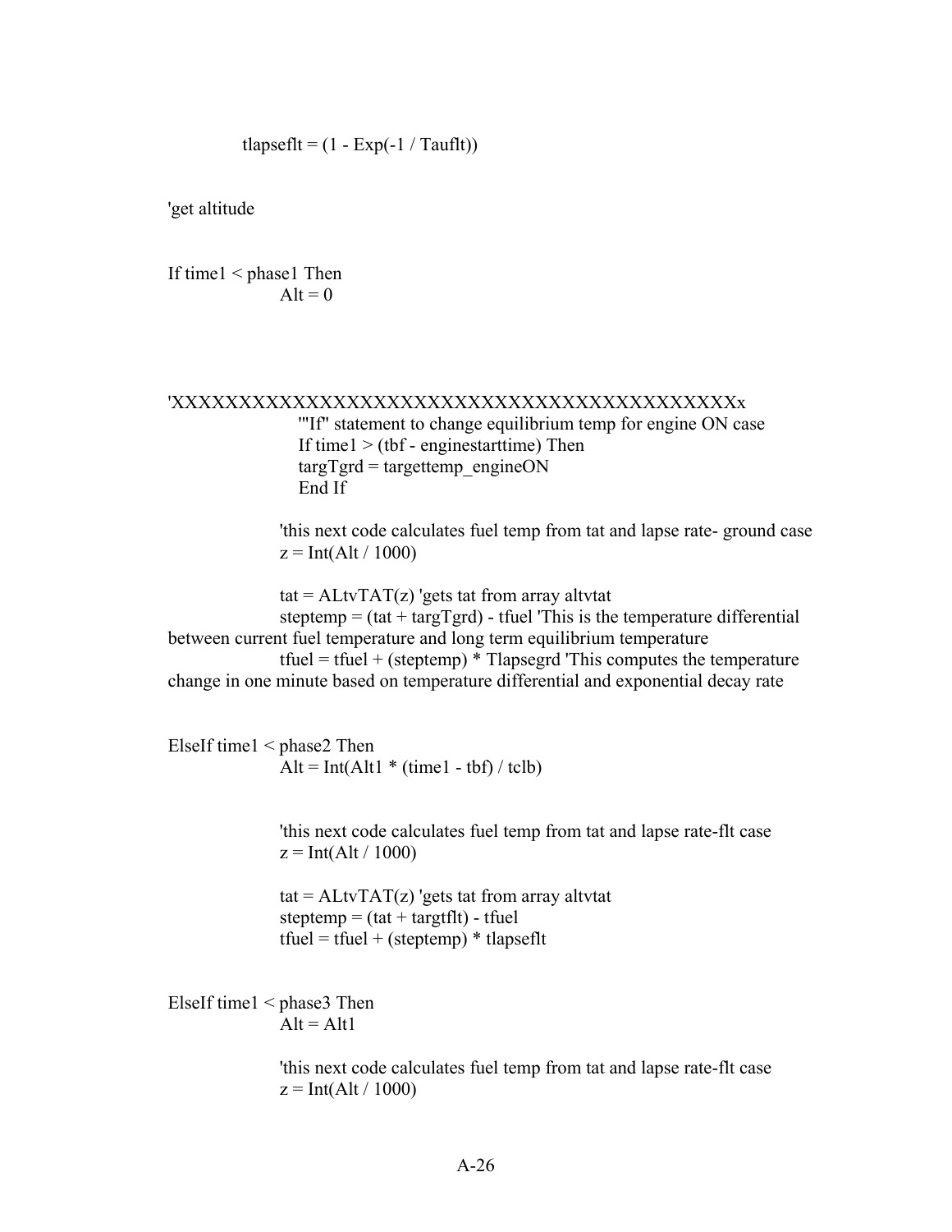```
            tlapseflt = (1 - Exp(-1 / Tauflt))


'get altitude


If time1 < phase1 Then
            Alt = 0




'XXXXXXXXXXXXXXXXXXXXXXXXXXXXXXXXXXXXXXXXXXXXx
                '"If" statement to change equilibrium temp for engine ON case
                If time1 > (tbf - enginestarttime) Then
                targTgrd = targettemp_engineON
                End If

            'this next code calculates fuel temp from tat and lapse rate- ground case
            z = Int(Alt / 1000)

            tat = ALtvTAT(z) 'gets tat from array altvtat
            steptemp = (tat + targTgrd) - tfuel 'This is the temperature differential
between current fuel temperature and long term equilibrium temperature
            tfuel = tfuel + (steptemp) * Tlapsegrd 'This computes the temperature
change in one minute based on temperature differential and exponential decay rate


ElseIf time1 < phase2 Then
            Alt = Int(Alt1 * (time1 - tbf) / tclb)


            'this next code calculates fuel temp from tat and lapse rate-flt case
            z = Int(Alt / 1000)

            tat = ALtvTAT(z) 'gets tat from array altvtat
            steptemp = (tat + targtflt) - tfuel
            tfuel = tfuel + (steptemp) * tlapseflt


ElseIf time1 < phase3 Then
            Alt = Alt1

            'this next code calculates fuel temp from tat and lapse rate-flt case
            z = Int(Alt / 1000)
```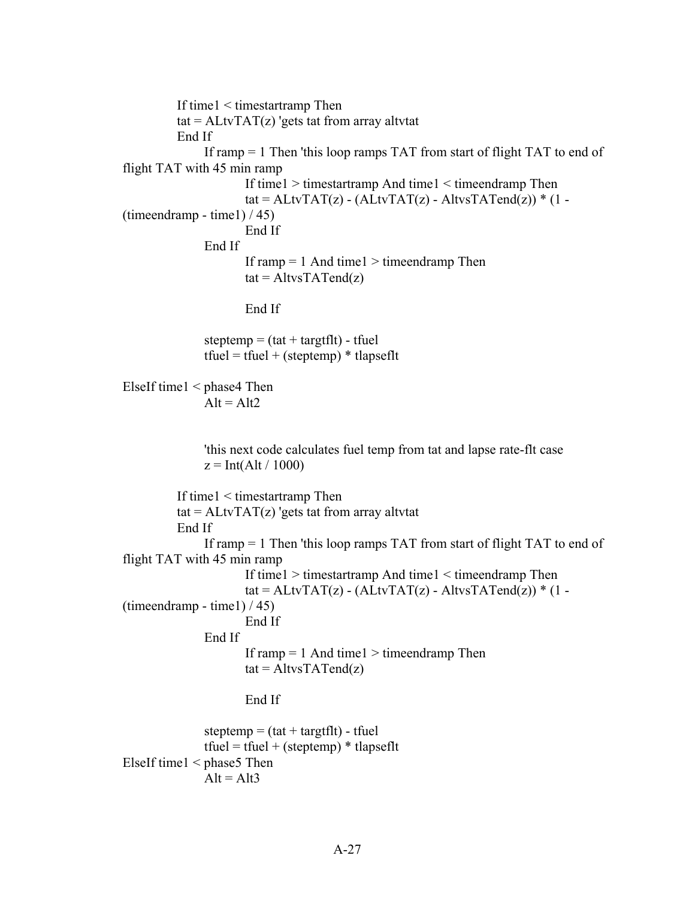```
            If time1 < timestartramp Then
            tat = ALtvTAT(z) 'gets tat from array altvtat
            End If
                If ramp = 1 Then 'this loop ramps TAT from start of flight TAT to end of
flight TAT with 45 min ramp
                        If time1 > timestartramp And time1 < timeendramp Then
                        tat = ALtvTAT(z) - (ALtvTAT(z) - AltvsTATend(z)) * (1 -
(timeendramp - time1) / 45)
                        End If
                End If
                        If ramp = 1 And time1 > timeendramp Then
                        tat = AltvsTATend(z)

                        End If

                steptemp = (tat + targtflt) - tfuel
                tfuel = tfuel + (steptemp) * tlapseflt

ElseIf time1 < phase4 Then
                Alt = Alt2


                'this next code calculates fuel temp from tat and lapse rate-flt case
                z = Int(Alt / 1000)

            If time1 < timestartramp Then
            tat = ALtvTAT(z) 'gets tat from array altvtat
            End If
                If ramp = 1 Then 'this loop ramps TAT from start of flight TAT to end of
flight TAT with 45 min ramp
                        If time1 > timestartramp And time1 < timeendramp Then
                        tat = ALtvTAT(z) - (ALtvTAT(z) - AltvsTATend(z)) * (1 -
(timeendramp - time1) / 45)
                        End If
                End If
                        If ramp = 1 And time1 > timeendramp Then
                        tat = AltvsTATend(z)

                        End If

                steptemp = (tat + targtflt) - tfuel
                tfuel = tfuel + (steptemp) * tlapseflt
ElseIf time1 < phase5 Then
                Alt = Alt3
```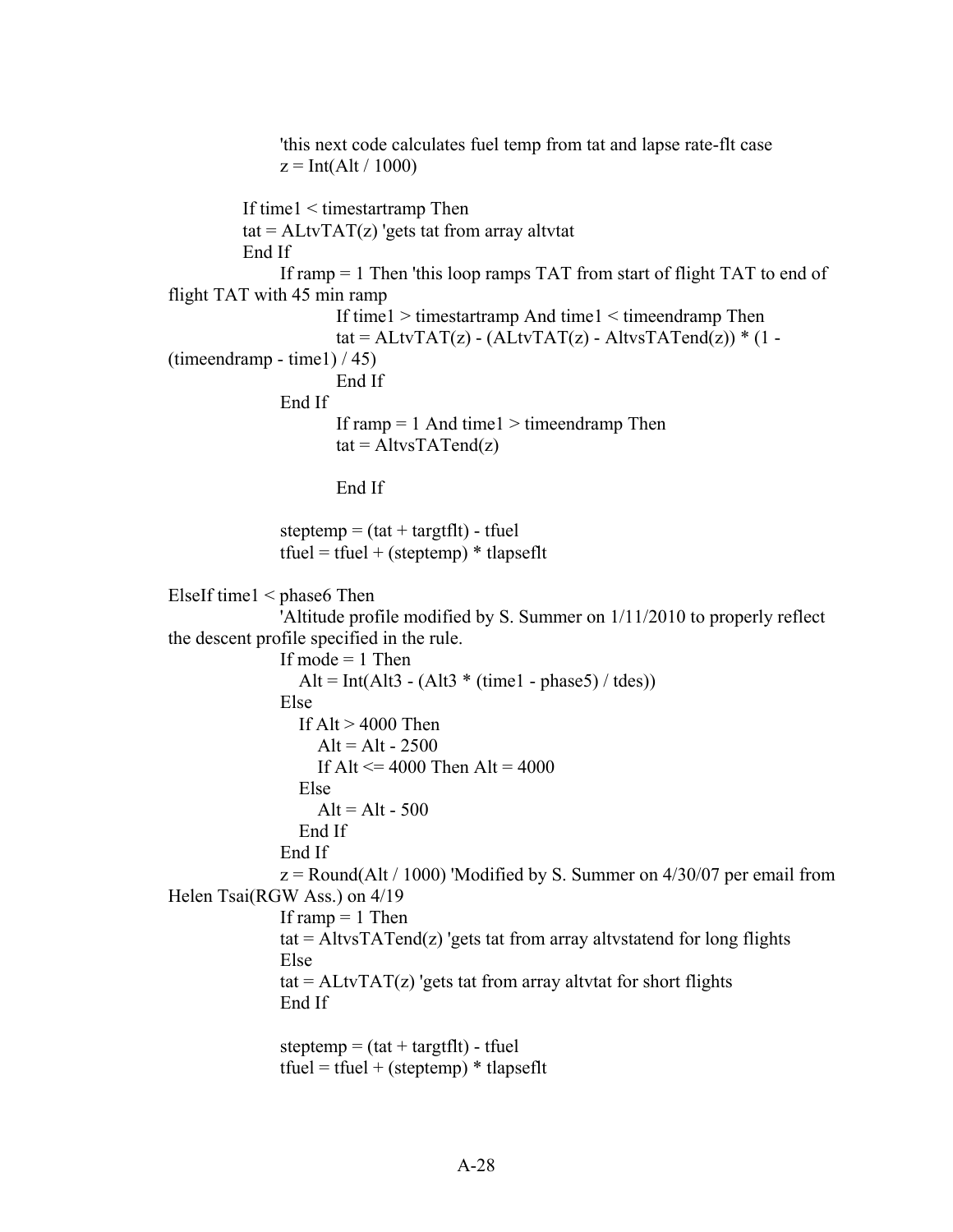```
                'this next code calculates fuel temp from tat and lapse rate-flt case
                z = Int(Alt / 1000)

            If time1 < timestartramp Then
            tat = ALtvTAT(z) 'gets tat from array altvtat
            End If
                If ramp = 1 Then 'this loop ramps TAT from start of flight TAT to end of
flight TAT with 45 min ramp
                        If time1 > timestartramp And time1 < timeendramp Then
                        tat = ALtvTAT(z) - (ALtvTAT(z) - AltvsTATend(z)) * (1 -
(timeendramp - time1) / 45)
                        End If
                End If
                        If ramp = 1 And time1 > timeendramp Then
                        tat = AltvsTATend(z)

                        End If

                steptemp = (tat + targtflt) - tfuel
                tfuel = tfuel + (steptemp) * tlapseflt

ElseIf time1 < phase6 Then
                'Altitude profile modified by S. Summer on 1/11/2010 to properly reflect
the descent profile specified in the rule.
                If mode = 1 Then
                   Alt = Int(Alt3 - (Alt3 * (time1 - phase5) / tdes))
                Else
                   If Alt > 4000 Then
                      Alt = Alt - 2500
                      If Alt <= 4000 Then Alt = 4000
                   Else
                      Alt = Alt - 500
                   End If
                End If
                z = Round(Alt / 1000) 'Modified by S. Summer on 4/30/07 per email from
Helen Tsai(RGW Ass.) on 4/19
                If ramp = 1 Then
                tat = AltvsTATend(z) 'gets tat from array altvstatend for long flights
                Else
                tat = ALtvTAT(z) 'gets tat from array altvtat for short flights
                End If

                steptemp = (tat + targtflt) - tfuel
                tfuel = tfuel + (steptemp) * tlapseflt
```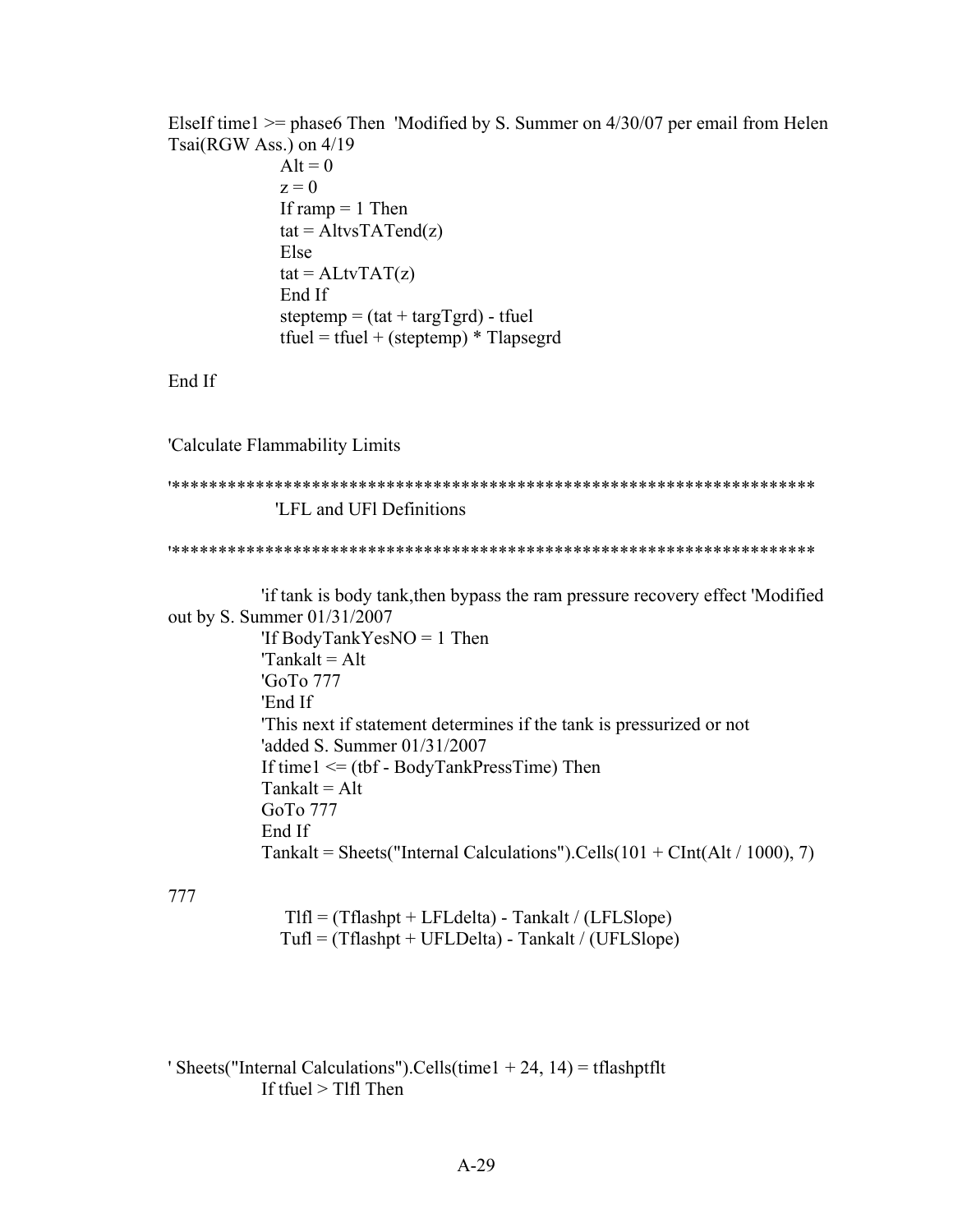```
ElseIf time1 >= phase6 Then  'Modified by S. Summer on 4/30/07 per email from Helen
Tsai(RGW Ass.) on 4/19
                Alt = 0
                z = 0
                If ramp = 1 Then
                tat = AltvsTATend(z)
                Else
                tat = ALtvTAT(z)
                End If
                steptemp = (tat + targTgrd) - tfuel
                tfuel = tfuel + (steptemp) * Tlapsegrd

End If


'Calculate Flammability Limits

'**********************************************************************
               'LFL and UFl Definitions

'**********************************************************************

              'if tank is body tank,then bypass the ram pressure recovery effect 'Modified
out by S. Summer 01/31/2007
              'If BodyTankYesNO = 1 Then
              'Tankalt = Alt
              'GoTo 777
              'End If
              'This next if statement determines if the tank is pressurized or not
              'added S. Summer 01/31/2007
              If time1 <= (tbf - BodyTankPressTime) Then
              Tankalt = Alt
              GoTo 777
              End If
              Tankalt = Sheets("Internal Calculations").Cells(101 + CInt(Alt / 1000), 7)

777
                Tlfl = (Tflashpt + LFLdelta) - Tankalt / (LFLSlope)
               Tufl = (Tflashpt + UFLDelta) - Tankalt / (UFLSlope)




' Sheets("Internal Calculations").Cells(time1 + 24, 14) = tflashptflt
              If tfuel > Tlfl Then
```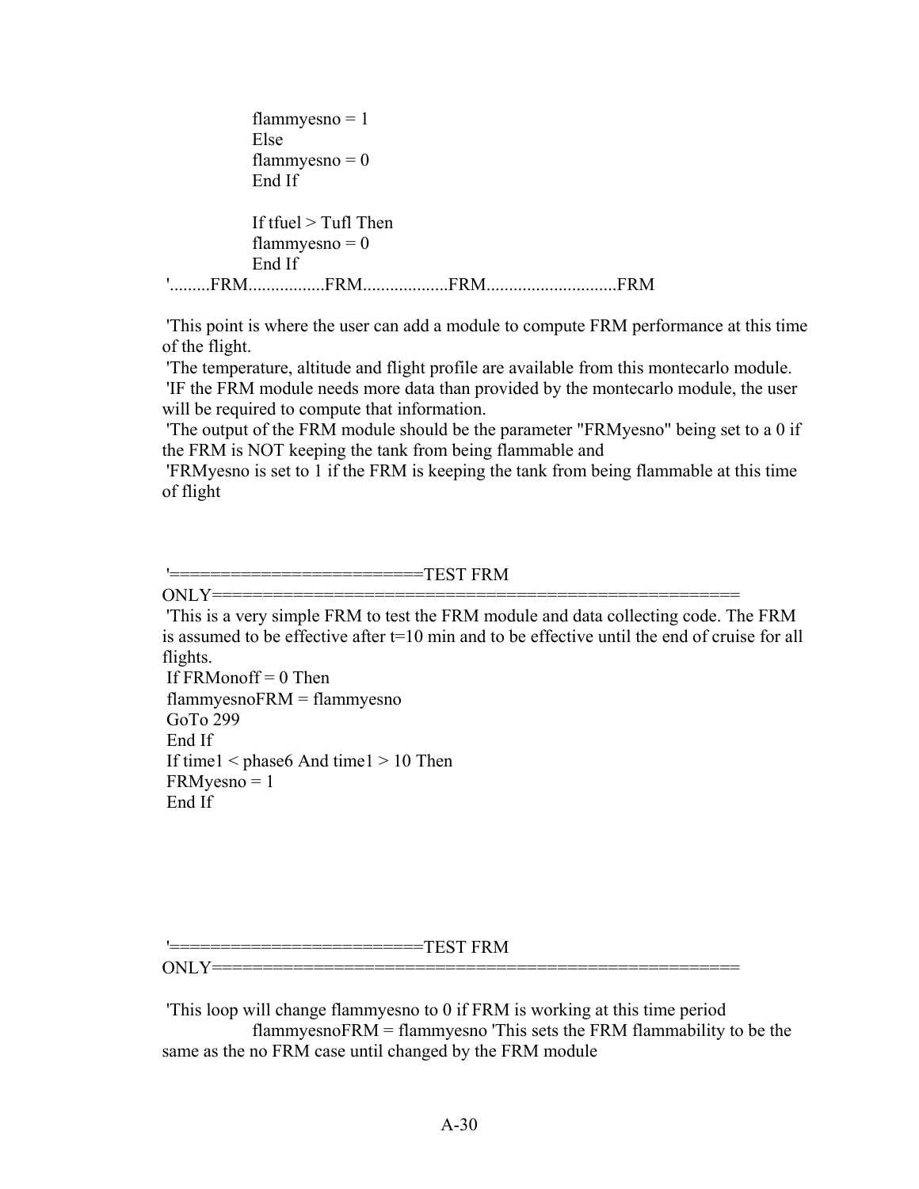```
                flammyesno = 1
                Else
                flammyesno = 0
                End If

                If tfuel > Tufl Then
                flammyesno = 0
                End If
'.........FRM................FRM..................FRM............................FRM

'This point is where the user can add a module to compute FRM performance at this time of the flight.
'The temperature, altitude and flight profile are available from this montecarlo module.
'IF the FRM module needs more data than provided by the montecarlo module, the user will be required to compute that information.
'The output of the FRM module should be the parameter "FRMyesno" being set to a 0 if the FRM is NOT keeping the tank from being flammable and
'FRMyesno is set to 1 if the FRM is keeping the tank from being flammable at this time of flight



'=========================TEST FRM ONLY=====================================================
'This is a very simple FRM to test the FRM module and data collecting code. The FRM is assumed to be effective after t=10 min and to be effective until the end of cruise for all flights.
 If FRMonoff = 0 Then
 flammyesnoFRM = flammyesno
 GoTo 299
 End If
 If time1 < phase6 And time1 > 10 Then
 FRMyesno = 1
 End If





'=========================TEST FRM ONLY=====================================================

'This loop will change flammyesno to 0 if FRM is working at this time period
                flammyesnoFRM = flammyesno 'This sets the FRM flammability to be the same as the no FRM case until changed by the FRM module
```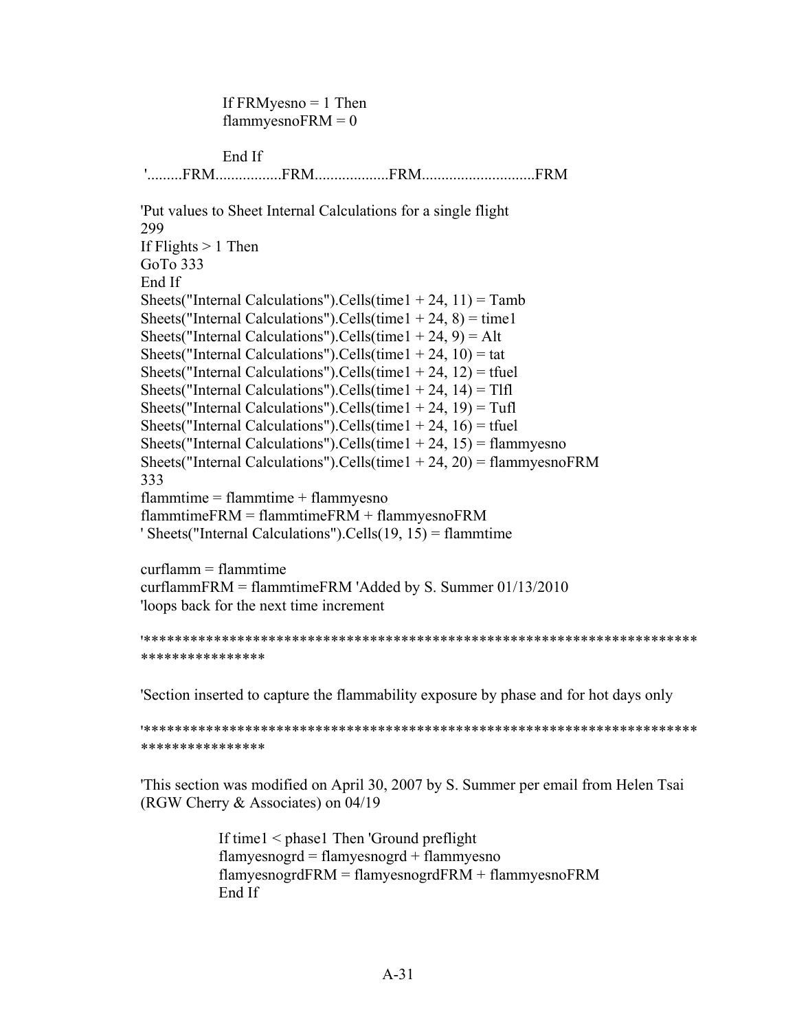```
                If FRMyesno = 1 Then
                flammyesnoFRM = 0

                End If
 '.........FRM................FRM..................FRM............................FRM

'Put values to Sheet Internal Calculations for a single flight
299
If Flights > 1 Then
GoTo 333
End If
Sheets("Internal Calculations").Cells(time1 + 24, 11) = Tamb
Sheets("Internal Calculations").Cells(time1 + 24, 8) = time1
Sheets("Internal Calculations").Cells(time1 + 24, 9) = Alt
Sheets("Internal Calculations").Cells(time1 + 24, 10) = tat
Sheets("Internal Calculations").Cells(time1 + 24, 12) = tfuel
Sheets("Internal Calculations").Cells(time1 + 24, 14) = Tlfl
Sheets("Internal Calculations").Cells(time1 + 24, 19) = Tufl
Sheets("Internal Calculations").Cells(time1 + 24, 16) = tfuel
Sheets("Internal Calculations").Cells(time1 + 24, 15) = flammyesno
Sheets("Internal Calculations").Cells(time1 + 24, 20) = flammyesnoFRM
333
flammtime = flammtime + flammyesno
flammtimeFRM = flammtimeFRM + flammyesnoFRM
' Sheets("Internal Calculations").Cells(19, 15) = flammtime

curflamm = flammtime
curflammFRM = flammtimeFRM 'Added by S. Summer 01/13/2010
'loops back for the next time increment

'*************************************************************************
****************

'Section inserted to capture the flammability exposure by phase and for hot days only

'*************************************************************************
****************

'This section was modified on April 30, 2007 by S. Summer per email from Helen Tsai
(RGW Cherry & Associates) on 04/19

               If time1 < phase1 Then 'Ground preflight
               flamyesnogrd = flamyesnogrd + flammyesno
               flamyesnogrdFRM = flamyesnogrdFRM + flammyesnoFRM
               End If
```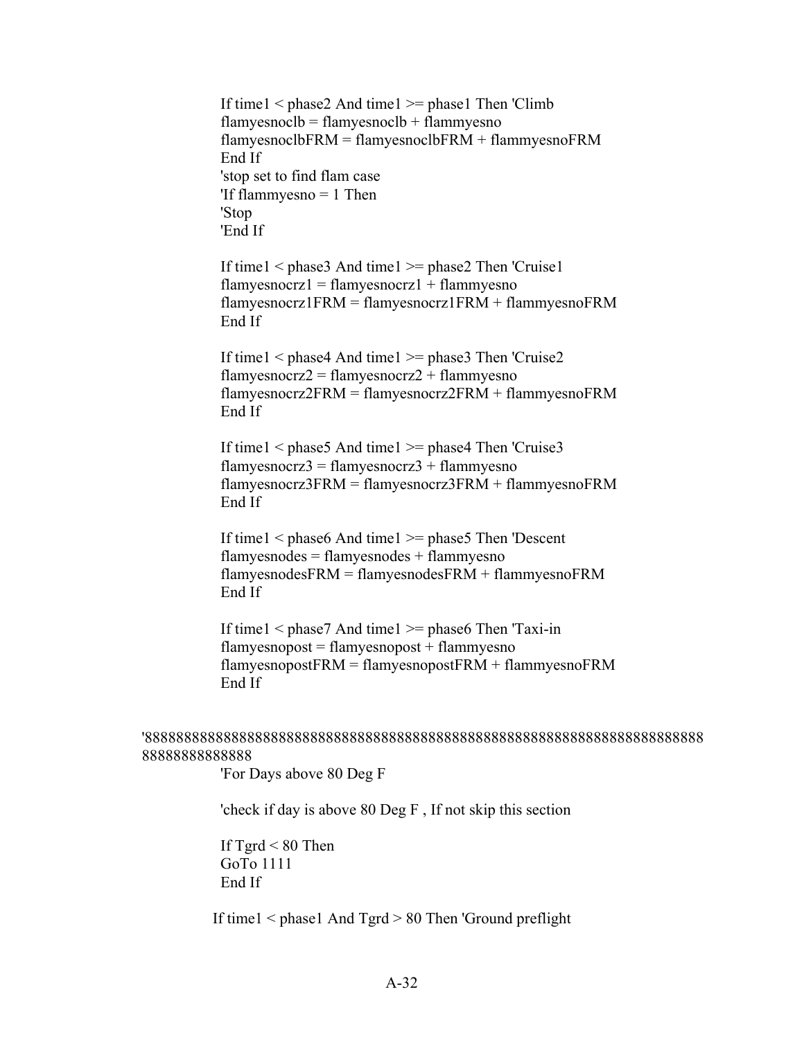```
If time1 < phase2 And time1 >= phase1 Then 'Climb
flamyesnoclb = flamyesnoclb + flammyesno
flamyesnoclbFRM = flamyesnoclbFRM + flammyesnoFRM
End If
'stop set to find flam case
'If flammyesno = 1 Then
'Stop
'End If

If time1 < phase3 And time1 >= phase2 Then 'Cruise1
flamyesnocrz1 = flamyesnocrz1 + flammyesno
flamyesnocrz1FRM = flamyesnocrz1FRM + flammyesnoFRM
End If

If time1 < phase4 And time1 >= phase3 Then 'Cruise2
flamyesnocrz2 = flamyesnocrz2 + flammyesno
flamyesnocrz2FRM = flamyesnocrz2FRM + flammyesnoFRM
End If

If time1 < phase5 And time1 >= phase4 Then 'Cruise3
flamyesnocrz3 = flamyesnocrz3 + flammyesno
flamyesnocrz3FRM = flamyesnocrz3FRM + flammyesnoFRM
End If

If time1 < phase6 And time1 >= phase5 Then 'Descent
flamyesnodes = flamyesnodes + flammyesno
flamyesnodesFRM = flamyesnodesFRM + flammyesnoFRM
End If

If time1 < phase7 And time1 >= phase6 Then 'Taxi-in
flamyesnopost = flamyesnopost + flammyesno
flamyesnopostFRM = flamyesnopostFRM + flammyesnoFRM
End If


'88888888888888888888888888888888888888888888888888888888888888888888888888
88888888888888
'For Days above 80 Deg F

'check if day is above 80 Deg F , If not skip this section

If Tgrd < 80 Then
GoTo 1111
End If

If time1 < phase1 And Tgrd > 80 Then 'Ground preflight
```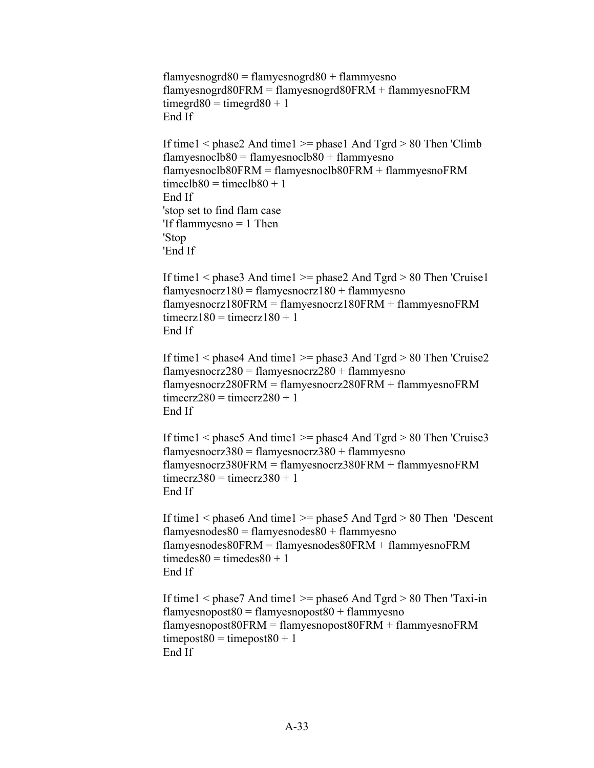```
flamyesnogrd80 = flamyesnogrd80 + flammyesno
flamyesnogrd80FRM = flamyesnogrd80FRM + flammyesnoFRM
timegrd80 = timegrd80 + 1
End If

If time1 < phase2 And time1 >= phase1 And Tgrd > 80 Then 'Climb
flamyesnoclb80 = flamyesnoclb80 + flammyesno
flamyesnoclb80FRM = flamyesnoclb80FRM + flammyesnoFRM
timeclb80 = timeclb80 + 1
End If
'stop set to find flam case
'If flammyesno = 1 Then
'Stop
'End If

If time1 < phase3 And time1 >= phase2 And Tgrd > 80 Then 'Cruise1
flamyesnocrz180 = flamyesnocrz180 + flammyesno
flamyesnocrz180FRM = flamyesnocrz180FRM + flammyesnoFRM
timecrz180 = timecrz180 + 1
End If

If time1 < phase4 And time1 >= phase3 And Tgrd > 80 Then 'Cruise2
flamyesnocrz280 = flamyesnocrz280 + flammyesno
flamyesnocrz280FRM = flamyesnocrz280FRM + flammyesnoFRM
timecrz280 = timecrz280 + 1
End If

If time1 < phase5 And time1 >= phase4 And Tgrd > 80 Then 'Cruise3
flamyesnocrz380 = flamyesnocrz380 + flammyesno
flamyesnocrz380FRM = flamyesnocrz380FRM + flammyesnoFRM
timecrz380 = timecrz380 + 1
End If

If time1 < phase6 And time1 >= phase5 And Tgrd > 80 Then  'Descent
flamyesnodes80 = flamyesnodes80 + flammyesno
flamyesnodes80FRM = flamyesnodes80FRM + flammyesnoFRM
timedes80 = timedes80 + 1
End If

If time1 < phase7 And time1 >= phase6 And Tgrd > 80 Then 'Taxi-in
flamyesnopost80 = flamyesnopost80 + flammyesno
flamyesnopost80FRM = flamyesnopost80FRM + flammyesnoFRM
timepost80 = timepost80 + 1
End If
```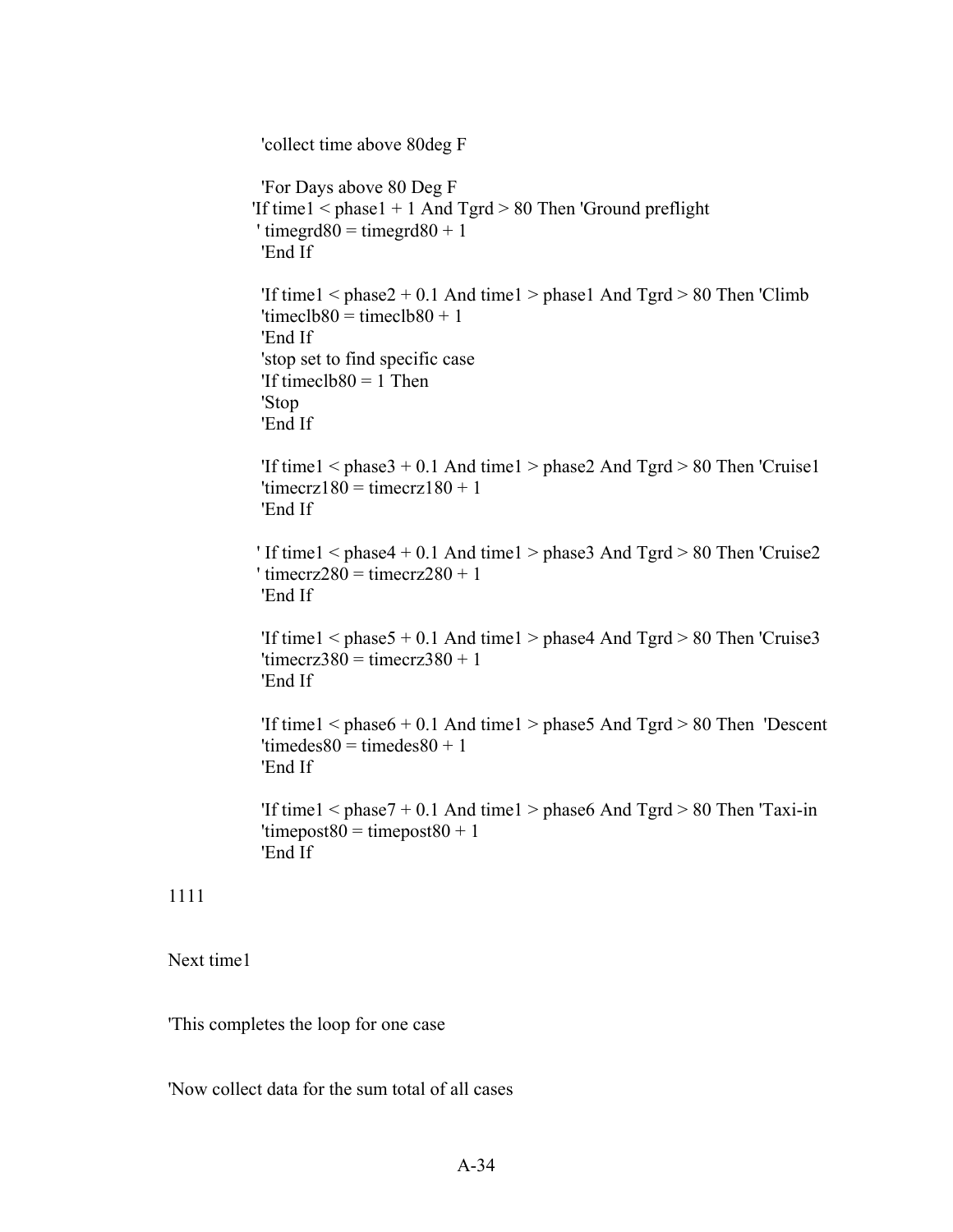```
            'collect time above 80deg F

            'For Days above 80 Deg F
           'If time1 < phase1 + 1 And Tgrd > 80 Then 'Ground preflight
            ' timegrd80 = timegrd80 + 1
            'End If

            'If time1 < phase2 + 0.1 And time1 > phase1 And Tgrd > 80 Then 'Climb
            'timeclb80 = timeclb80 + 1
            'End If
            'stop set to find specific case
            'If timeclb80 = 1 Then
            'Stop
            'End If

            'If time1 < phase3 + 0.1 And time1 > phase2 And Tgrd > 80 Then 'Cruise1
            'timecrz180 = timecrz180 + 1
            'End If

           ' If time1 < phase4 + 0.1 And time1 > phase3 And Tgrd > 80 Then 'Cruise2
           ' timecrz280 = timecrz280 + 1
            'End If

            'If time1 < phase5 + 0.1 And time1 > phase4 And Tgrd > 80 Then 'Cruise3
            'timecrz380 = timecrz380 + 1
            'End If

            'If time1 < phase6 + 0.1 And time1 > phase5 And Tgrd > 80 Then  'Descent
            'timedes80 = timedes80 + 1
            'End If

            'If time1 < phase7 + 0.1 And time1 > phase6 And Tgrd > 80 Then 'Taxi-in
            'timepost80 = timepost80 + 1
            'End If

1111


Next time1


'This completes the loop for one case


'Now collect data for the sum total of all cases
```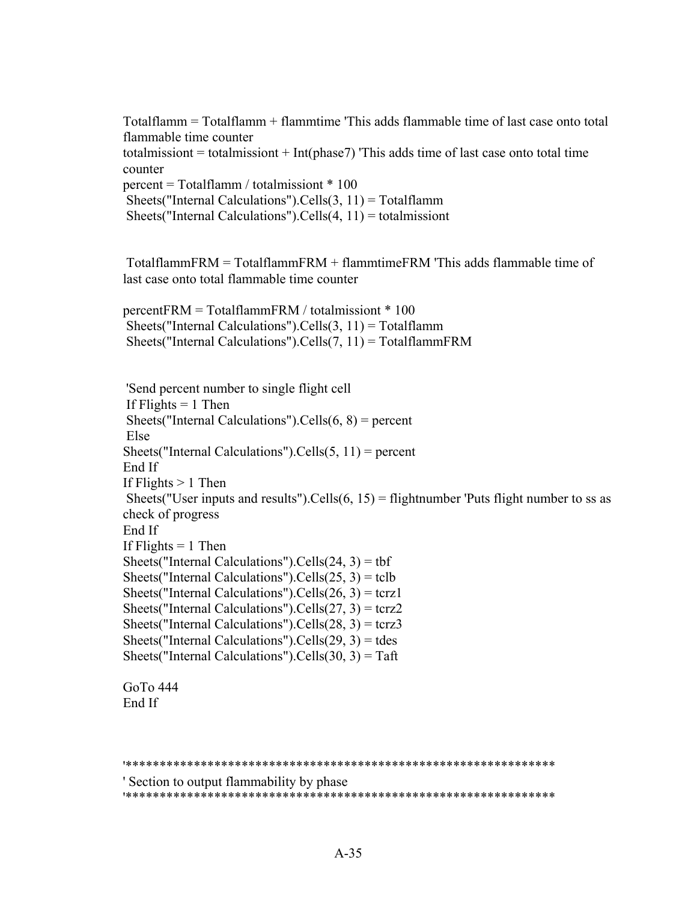```
Totalflamm = Totalflamm + flammtime 'This adds flammable time of last case onto total
flammable time counter
totalmissiont = totalmissiont + Int(phase7) 'This adds time of last case onto total time
counter
percent = Totalflamm / totalmissiont * 100
 Sheets("Internal Calculations").Cells(3, 11) = Totalflamm
 Sheets("Internal Calculations").Cells(4, 11) = totalmissiont


 TotalflammFRM = TotalflammFRM + flammtimeFRM 'This adds flammable time of
last case onto total flammable time counter

percentFRM = TotalflammFRM / totalmissiont * 100
 Sheets("Internal Calculations").Cells(3, 11) = Totalflamm
 Sheets("Internal Calculations").Cells(7, 11) = TotalflammFRM


 'Send percent number to single flight cell
 If Flights = 1 Then
 Sheets("Internal Calculations").Cells(6, 8) = percent
 Else
Sheets("Internal Calculations").Cells(5, 11) = percent
End If
If Flights > 1 Then
 Sheets("User inputs and results").Cells(6, 15) = flightnumber 'Puts flight number to ss as
check of progress
End If
If Flights = 1 Then
Sheets("Internal Calculations").Cells(24, 3) = tbf
Sheets("Internal Calculations").Cells(25, 3) = tclb
Sheets("Internal Calculations").Cells(26, 3) = tcrz1
Sheets("Internal Calculations").Cells(27, 3) = tcrz2
Sheets("Internal Calculations").Cells(28, 3) = tcrz3
Sheets("Internal Calculations").Cells(29, 3) = tdes
Sheets("Internal Calculations").Cells(30, 3) = Taft

GoTo 444
End If



'****************************************************************
' Section to output flammability by phase
'****************************************************************
```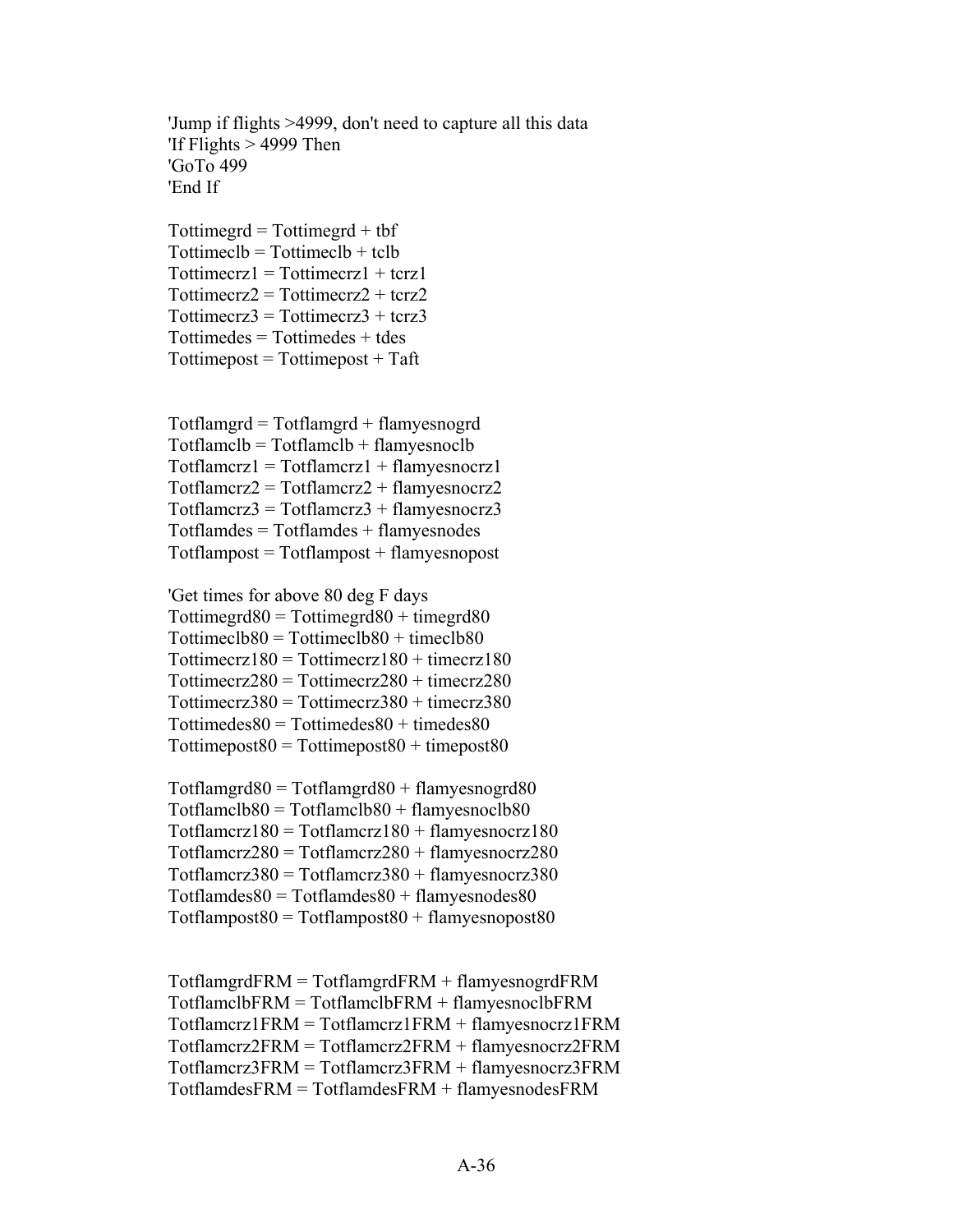```
'Jump if flights >4999, don't need to capture all this data
'If Flights > 4999 Then
'GoTo 499
'End If

Tottimegrd = Tottimegrd + tbf
Tottimeclb = Tottimeclb + tclb
Tottimecrz1 = Tottimecrz1 + tcrz1
Tottimecrz2 = Tottimecrz2 + tcrz2
Tottimecrz3 = Tottimecrz3 + tcrz3
Tottimedes = Tottimedes + tdes
Tottimepost = Tottimepost + Taft


Totflamgrd = Totflamgrd + flamyesnogrd
Totflamclb = Totflamclb + flamyesnoclb
Totflamcrz1 = Totflamcrz1 + flamyesnocrz1
Totflamcrz2 = Totflamcrz2 + flamyesnocrz2
Totflamcrz3 = Totflamcrz3 + flamyesnocrz3
Totflamdes = Totflamdes + flamyesnodes
Totflampost = Totflampost + flamyesnopost

'Get times for above 80 deg F days
Tottimegrd80 = Tottimegrd80 + timegrd80
Tottimeclb80 = Tottimeclb80 + timeclb80
Tottimecrz180 = Tottimecrz180 + timecrz180
Tottimecrz280 = Tottimecrz280 + timecrz280
Tottimecrz380 = Tottimecrz380 + timecrz380
Tottimedes80 = Tottimedes80 + timedes80
Tottimepost80 = Tottimepost80 + timepost80

Totflamgrd80 = Totflamgrd80 + flamyesnogrd80
Totflamclb80 = Totflamclb80 + flamyesnoclb80
Totflamcrz180 = Totflamcrz180 + flamyesnocrz180
Totflamcrz280 = Totflamcrz280 + flamyesnocrz280
Totflamcrz380 = Totflamcrz380 + flamyesnocrz380
Totflamdes80 = Totflamdes80 + flamyesnodes80
Totflampost80 = Totflampost80 + flamyesnopost80


TotflamgrdFRM = TotflamgrdFRM + flamyesnogrdFRM
TotflamclbFRM = TotflamclbFRM + flamyesnoclbFRM
Totflamcrz1FRM = Totflamcrz1FRM + flamyesnocrz1FRM
Totflamcrz2FRM = Totflamcrz2FRM + flamyesnocrz2FRM
Totflamcrz3FRM = Totflamcrz3FRM + flamyesnocrz3FRM
TotflamdesFRM = TotflamdesFRM + flamyesnodesFRM
```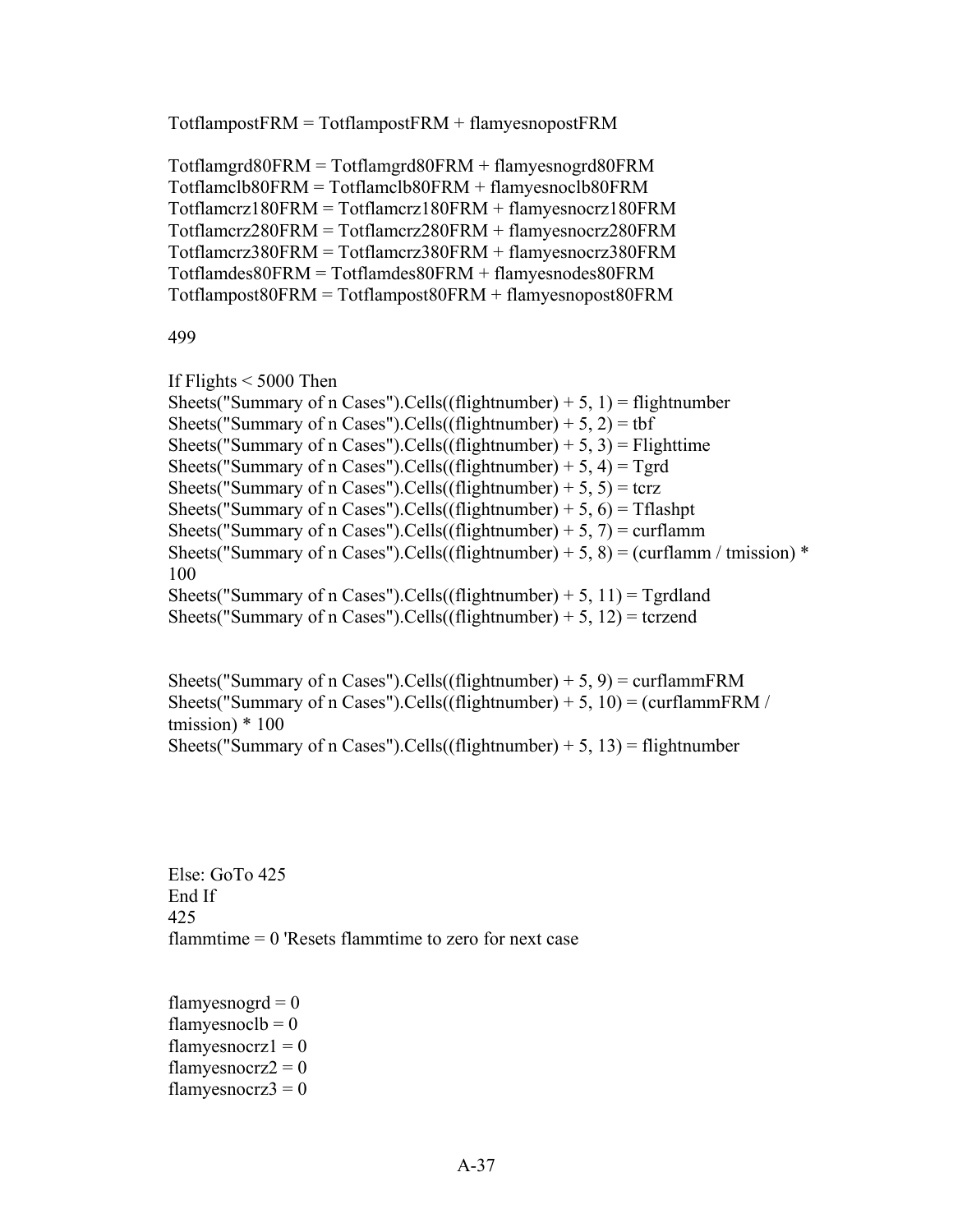```
TotflampostFRM = TotflampostFRM + flamyesnopostFRM

Totflamgrd80FRM = Totflamgrd80FRM + flamyesnogrd80FRM
Totflamclb80FRM = Totflamclb80FRM + flamyesnoclb80FRM
Totflamcrz180FRM = Totflamcrz180FRM + flamyesnocrz180FRM
Totflamcrz280FRM = Totflamcrz280FRM + flamyesnocrz280FRM
Totflamcrz380FRM = Totflamcrz380FRM + flamyesnocrz380FRM
Totflamdes80FRM = Totflamdes80FRM + flamyesnodes80FRM
Totflampost80FRM = Totflampost80FRM + flamyesnopost80FRM

499

If Flights < 5000 Then
Sheets("Summary of n Cases").Cells((flightnumber) + 5, 1) = flightnumber
Sheets("Summary of n Cases").Cells((flightnumber) + 5, 2) = tbf
Sheets("Summary of n Cases").Cells((flightnumber) + 5, 3) = Flighttime
Sheets("Summary of n Cases").Cells((flightnumber) + 5, 4) = Tgrd
Sheets("Summary of n Cases").Cells((flightnumber) + 5, 5) = tcrz
Sheets("Summary of n Cases").Cells((flightnumber) + 5, 6) = Tflashpt
Sheets("Summary of n Cases").Cells((flightnumber) + 5, 7) = curflamm
Sheets("Summary of n Cases").Cells((flightnumber) + 5, 8) = (curflamm / tmission) *
100
Sheets("Summary of n Cases").Cells((flightnumber) + 5, 11) = Tgrdland
Sheets("Summary of n Cases").Cells((flightnumber) + 5, 12) = tcrzend


Sheets("Summary of n Cases").Cells((flightnumber) + 5, 9) = curflammFRM
Sheets("Summary of n Cases").Cells((flightnumber) + 5, 10) = (curflammFRM /
tmission) * 100
Sheets("Summary of n Cases").Cells((flightnumber) + 5, 13) = flightnumber




Else: GoTo 425
End If
425
flammtime = 0 'Resets flammtime to zero for next case


flamyesnogrd = 0
flamyesnoclb = 0
flamyesnocrz1 = 0
flamyesnocrz2 = 0
flamyesnocrz3 = 0
```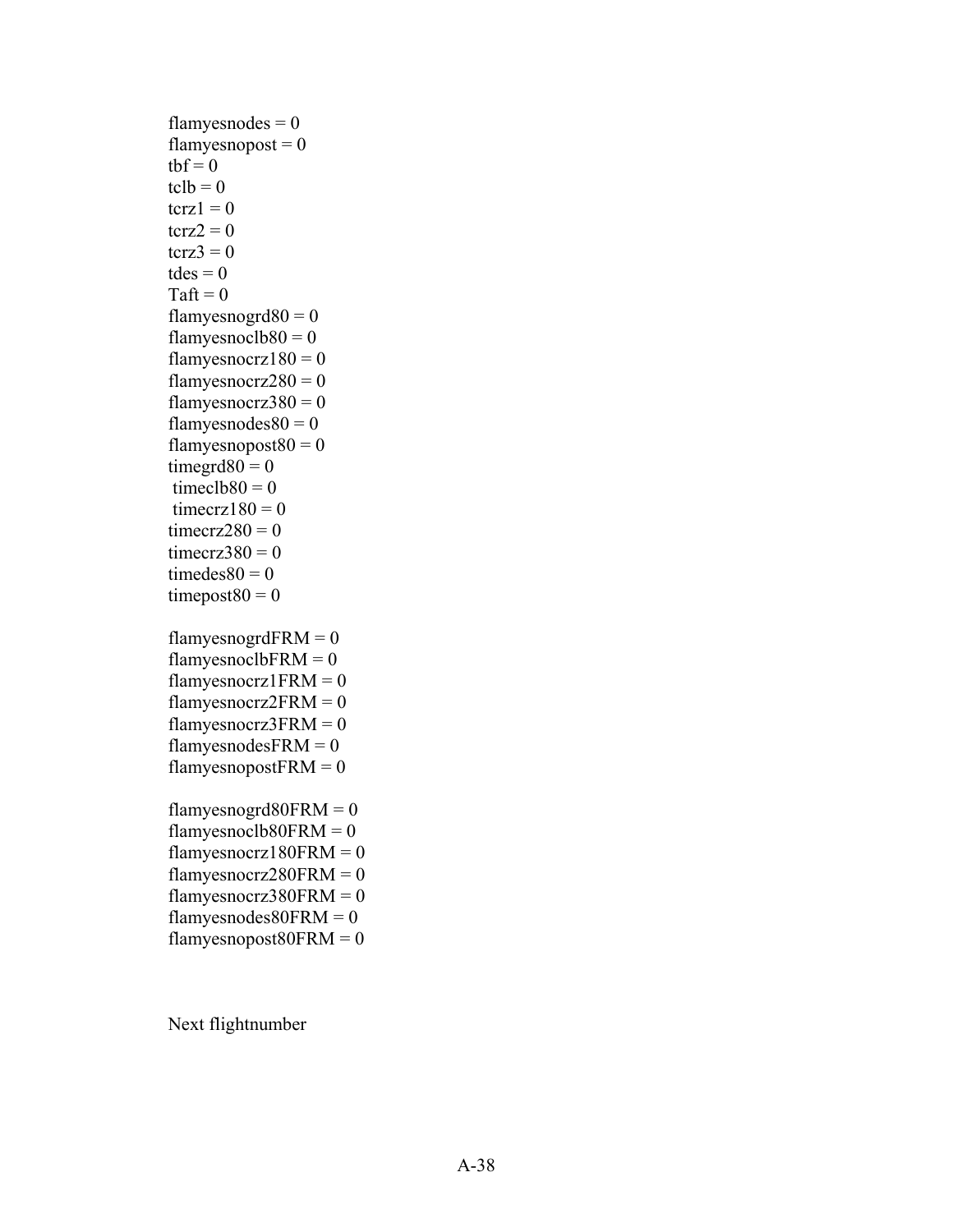```
flamyesnodes = 0
flamyesnopost = 0
tbf = 0
tclb = 0
tcrz1 = 0
tcrz2 = 0
tcrz3 = 0
tdes = 0
Taft = 0
flamyesnogrd80 = 0
flamyesnoclb80 = 0
flamyesnocrz180 = 0
flamyesnocrz280 = 0
flamyesnocrz380 = 0
flamyesnodes80 = 0
flamyesnopost80 = 0
timegrd80 = 0
 timeclb80 = 0
 timecrz180 = 0
timecrz280 = 0
timecrz380 = 0
timedes80 = 0
timepost80 = 0

flamyesnogrdFRM = 0
flamyesnoclbFRM = 0
flamyesnocrz1FRM = 0
flamyesnocrz2FRM = 0
flamyesnocrz3FRM = 0
flamyesnodesFRM = 0
flamyesnopostFRM = 0

flamyesnogrd80FRM = 0
flamyesnoclb80FRM = 0
flamyesnocrz180FRM = 0
flamyesnocrz280FRM = 0
flamyesnocrz380FRM = 0
flamyesnodes80FRM = 0
flamyesnopost80FRM = 0


Next flightnumber
```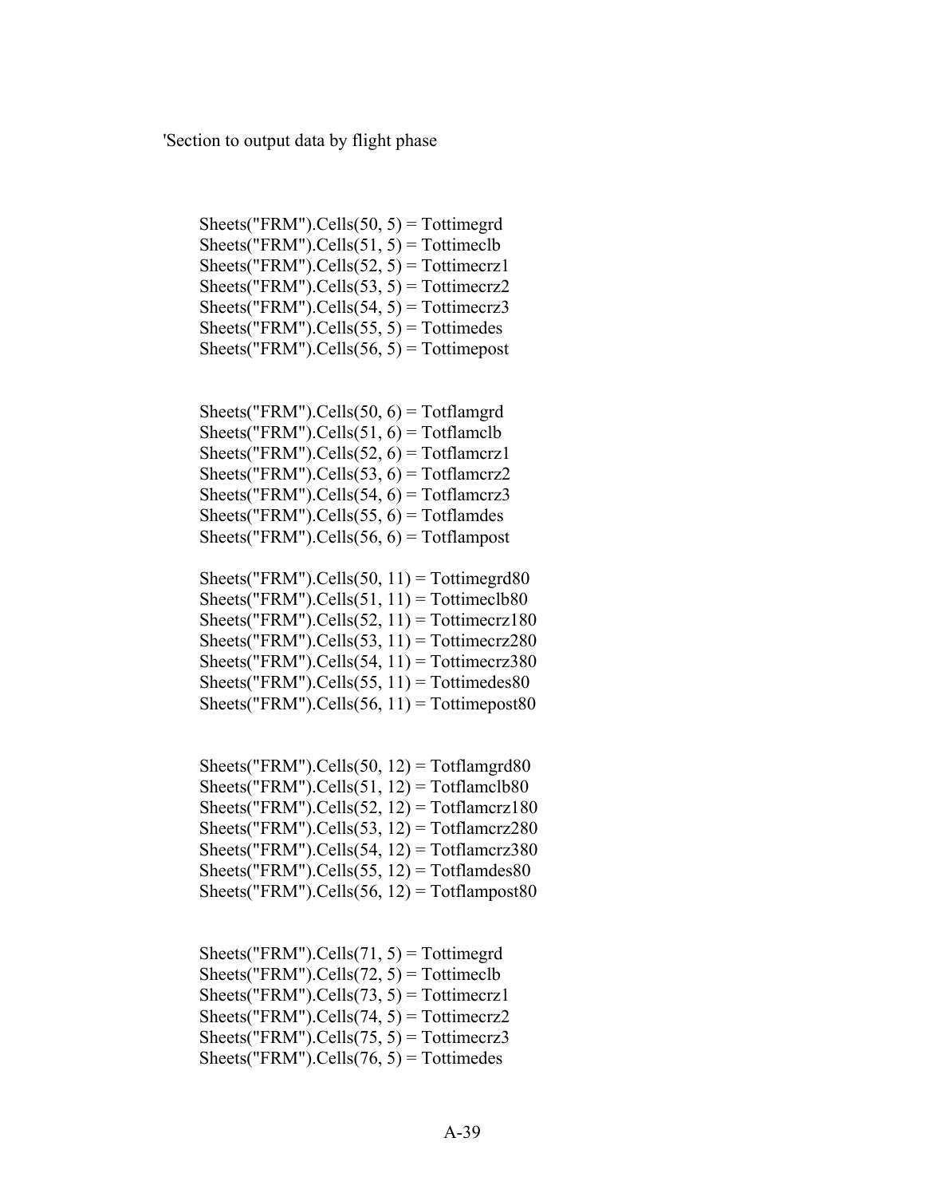```
'Section to output data by flight phase



        Sheets("FRM").Cells(50, 5) = Tottimegrd
        Sheets("FRM").Cells(51, 5) = Tottimeclb
        Sheets("FRM").Cells(52, 5) = Tottimecrz1
        Sheets("FRM").Cells(53, 5) = Tottimecrz2
        Sheets("FRM").Cells(54, 5) = Tottimecrz3
        Sheets("FRM").Cells(55, 5) = Tottimedes
        Sheets("FRM").Cells(56, 5) = Tottimepost


        Sheets("FRM").Cells(50, 6) = Totflamgrd
        Sheets("FRM").Cells(51, 6) = Totflamclb
        Sheets("FRM").Cells(52, 6) = Totflamcrz1
        Sheets("FRM").Cells(53, 6) = Totflamcrz2
        Sheets("FRM").Cells(54, 6) = Totflamcrz3
        Sheets("FRM").Cells(55, 6) = Totflamdes
        Sheets("FRM").Cells(56, 6) = Totflampost

        Sheets("FRM").Cells(50, 11) = Tottimegrd80
        Sheets("FRM").Cells(51, 11) = Tottimeclb80
        Sheets("FRM").Cells(52, 11) = Tottimecrz180
        Sheets("FRM").Cells(53, 11) = Tottimecrz280
        Sheets("FRM").Cells(54, 11) = Tottimecrz380
        Sheets("FRM").Cells(55, 11) = Tottimedes80
        Sheets("FRM").Cells(56, 11) = Tottimepost80


        Sheets("FRM").Cells(50, 12) = Totflamgrd80
        Sheets("FRM").Cells(51, 12) = Totflamclb80
        Sheets("FRM").Cells(52, 12) = Totflamcrz180
        Sheets("FRM").Cells(53, 12) = Totflamcrz280
        Sheets("FRM").Cells(54, 12) = Totflamcrz380
        Sheets("FRM").Cells(55, 12) = Totflamdes80
        Sheets("FRM").Cells(56, 12) = Totflampost80


        Sheets("FRM").Cells(71, 5) = Tottimegrd
        Sheets("FRM").Cells(72, 5) = Tottimeclb
        Sheets("FRM").Cells(73, 5) = Tottimecrz1
        Sheets("FRM").Cells(74, 5) = Tottimecrz2
        Sheets("FRM").Cells(75, 5) = Tottimecrz3
        Sheets("FRM").Cells(76, 5) = Tottimedes
```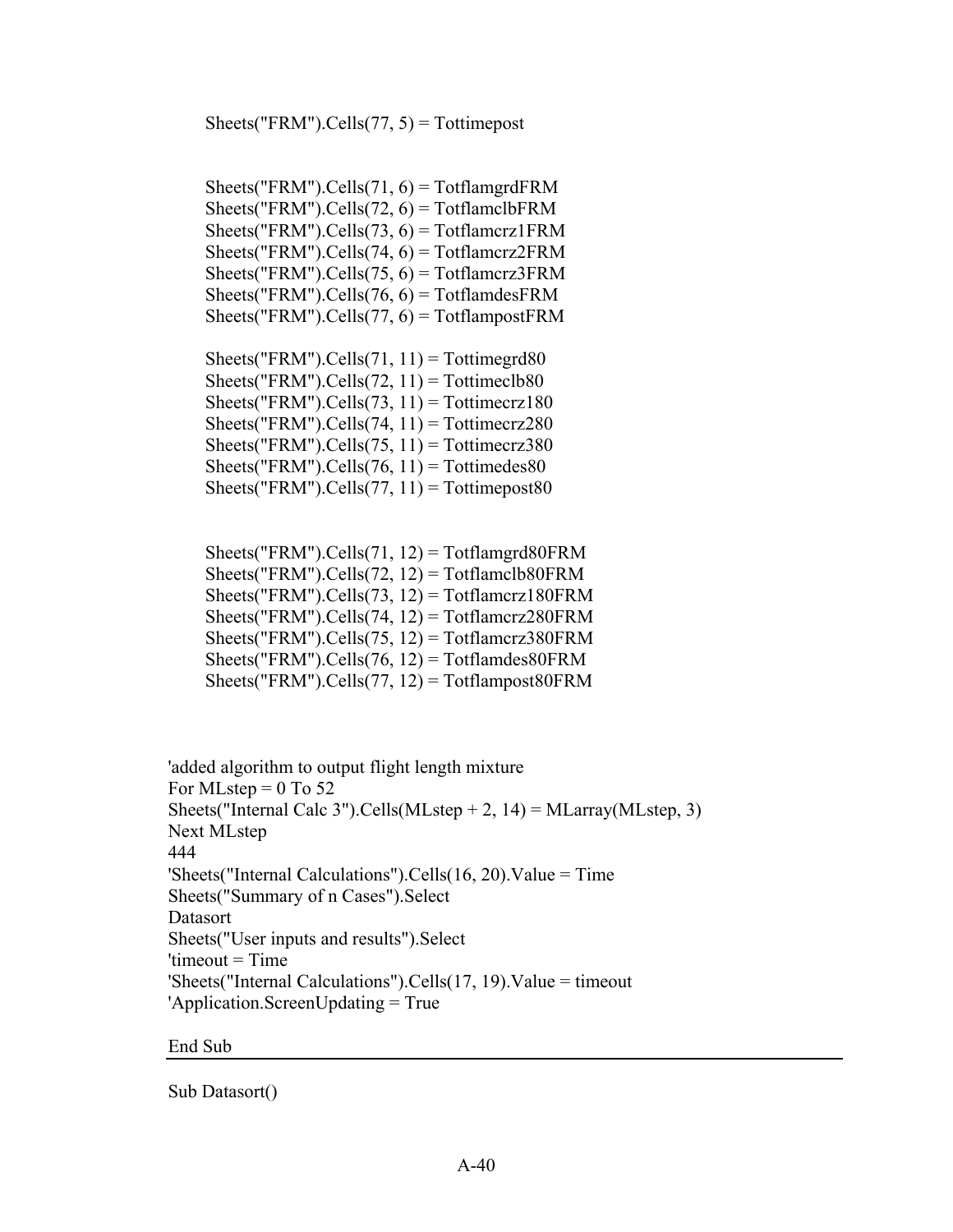```
        Sheets("FRM").Cells(77, 5) = Tottimepost


        Sheets("FRM").Cells(71, 6) = TotflamgrdFRM
        Sheets("FRM").Cells(72, 6) = TotflamclbFRM
        Sheets("FRM").Cells(73, 6) = Totflamcrz1FRM
        Sheets("FRM").Cells(74, 6) = Totflamcrz2FRM
        Sheets("FRM").Cells(75, 6) = Totflamcrz3FRM
        Sheets("FRM").Cells(76, 6) = TotflamdesFRM
        Sheets("FRM").Cells(77, 6) = TotflampostFRM

        Sheets("FRM").Cells(71, 11) = Tottimegrd80
        Sheets("FRM").Cells(72, 11) = Tottimeclb80
        Sheets("FRM").Cells(73, 11) = Tottimecrz180
        Sheets("FRM").Cells(74, 11) = Tottimecrz280
        Sheets("FRM").Cells(75, 11) = Tottimecrz380
        Sheets("FRM").Cells(76, 11) = Tottimedes80
        Sheets("FRM").Cells(77, 11) = Tottimepost80


        Sheets("FRM").Cells(71, 12) = Totflamgrd80FRM
        Sheets("FRM").Cells(72, 12) = Totflamclb80FRM
        Sheets("FRM").Cells(73, 12) = Totflamcrz180FRM
        Sheets("FRM").Cells(74, 12) = Totflamcrz280FRM
        Sheets("FRM").Cells(75, 12) = Totflamcrz380FRM
        Sheets("FRM").Cells(76, 12) = Totflamdes80FRM
        Sheets("FRM").Cells(77, 12) = Totflampost80FRM



'added algorithm to output flight length mixture
For MLstep = 0 To 52
Sheets("Internal Calc 3").Cells(MLstep + 2, 14) = MLarray(MLstep, 3)
Next MLstep
444
'Sheets("Internal Calculations").Cells(16, 20).Value = Time
Sheets("Summary of n Cases").Select
Datasort
Sheets("User inputs and results").Select
'timeout = Time
'Sheets("Internal Calculations").Cells(17, 19).Value = timeout
'Application.ScreenUpdating = True

End Sub
```

---

```
Sub Datasort()
```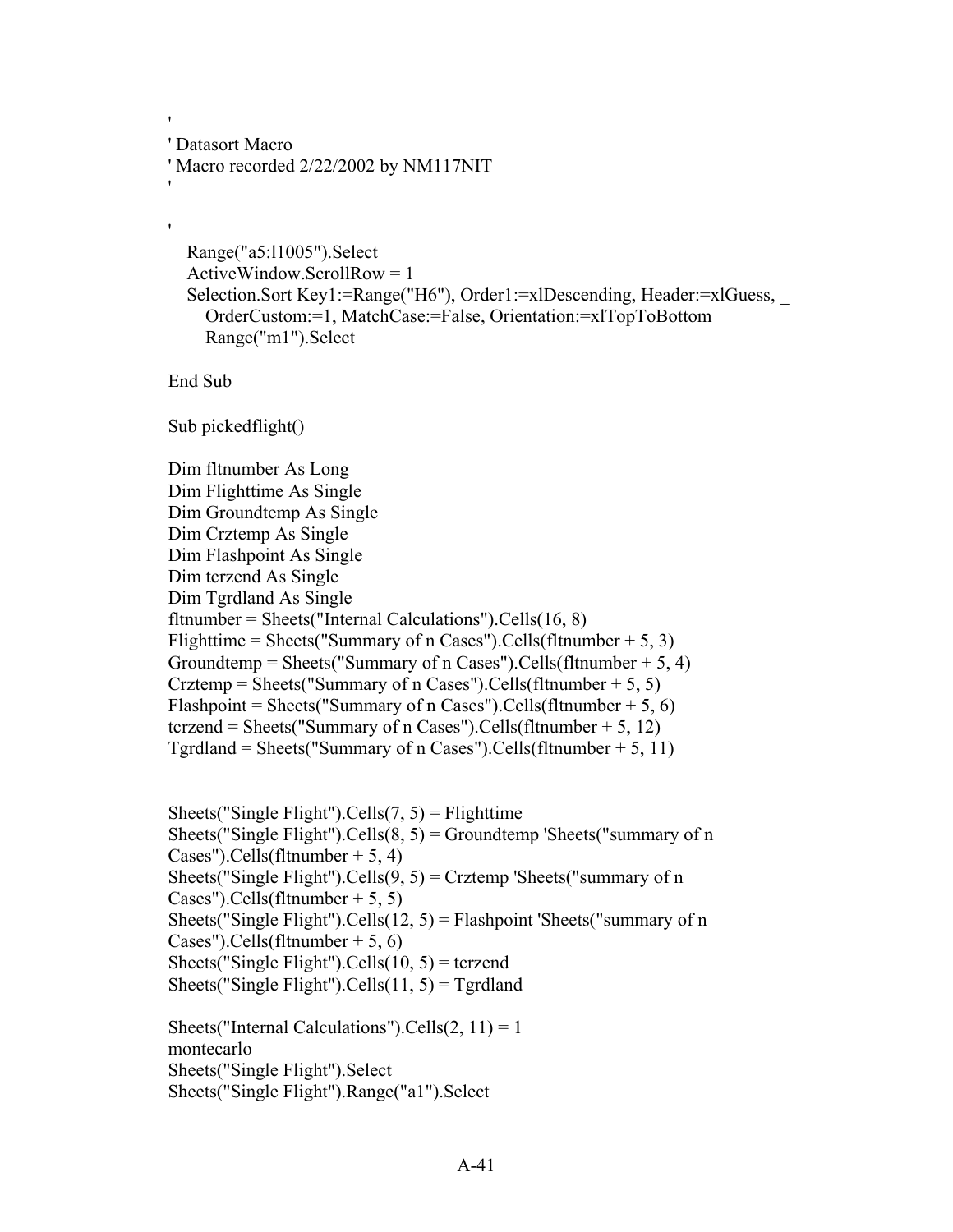```
'
' Datasort Macro
' Macro recorded 2/22/2002 by NM117NIT
'

'
    Range("a5:l1005").Select
    ActiveWindow.ScrollRow = 1
    Selection.Sort Key1:=Range("H6"), Order1:=xlDescending, Header:=xlGuess, _
        OrderCustom:=1, MatchCase:=False, Orientation:=xlTopToBottom
        Range("m1").Select

End Sub
```

---

```
Sub pickedflight()

Dim fltnumber As Long
Dim Flighttime As Single
Dim Groundtemp As Single
Dim Crztemp As Single
Dim Flashpoint As Single
Dim tcrzend As Single
Dim Tgrdland As Single
fltnumber = Sheets("Internal Calculations").Cells(16, 8)
Flighttime = Sheets("Summary of n Cases").Cells(fltnumber + 5, 3)
Groundtemp = Sheets("Summary of n Cases").Cells(fltnumber + 5, 4)
Crztemp = Sheets("Summary of n Cases").Cells(fltnumber + 5, 5)
Flashpoint = Sheets("Summary of n Cases").Cells(fltnumber + 5, 6)
tcrzend = Sheets("Summary of n Cases").Cells(fltnumber + 5, 12)
Tgrdland = Sheets("Summary of n Cases").Cells(fltnumber + 5, 11)


Sheets("Single Flight").Cells(7, 5) = Flighttime
Sheets("Single Flight").Cells(8, 5) = Groundtemp 'Sheets("summary of n
Cases").Cells(fltnumber + 5, 4)
Sheets("Single Flight").Cells(9, 5) = Crztemp 'Sheets("summary of n
Cases").Cells(fltnumber + 5, 5)
Sheets("Single Flight").Cells(12, 5) = Flashpoint 'Sheets("summary of n
Cases").Cells(fltnumber + 5, 6)
Sheets("Single Flight").Cells(10, 5) = tcrzend
Sheets("Single Flight").Cells(11, 5) = Tgrdland

Sheets("Internal Calculations").Cells(2, 11) = 1
montecarlo
Sheets("Single Flight").Select
Sheets("Single Flight").Range("a1").Select
```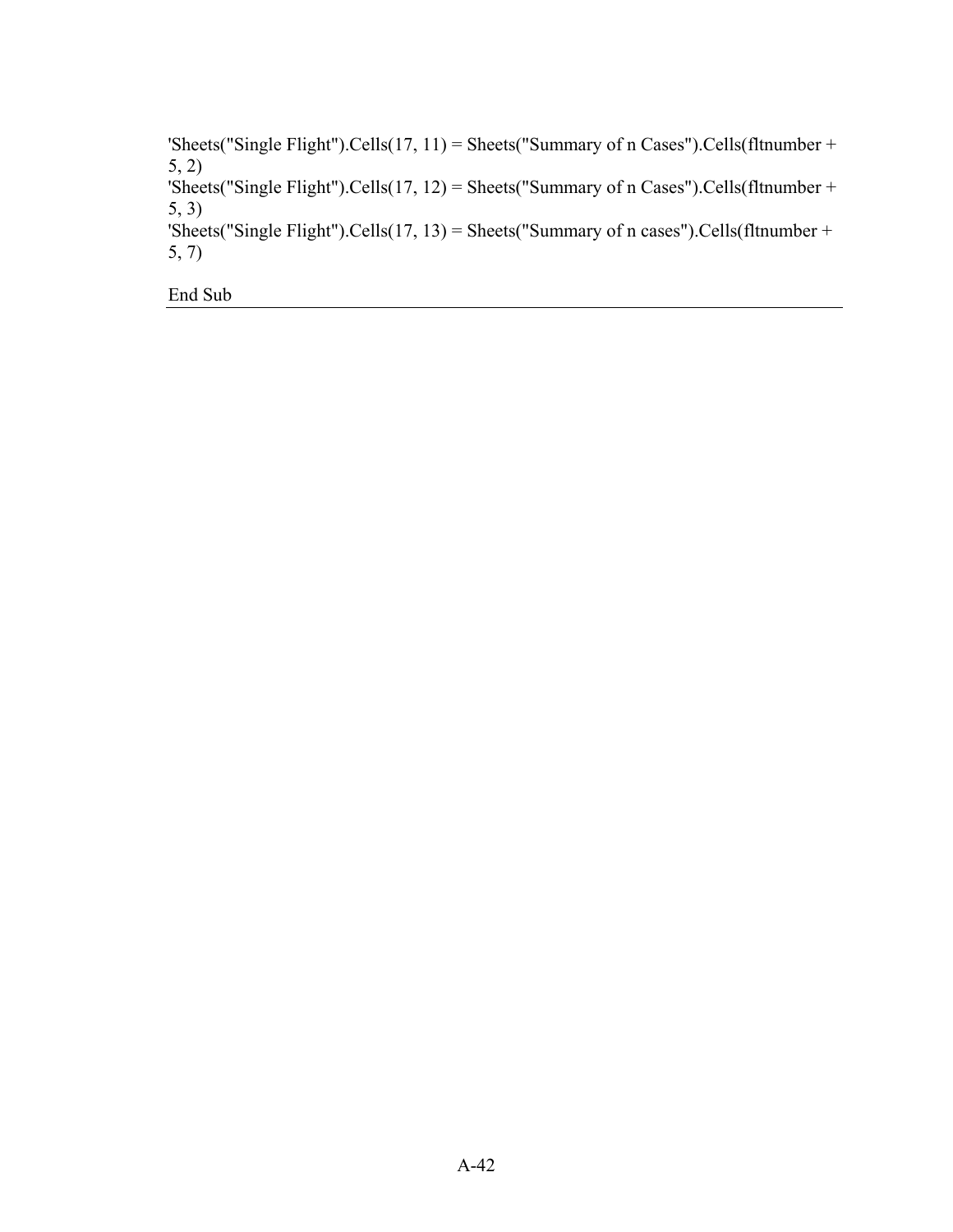```
'Sheets("Single Flight").Cells(17, 11) = Sheets("Summary of n Cases").Cells(fltnumber + 5, 2)
'Sheets("Single Flight").Cells(17, 12) = Sheets("Summary of n Cases").Cells(fltnumber + 5, 3)
'Sheets("Single Flight").Cells(17, 13) = Sheets("Summary of n cases").Cells(fltnumber + 5, 7)

End Sub
```